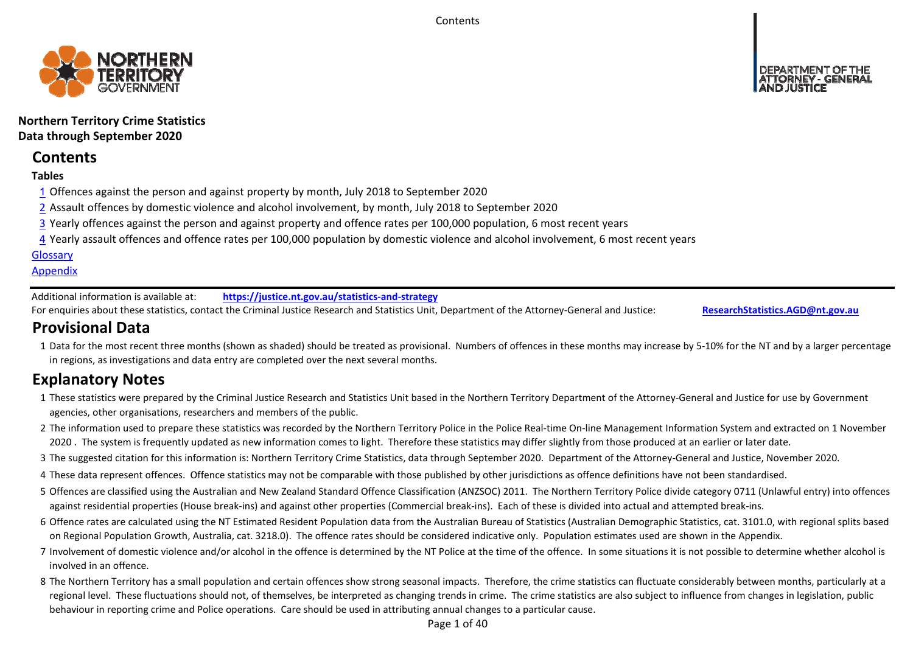**Northern Territory Crime Statistics**
**Data through September 2020**

# Contents

**Tables**

[1](#) Offences against the person and against property by month, July 2018 to September 2020

[2](#) Assault offences by domestic violence and alcohol involvement, by month, July 2018 to September 2020

[3](#) Yearly offences against the person and against property and offence rates per 100,000 population, 6 most recent years

[4](#) Yearly assault offences and offence rates per 100,000 population by domestic violence and alcohol involvement, 6 most recent years

[Glossary](#)

[Appendix](#)

Additional information is available at: **https://justice.nt.gov.au/statistics-and-strategy**

For enquiries about these statistics, contact the Criminal Justice Research and Statistics Unit, Department of the Attorney-General and Justice: **ResearchStatistics.AGD@nt.gov.au**

# Provisional Data

1 Data for the most recent three months (shown as shaded) should be treated as provisional. Numbers of offences in these months may increase by 5-10% for the NT and by a larger percentage in regions, as investigations and data entry are completed over the next several months.

# Explanatory Notes

1 These statistics were prepared by the Criminal Justice Research and Statistics Unit based in the Northern Territory Department of the Attorney-General and Justice for use by Government agencies, other organisations, researchers and members of the public.

2 The information used to prepare these statistics was recorded by the Northern Territory Police in the Police Real-time On-line Management Information System and extracted on 1 November 2020 . The system is frequently updated as new information comes to light. Therefore these statistics may differ slightly from those produced at an earlier or later date.

3 The suggested citation for this information is: Northern Territory Crime Statistics, data through September 2020. Department of the Attorney-General and Justice, November 2020.

4 These data represent offences. Offence statistics may not be comparable with those published by other jurisdictions as offence definitions have not been standardised.

5 Offences are classified using the Australian and New Zealand Standard Offence Classification (ANZSOC) 2011. The Northern Territory Police divide category 0711 (Unlawful entry) into offences against residential properties (House break-ins) and against other properties (Commercial break-ins). Each of these is divided into actual and attempted break-ins.

6 Offence rates are calculated using the NT Estimated Resident Population data from the Australian Bureau of Statistics (Australian Demographic Statistics, cat. 3101.0, with regional splits based on Regional Population Growth, Australia, cat. 3218.0). The offence rates should be considered indicative only. Population estimates used are shown in the Appendix.

7 Involvement of domestic violence and/or alcohol in the offence is determined by the NT Police at the time of the offence. In some situations it is not possible to determine whether alcohol is involved in an offence.

8 The Northern Territory has a small population and certain offences show strong seasonal impacts. Therefore, the crime statistics can fluctuate considerably between months, particularly at a regional level. These fluctuations should not, of themselves, be interpreted as changing trends in crime. The crime statistics are also subject to influence from changes in legislation, public behaviour in reporting crime and Police operations. Care should be used in attributing annual changes to a particular cause.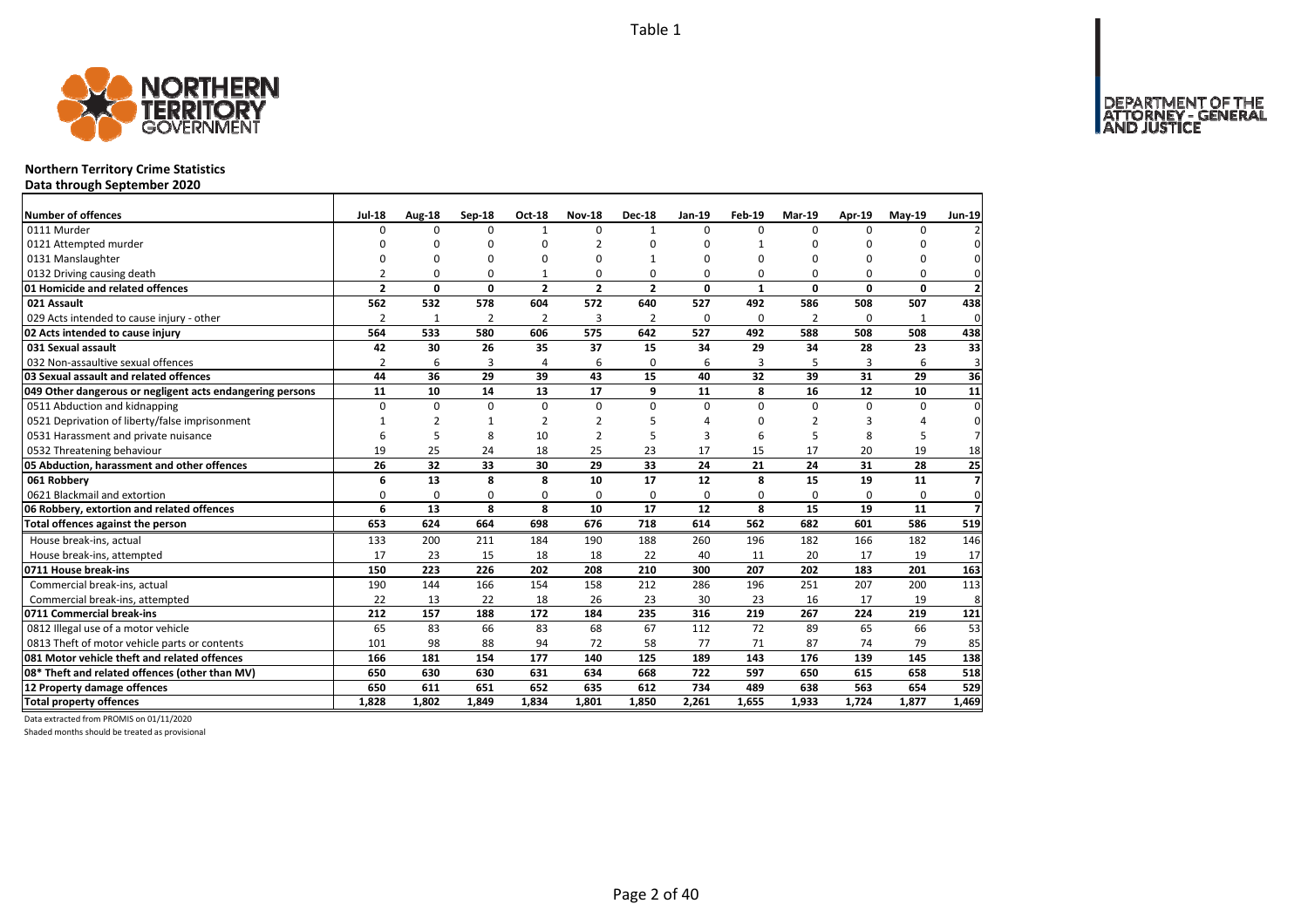Table 1

# Northern Territory Crime Statistics

## Data through September 2020

| Number of offences | Jul-18 | Aug-18 | Sep-18 | Oct-18 | Nov-18 | Dec-18 | Jan-19 | Feb-19 | Mar-19 | Apr-19 | May-19 | Jun-19 |
|---|---|---|---|---|---|---|---|---|---|---|---|---|
| 0111 Murder | 0 | 0 | 0 | 1 | 0 | 1 | 0 | 0 | 0 | 0 | 0 | 2 |
| 0121 Attempted murder | 0 | 0 | 0 | 0 | 2 | 0 | 0 | 1 | 0 | 0 | 0 | 0 |
| 0131 Manslaughter | 0 | 0 | 0 | 0 | 0 | 1 | 0 | 0 | 0 | 0 | 0 | 0 |
| 0132 Driving causing death | 2 | 0 | 0 | 1 | 0 | 0 | 0 | 0 | 0 | 0 | 0 | 0 |
| **01 Homicide and related offences** | **2** | **0** | **0** | **2** | **2** | **2** | **0** | **1** | **0** | **0** | **0** | **2** |
| **021 Assault** | **562** | **532** | **578** | **604** | **572** | **640** | **527** | **492** | **586** | **508** | **507** | **438** |
| 029 Acts intended to cause injury - other | 2 | 1 | 2 | 2 | 3 | 2 | 0 | 0 | 2 | 0 | 1 | 0 |
| **02 Acts intended to cause injury** | **564** | **533** | **580** | **606** | **575** | **642** | **527** | **492** | **588** | **508** | **508** | **438** |
| **031 Sexual assault** | **42** | **30** | **26** | **35** | **37** | **15** | **34** | **29** | **34** | **28** | **23** | **33** |
| 032 Non-assaultive sexual offences | 2 | 6 | 3 | 4 | 6 | 0 | 6 | 3 | 5 | 3 | 6 | 3 |
| **03 Sexual assault and related offences** | **44** | **36** | **29** | **39** | **43** | **15** | **40** | **32** | **39** | **31** | **29** | **36** |
| **049 Other dangerous or negligent acts endangering persons** | **11** | **10** | **14** | **13** | **17** | **9** | **11** | **8** | **16** | **12** | **10** | **11** |
| 0511 Abduction and kidnapping | 0 | 0 | 0 | 0 | 0 | 0 | 0 | 0 | 0 | 0 | 0 | 0 |
| 0521 Deprivation of liberty/false imprisonment | 1 | 2 | 1 | 2 | 2 | 5 | 4 | 0 | 2 | 3 | 4 | 0 |
| 0531 Harassment and private nuisance | 6 | 5 | 8 | 10 | 2 | 5 | 3 | 6 | 5 | 8 | 5 | 7 |
| 0532 Threatening behaviour | 19 | 25 | 24 | 18 | 25 | 23 | 17 | 15 | 17 | 20 | 19 | 18 |
| **05 Abduction, harassment and other offences** | **26** | **32** | **33** | **30** | **29** | **33** | **24** | **21** | **24** | **31** | **28** | **25** |
| **061 Robbery** | **6** | **13** | **8** | **8** | **10** | **17** | **12** | **8** | **15** | **19** | **11** | **7** |
| 0621 Blackmail and extortion | 0 | 0 | 0 | 0 | 0 | 0 | 0 | 0 | 0 | 0 | 0 | 0 |
| **06 Robbery, extortion and related offences** | **6** | **13** | **8** | **8** | **10** | **17** | **12** | **8** | **15** | **19** | **11** | **7** |
| **Total offences against the person** | **653** | **624** | **664** | **698** | **676** | **718** | **614** | **562** | **682** | **601** | **586** | **519** |
| House break-ins, actual | 133 | 200 | 211 | 184 | 190 | 188 | 260 | 196 | 182 | 166 | 182 | 146 |
| House break-ins, attempted | 17 | 23 | 15 | 18 | 18 | 22 | 40 | 11 | 20 | 17 | 19 | 17 |
| **0711 House break-ins** | **150** | **223** | **226** | **202** | **208** | **210** | **300** | **207** | **202** | **183** | **201** | **163** |
| Commercial break-ins, actual | 190 | 144 | 166 | 154 | 158 | 212 | 286 | 196 | 251 | 207 | 200 | 113 |
| Commercial break-ins, attempted | 22 | 13 | 22 | 18 | 26 | 23 | 30 | 23 | 16 | 17 | 19 | 8 |
| **0711 Commercial break-ins** | **212** | **157** | **188** | **172** | **184** | **235** | **316** | **219** | **267** | **224** | **219** | **121** |
| 0812 Illegal use of a motor vehicle | 65 | 83 | 66 | 83 | 68 | 67 | 112 | 72 | 89 | 65 | 66 | 53 |
| 0813 Theft of motor vehicle parts or contents | 101 | 98 | 88 | 94 | 72 | 58 | 77 | 71 | 87 | 74 | 79 | 85 |
| **081 Motor vehicle theft and related offences** | **166** | **181** | **154** | **177** | **140** | **125** | **189** | **143** | **176** | **139** | **145** | **138** |
| **08* Theft and related offences (other than MV)** | **650** | **630** | **630** | **631** | **634** | **668** | **722** | **597** | **650** | **615** | **658** | **518** |
| **12 Property damage offences** | **650** | **611** | **651** | **652** | **635** | **612** | **734** | **489** | **638** | **563** | **654** | **529** |
| **Total property offences** | **1,828** | **1,802** | **1,849** | **1,834** | **1,801** | **1,850** | **2,261** | **1,655** | **1,933** | **1,724** | **1,877** | **1,469** |

Data extracted from PROMIS on 01/11/2020

Shaded months should be treated as provisional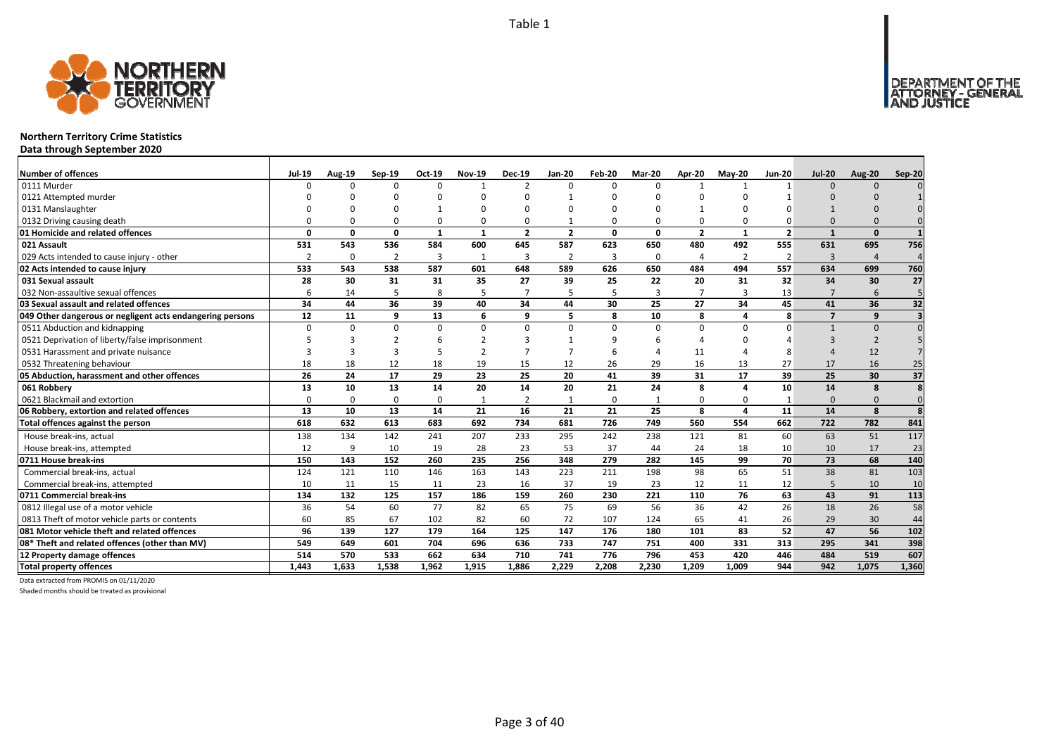Table 1

**Northern Territory Crime Statistics**
**Data through September 2020**

| Number of offences | Jul-19 | Aug-19 | Sep-19 | Oct-19 | Nov-19 | Dec-19 | Jan-20 | Feb-20 | Mar-20 | Apr-20 | May-20 | Jun-20 | Jul-20 | Aug-20 | Sep-20 |
|---|---|---|---|---|---|---|---|---|---|---|---|---|---|---|---|
| 0111 Murder | 0 | 0 | 0 | 0 | 1 | 2 | 0 | 0 | 0 | 1 | 1 | 1 | 0 | 0 | 0 |
| 0121 Attempted murder | 0 | 0 | 0 | 0 | 0 | 0 | 1 | 0 | 0 | 0 | 0 | 1 | 0 | 0 | 1 |
| 0131 Manslaughter | 0 | 0 | 0 | 1 | 0 | 0 | 0 | 0 | 0 | 1 | 0 | 0 | 1 | 0 | 0 |
| 0132 Driving causing death | 0 | 0 | 0 | 0 | 0 | 0 | 1 | 0 | 0 | 0 | 0 | 0 | 0 | 0 | 0 |
| **01 Homicide and related offences** | **0** | **0** | **0** | **1** | **1** | **2** | **2** | **0** | **0** | **2** | **1** | **2** | **1** | **0** | **1** |
| **021 Assault** | **531** | **543** | **536** | **584** | **600** | **645** | **587** | **623** | **650** | **480** | **492** | **555** | **631** | **695** | **756** |
| 029 Acts intended to cause injury - other | 2 | 0 | 2 | 3 | 1 | 3 | 2 | 3 | 0 | 4 | 2 | 2 | 3 | 4 | 4 |
| **02 Acts intended to cause injury** | **533** | **543** | **538** | **587** | **601** | **648** | **589** | **626** | **650** | **484** | **494** | **557** | **634** | **699** | **760** |
| **031 Sexual assault** | **28** | **30** | **31** | **31** | **35** | **27** | **39** | **25** | **22** | **20** | **31** | **32** | **34** | **30** | **27** |
| 032 Non-assaultive sexual offences | 6 | 14 | 5 | 8 | 5 | 7 | 5 | 5 | 3 | 7 | 3 | 13 | 7 | 6 | 5 |
| **03 Sexual assault and related offences** | **34** | **44** | **36** | **39** | **40** | **34** | **44** | **30** | **25** | **27** | **34** | **45** | **41** | **36** | **32** |
| **049 Other dangerous or negligent acts endangering persons** | **12** | **11** | **9** | **13** | **6** | **9** | **5** | **8** | **10** | **8** | **4** | **8** | **7** | **9** | **3** |
| 0511 Abduction and kidnapping | 0 | 0 | 0 | 0 | 0 | 0 | 0 | 0 | 0 | 0 | 0 | 0 | 1 | 0 | 0 |
| 0521 Deprivation of liberty/false imprisonment | 5 | 3 | 2 | 6 | 2 | 3 | 1 | 9 | 6 | 4 | 0 | 4 | 3 | 2 | 5 |
| 0531 Harassment and private nuisance | 3 | 3 | 3 | 5 | 2 | 7 | 7 | 6 | 4 | 11 | 4 | 8 | 4 | 12 | 7 |
| 0532 Threatening behaviour | 18 | 18 | 12 | 18 | 19 | 15 | 12 | 26 | 29 | 16 | 13 | 27 | 17 | 16 | 25 |
| **05 Abduction, harassment and other offences** | **26** | **24** | **17** | **29** | **23** | **25** | **20** | **41** | **39** | **31** | **17** | **39** | **25** | **30** | **37** |
| **061 Robbery** | **13** | **10** | **13** | **14** | **20** | **14** | **20** | **21** | **24** | **8** | **4** | **10** | **14** | **8** | **8** |
| 0621 Blackmail and extortion | 0 | 0 | 0 | 0 | 1 | 2 | 1 | 0 | 1 | 0 | 0 | 1 | 0 | 0 | 0 |
| **06 Robbery, extortion and related offences** | **13** | **10** | **13** | **14** | **21** | **16** | **21** | **21** | **25** | **8** | **4** | **11** | **14** | **8** | **8** |
| **Total offences against the person** | **618** | **632** | **613** | **683** | **692** | **734** | **681** | **726** | **749** | **560** | **554** | **662** | **722** | **782** | **841** |
| House break-ins, actual | 138 | 134 | 142 | 241 | 207 | 233 | 295 | 242 | 238 | 121 | 81 | 60 | 63 | 51 | 117 |
| House break-ins, attempted | 12 | 9 | 10 | 19 | 28 | 23 | 53 | 37 | 44 | 24 | 18 | 10 | 10 | 17 | 23 |
| **0711 House break-ins** | **150** | **143** | **152** | **260** | **235** | **256** | **348** | **279** | **282** | **145** | **99** | **70** | **73** | **68** | **140** |
| Commercial break-ins, actual | 124 | 121 | 110 | 146 | 163 | 143 | 223 | 211 | 198 | 98 | 65 | 51 | 38 | 81 | 103 |
| Commercial break-ins, attempted | 10 | 11 | 15 | 11 | 23 | 16 | 37 | 19 | 23 | 12 | 11 | 12 | 5 | 10 | 10 |
| **0711 Commercial break-ins** | **134** | **132** | **125** | **157** | **186** | **159** | **260** | **230** | **221** | **110** | **76** | **63** | **43** | **91** | **113** |
| 0812 Illegal use of a motor vehicle | 36 | 54 | 60 | 77 | 82 | 65 | 75 | 69 | 56 | 36 | 42 | 26 | 18 | 26 | 58 |
| 0813 Theft of motor vehicle parts or contents | 60 | 85 | 67 | 102 | 82 | 60 | 72 | 107 | 124 | 65 | 41 | 26 | 29 | 30 | 44 |
| **081 Motor vehicle theft and related offences** | **96** | **139** | **127** | **179** | **164** | **125** | **147** | **176** | **180** | **101** | **83** | **52** | **47** | **56** | **102** |
| **08* Theft and related offences (other than MV)** | **549** | **649** | **601** | **704** | **696** | **636** | **733** | **747** | **751** | **400** | **331** | **313** | **295** | **341** | **398** |
| **12 Property damage offences** | **514** | **570** | **533** | **662** | **634** | **710** | **741** | **776** | **796** | **453** | **420** | **446** | **484** | **519** | **607** |
| **Total property offences** | **1,443** | **1,633** | **1,538** | **1,962** | **1,915** | **1,886** | **2,229** | **2,208** | **2,230** | **1,209** | **1,009** | **944** | **942** | **1,075** | **1,360** |

Data extracted from PROMIS on 01/11/2020

Shaded months should be treated as provisional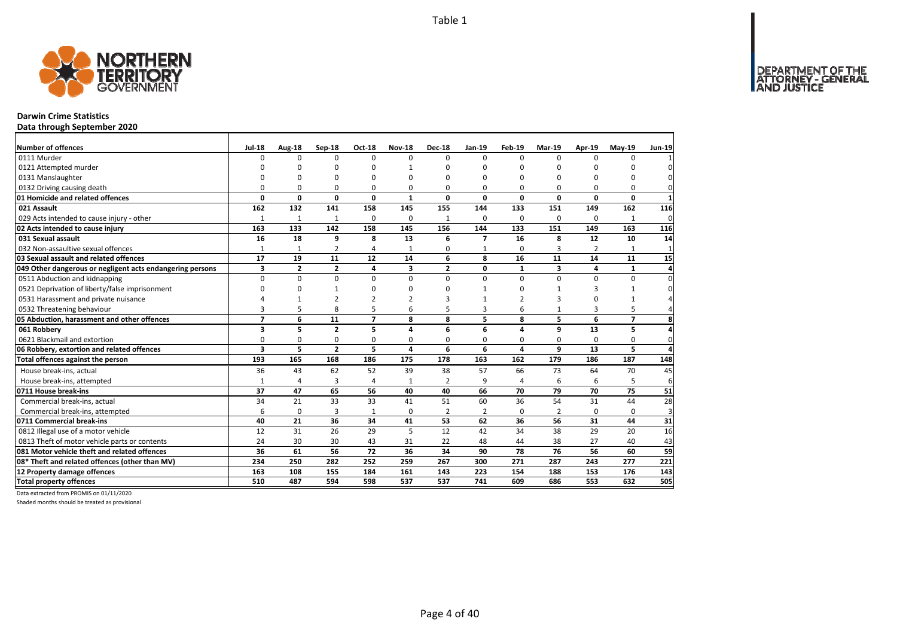Table 1

# Darwin Crime Statistics

## Data through September 2020

| Number of offences | Jul-18 | Aug-18 | Sep-18 | Oct-18 | Nov-18 | Dec-18 | Jan-19 | Feb-19 | Mar-19 | Apr-19 | May-19 | Jun-19 |
|---|---|---|---|---|---|---|---|---|---|---|---|---|
| 0111 Murder | 0 | 0 | 0 | 0 | 0 | 0 | 0 | 0 | 0 | 0 | 0 | 1 |
| 0121 Attempted murder | 0 | 0 | 0 | 0 | 1 | 0 | 0 | 0 | 0 | 0 | 0 | 0 |
| 0131 Manslaughter | 0 | 0 | 0 | 0 | 0 | 0 | 0 | 0 | 0 | 0 | 0 | 0 |
| 0132 Driving causing death | 0 | 0 | 0 | 0 | 0 | 0 | 0 | 0 | 0 | 0 | 0 | 0 |
| **01 Homicide and related offences** | **0** | **0** | **0** | **0** | **1** | **0** | **0** | **0** | **0** | **0** | **0** | **1** |
| **021 Assault** | **162** | **132** | **141** | **158** | **145** | **155** | **144** | **133** | **151** | **149** | **162** | **116** |
| 029 Acts intended to cause injury - other | 1 | 1 | 1 | 0 | 0 | 1 | 0 | 0 | 0 | 0 | 1 | 0 |
| **02 Acts intended to cause injury** | **163** | **133** | **142** | **158** | **145** | **156** | **144** | **133** | **151** | **149** | **163** | **116** |
| **031 Sexual assault** | **16** | **18** | **9** | **8** | **13** | **6** | **7** | **16** | **8** | **12** | **10** | **14** |
| 032 Non-assaultive sexual offences | 1 | 1 | 2 | 4 | 1 | 0 | 1 | 0 | 3 | 2 | 1 | 1 |
| **03 Sexual assault and related offences** | **17** | **19** | **11** | **12** | **14** | **6** | **8** | **16** | **11** | **14** | **11** | **15** |
| **049 Other dangerous or negligent acts endangering persons** | **3** | **2** | **2** | **4** | **3** | **2** | **0** | **1** | **3** | **4** | **1** | **4** |
| 0511 Abduction and kidnapping | 0 | 0 | 0 | 0 | 0 | 0 | 0 | 0 | 0 | 0 | 0 | 0 |
| 0521 Deprivation of liberty/false imprisonment | 0 | 0 | 1 | 0 | 0 | 0 | 1 | 0 | 1 | 3 | 1 | 0 |
| 0531 Harassment and private nuisance | 4 | 1 | 2 | 2 | 2 | 3 | 1 | 2 | 3 | 0 | 1 | 4 |
| 0532 Threatening behaviour | 3 | 5 | 8 | 5 | 6 | 5 | 3 | 6 | 1 | 3 | 5 | 4 |
| **05 Abduction, harassment and other offences** | **7** | **6** | **11** | **7** | **8** | **8** | **5** | **8** | **5** | **6** | **7** | **8** |
| **061 Robbery** | **3** | **5** | **2** | **5** | **4** | **6** | **6** | **4** | **9** | **13** | **5** | **4** |
| 0621 Blackmail and extortion | 0 | 0 | 0 | 0 | 0 | 0 | 0 | 0 | 0 | 0 | 0 | 0 |
| **06 Robbery, extortion and related offences** | **3** | **5** | **2** | **5** | **4** | **6** | **6** | **4** | **9** | **13** | **5** | **4** |
| **Total offences against the person** | **193** | **165** | **168** | **186** | **175** | **178** | **163** | **162** | **179** | **186** | **187** | **148** |
| House break-ins, actual | 36 | 43 | 62 | 52 | 39 | 38 | 57 | 66 | 73 | 64 | 70 | 45 |
| House break-ins, attempted | 1 | 4 | 3 | 4 | 1 | 2 | 9 | 4 | 6 | 6 | 5 | 6 |
| **0711 House break-ins** | **37** | **47** | **65** | **56** | **40** | **40** | **66** | **70** | **79** | **70** | **75** | **51** |
| Commercial break-ins, actual | 34 | 21 | 33 | 33 | 41 | 51 | 60 | 36 | 54 | 31 | 44 | 28 |
| Commercial break-ins, attempted | 6 | 0 | 3 | 1 | 0 | 2 | 2 | 0 | 2 | 0 | 0 | 3 |
| **0711 Commercial break-ins** | **40** | **21** | **36** | **34** | **41** | **53** | **62** | **36** | **56** | **31** | **44** | **31** |
| 0812 Illegal use of a motor vehicle | 12 | 31 | 26 | 29 | 5 | 12 | 42 | 34 | 38 | 29 | 20 | 16 |
| 0813 Theft of motor vehicle parts or contents | 24 | 30 | 30 | 43 | 31 | 22 | 48 | 44 | 38 | 27 | 40 | 43 |
| **081 Motor vehicle theft and related offences** | **36** | **61** | **56** | **72** | **36** | **34** | **90** | **78** | **76** | **56** | **60** | **59** |
| **08* Theft and related offences (other than MV)** | **234** | **250** | **282** | **252** | **259** | **267** | **300** | **271** | **287** | **243** | **277** | **221** |
| **12 Property damage offences** | **163** | **108** | **155** | **184** | **161** | **143** | **223** | **154** | **188** | **153** | **176** | **143** |
| **Total property offences** | **510** | **487** | **594** | **598** | **537** | **537** | **741** | **609** | **686** | **553** | **632** | **505** |

Data extracted from PROMIS on 01/11/2020

Shaded months should be treated as provisional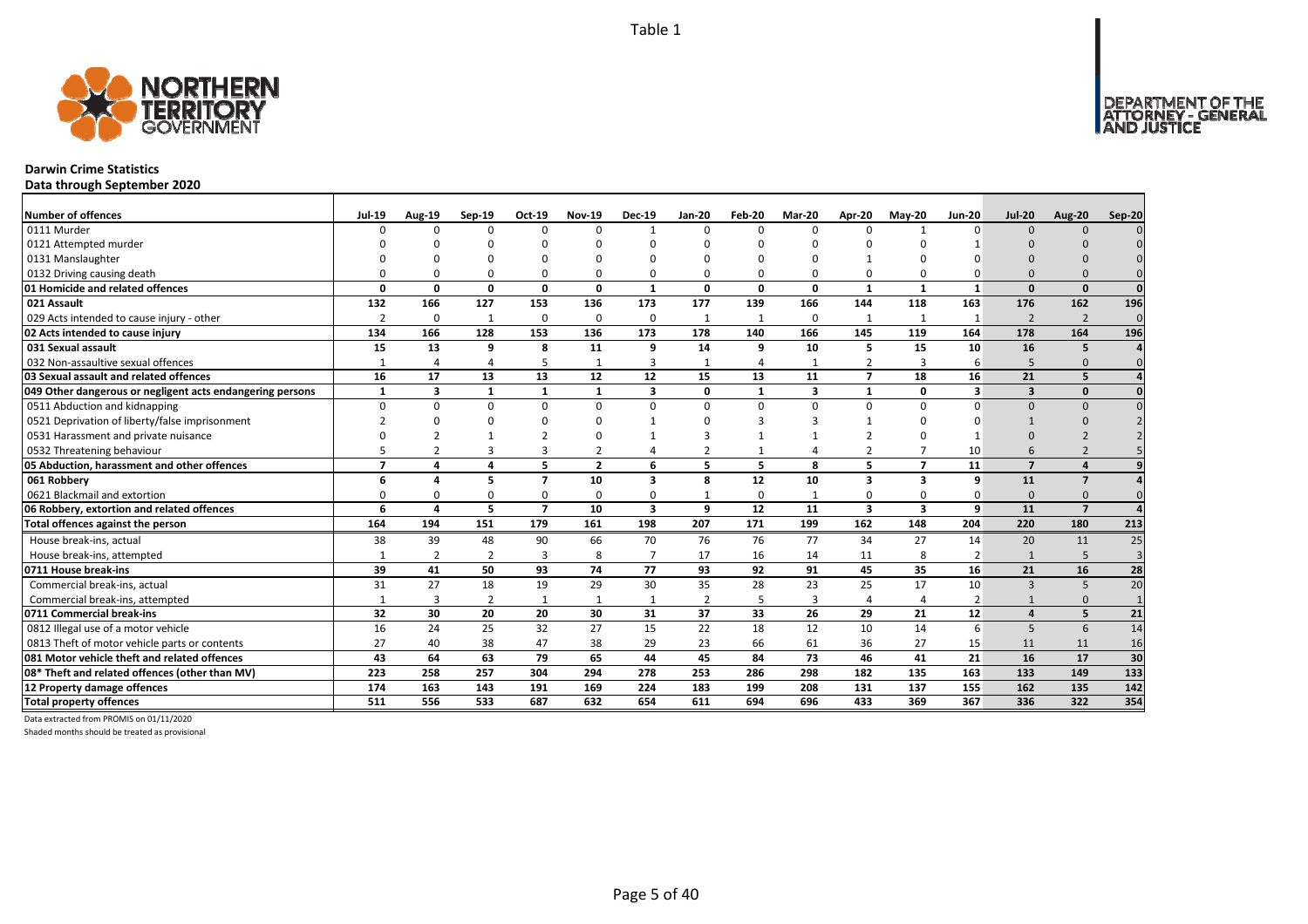Table 1

**Darwin Crime Statistics**
**Data through September 2020**

| Number of offences | Jul-19 | Aug-19 | Sep-19 | Oct-19 | Nov-19 | Dec-19 | Jan-20 | Feb-20 | Mar-20 | Apr-20 | May-20 | Jun-20 | Jul-20 | Aug-20 | Sep-20 |
|---|---|---|---|---|---|---|---|---|---|---|---|---|---|---|---|
| 0111 Murder | 0 | 0 | 0 | 0 | 0 | 1 | 0 | 0 | 0 | 0 | 1 | 0 | 0 | 0 | 0 |
| 0121 Attempted murder | 0 | 0 | 0 | 0 | 0 | 0 | 0 | 0 | 0 | 0 | 0 | 1 | 0 | 0 | 0 |
| 0131 Manslaughter | 0 | 0 | 0 | 0 | 0 | 0 | 0 | 0 | 0 | 1 | 0 | 0 | 0 | 0 | 0 |
| 0132 Driving causing death | 0 | 0 | 0 | 0 | 0 | 0 | 0 | 0 | 0 | 0 | 0 | 0 | 0 | 0 | 0 |
| **01 Homicide and related offences** | **0** | **0** | **0** | **0** | **0** | **1** | **0** | **0** | **0** | **1** | **1** | **1** | **0** | **0** | **0** |
| **021 Assault** | **132** | **166** | **127** | **153** | **136** | **173** | **177** | **139** | **166** | **144** | **118** | **163** | **176** | **162** | **196** |
| 029 Acts intended to cause injury - other | 2 | 0 | 1 | 0 | 0 | 0 | 1 | 1 | 0 | 1 | 1 | 1 | 2 | 2 | 0 |
| **02 Acts intended to cause injury** | **134** | **166** | **128** | **153** | **136** | **173** | **178** | **140** | **166** | **145** | **119** | **164** | **178** | **164** | **196** |
| **031 Sexual assault** | **15** | **13** | **9** | **8** | **11** | **9** | **14** | **9** | **10** | **5** | **15** | **10** | **16** | **5** | **4** |
| 032 Non-assaultive sexual offences | 1 | 4 | 4 | 5 | 1 | 3 | 1 | 4 | 1 | 2 | 3 | 6 | 5 | 0 | 0 |
| **03 Sexual assault and related offences** | **16** | **17** | **13** | **13** | **12** | **12** | **15** | **13** | **11** | **7** | **18** | **16** | **21** | **5** | **4** |
| **049 Other dangerous or negligent acts endangering persons** | **1** | **3** | **1** | **1** | **1** | **3** | **0** | **1** | **3** | **1** | **0** | **3** | **3** | **0** | **0** |
| 0511 Abduction and kidnapping | 0 | 0 | 0 | 0 | 0 | 0 | 0 | 0 | 0 | 0 | 0 | 0 | 0 | 0 | 0 |
| 0521 Deprivation of liberty/false imprisonment | 2 | 0 | 0 | 0 | 0 | 1 | 0 | 3 | 3 | 1 | 0 | 0 | 1 | 0 | 2 |
| 0531 Harassment and private nuisance | 0 | 2 | 1 | 2 | 0 | 1 | 3 | 1 | 1 | 2 | 0 | 1 | 0 | 2 | 2 |
| 0532 Threatening behaviour | 5 | 2 | 3 | 3 | 2 | 4 | 2 | 1 | 4 | 2 | 7 | 10 | 6 | 2 | 5 |
| **05 Abduction, harassment and other offences** | **7** | **4** | **4** | **5** | **2** | **6** | **5** | **5** | **8** | **5** | **7** | **11** | **7** | **4** | **9** |
| **061 Robbery** | **6** | **4** | **5** | **7** | **10** | **3** | **8** | **12** | **10** | **3** | **3** | **9** | **11** | **7** | **4** |
| 0621 Blackmail and extortion | 0 | 0 | 0 | 0 | 0 | 0 | 1 | 0 | 1 | 0 | 0 | 0 | 0 | 0 | 0 |
| **06 Robbery, extortion and related offences** | **6** | **4** | **5** | **7** | **10** | **3** | **9** | **12** | **11** | **3** | **3** | **9** | **11** | **7** | **4** |
| **Total offences against the person** | **164** | **194** | **151** | **179** | **161** | **198** | **207** | **171** | **199** | **162** | **148** | **204** | **220** | **180** | **213** |
| House break-ins, actual | 38 | 39 | 48 | 90 | 66 | 70 | 76 | 76 | 77 | 34 | 27 | 14 | 20 | 11 | 25 |
| House break-ins, attempted | 1 | 2 | 2 | 3 | 8 | 7 | 17 | 16 | 14 | 11 | 8 | 2 | 1 | 5 | 3 |
| **0711 House break-ins** | **39** | **41** | **50** | **93** | **74** | **77** | **93** | **92** | **91** | **45** | **35** | **16** | **21** | **16** | **28** |
| Commercial break-ins, actual | 31 | 27 | 18 | 19 | 29 | 30 | 35 | 28 | 23 | 25 | 17 | 10 | 3 | 5 | 20 |
| Commercial break-ins, attempted | 1 | 3 | 2 | 1 | 1 | 1 | 2 | 5 | 3 | 4 | 4 | 2 | 1 | 0 | 1 |
| **0711 Commercial break-ins** | **32** | **30** | **20** | **20** | **30** | **31** | **37** | **33** | **26** | **29** | **21** | **12** | **4** | **5** | **21** |
| 0812 Illegal use of a motor vehicle | 16 | 24 | 25 | 32 | 27 | 15 | 22 | 18 | 12 | 10 | 14 | 6 | 5 | 6 | 14 |
| 0813 Theft of motor vehicle parts or contents | 27 | 40 | 38 | 47 | 38 | 29 | 23 | 66 | 61 | 36 | 27 | 15 | 11 | 11 | 16 |
| **081 Motor vehicle theft and related offences** | **43** | **64** | **63** | **79** | **65** | **44** | **45** | **84** | **73** | **46** | **41** | **21** | **16** | **17** | **30** |
| **08* Theft and related offences (other than MV)** | **223** | **258** | **257** | **304** | **294** | **278** | **253** | **286** | **298** | **182** | **135** | **163** | **133** | **149** | **133** |
| **12 Property damage offences** | **174** | **163** | **143** | **191** | **169** | **224** | **183** | **199** | **208** | **131** | **137** | **155** | **162** | **135** | **142** |
| **Total property offences** | **511** | **556** | **533** | **687** | **632** | **654** | **611** | **694** | **696** | **433** | **369** | **367** | **336** | **322** | **354** |

Data extracted from PROMIS on 01/11/2020

Shaded months should be treated as provisional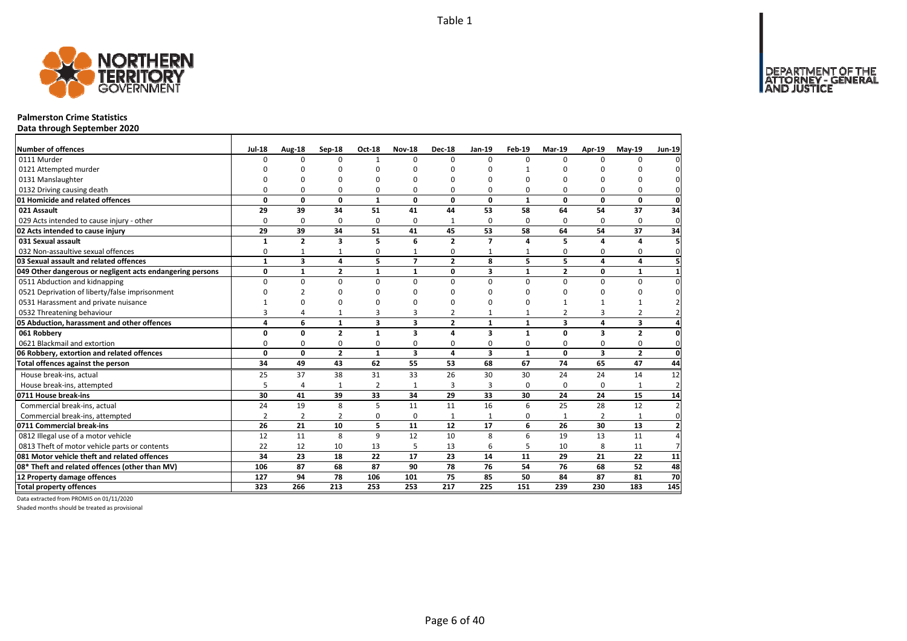Table 1

**Palmerston Crime Statistics**

**Data through September 2020**

| Number of offences | Jul-18 | Aug-18 | Sep-18 | Oct-18 | Nov-18 | Dec-18 | Jan-19 | Feb-19 | Mar-19 | Apr-19 | May-19 | Jun-19 |
|---|---|---|---|---|---|---|---|---|---|---|---|---|
| 0111 Murder | 0 | 0 | 0 | 1 | 0 | 0 | 0 | 0 | 0 | 0 | 0 | 0 |
| 0121 Attempted murder | 0 | 0 | 0 | 0 | 0 | 0 | 0 | 1 | 0 | 0 | 0 | 0 |
| 0131 Manslaughter | 0 | 0 | 0 | 0 | 0 | 0 | 0 | 0 | 0 | 0 | 0 | 0 |
| 0132 Driving causing death | 0 | 0 | 0 | 0 | 0 | 0 | 0 | 0 | 0 | 0 | 0 | 0 |
| **01 Homicide and related offences** | **0** | **0** | **0** | **1** | **0** | **0** | **0** | **1** | **0** | **0** | **0** | **0** |
| **021 Assault** | **29** | **39** | **34** | **51** | **41** | **44** | **53** | **58** | **64** | **54** | **37** | **34** |
| 029 Acts intended to cause injury - other | 0 | 0 | 0 | 0 | 0 | 1 | 0 | 0 | 0 | 0 | 0 | 0 |
| **02 Acts intended to cause injury** | **29** | **39** | **34** | **51** | **41** | **45** | **53** | **58** | **64** | **54** | **37** | **34** |
| **031 Sexual assault** | **1** | **2** | **3** | **5** | **6** | **2** | **7** | **4** | **5** | **4** | **4** | **5** |
| 032 Non-assaultive sexual offences | 0 | 1 | 1 | 0 | 1 | 0 | 1 | 1 | 0 | 0 | 0 | 0 |
| **03 Sexual assault and related offences** | **1** | **3** | **4** | **5** | **7** | **2** | **8** | **5** | **5** | **4** | **4** | **5** |
| **049 Other dangerous or negligent acts endangering persons** | **0** | **1** | **2** | **1** | **1** | **0** | **3** | **1** | **2** | **0** | **1** | **1** |
| 0511 Abduction and kidnapping | 0 | 0 | 0 | 0 | 0 | 0 | 0 | 0 | 0 | 0 | 0 | 0 |
| 0521 Deprivation of liberty/false imprisonment | 0 | 2 | 0 | 0 | 0 | 0 | 0 | 0 | 0 | 0 | 0 | 0 |
| 0531 Harassment and private nuisance | 1 | 0 | 0 | 0 | 0 | 0 | 0 | 0 | 1 | 1 | 1 | 2 |
| 0532 Threatening behaviour | 3 | 4 | 1 | 3 | 3 | 2 | 1 | 1 | 2 | 3 | 2 | 2 |
| **05 Abduction, harassment and other offences** | **4** | **6** | **1** | **3** | **3** | **2** | **1** | **1** | **3** | **4** | **3** | **4** |
| **061 Robbery** | **0** | **0** | **2** | **1** | **3** | **4** | **3** | **1** | **0** | **3** | **2** | **0** |
| 0621 Blackmail and extortion | 0 | 0 | 0 | 0 | 0 | 0 | 0 | 0 | 0 | 0 | 0 | 0 |
| **06 Robbery, extortion and related offences** | **0** | **0** | **2** | **1** | **3** | **4** | **3** | **1** | **0** | **3** | **2** | **0** |
| **Total offences against the person** | **34** | **49** | **43** | **62** | **55** | **53** | **68** | **67** | **74** | **65** | **47** | **44** |
| House break-ins, actual | 25 | 37 | 38 | 31 | 33 | 26 | 30 | 30 | 24 | 24 | 14 | 12 |
| House break-ins, attempted | 5 | 4 | 1 | 2 | 1 | 3 | 3 | 0 | 0 | 0 | 1 | 2 |
| **0711 House break-ins** | **30** | **41** | **39** | **33** | **34** | **29** | **33** | **30** | **24** | **24** | **15** | **14** |
| Commercial break-ins, actual | 24 | 19 | 8 | 5 | 11 | 11 | 16 | 6 | 25 | 28 | 12 | 2 |
| Commercial break-ins, attempted | 2 | 2 | 2 | 0 | 0 | 1 | 1 | 0 | 1 | 2 | 1 | 0 |
| **0711 Commercial break-ins** | **26** | **21** | **10** | **5** | **11** | **12** | **17** | **6** | **26** | **30** | **13** | **2** |
| 0812 Illegal use of a motor vehicle | 12 | 11 | 8 | 9 | 12 | 10 | 8 | 6 | 19 | 13 | 11 | 4 |
| 0813 Theft of motor vehicle parts or contents | 22 | 12 | 10 | 13 | 5 | 13 | 6 | 5 | 10 | 8 | 11 | 7 |
| **081 Motor vehicle theft and related offences** | **34** | **23** | **18** | **22** | **17** | **23** | **14** | **11** | **29** | **21** | **22** | **11** |
| **08\* Theft and related offences (other than MV)** | **106** | **87** | **68** | **87** | **90** | **78** | **76** | **54** | **76** | **68** | **52** | **48** |
| **12 Property damage offences** | **127** | **94** | **78** | **106** | **101** | **75** | **85** | **50** | **84** | **87** | **81** | **70** |
| **Total property offences** | **323** | **266** | **213** | **253** | **253** | **217** | **225** | **151** | **239** | **230** | **183** | **145** |

Data extracted from PROMIS on 01/11/2020

Shaded months should be treated as provisional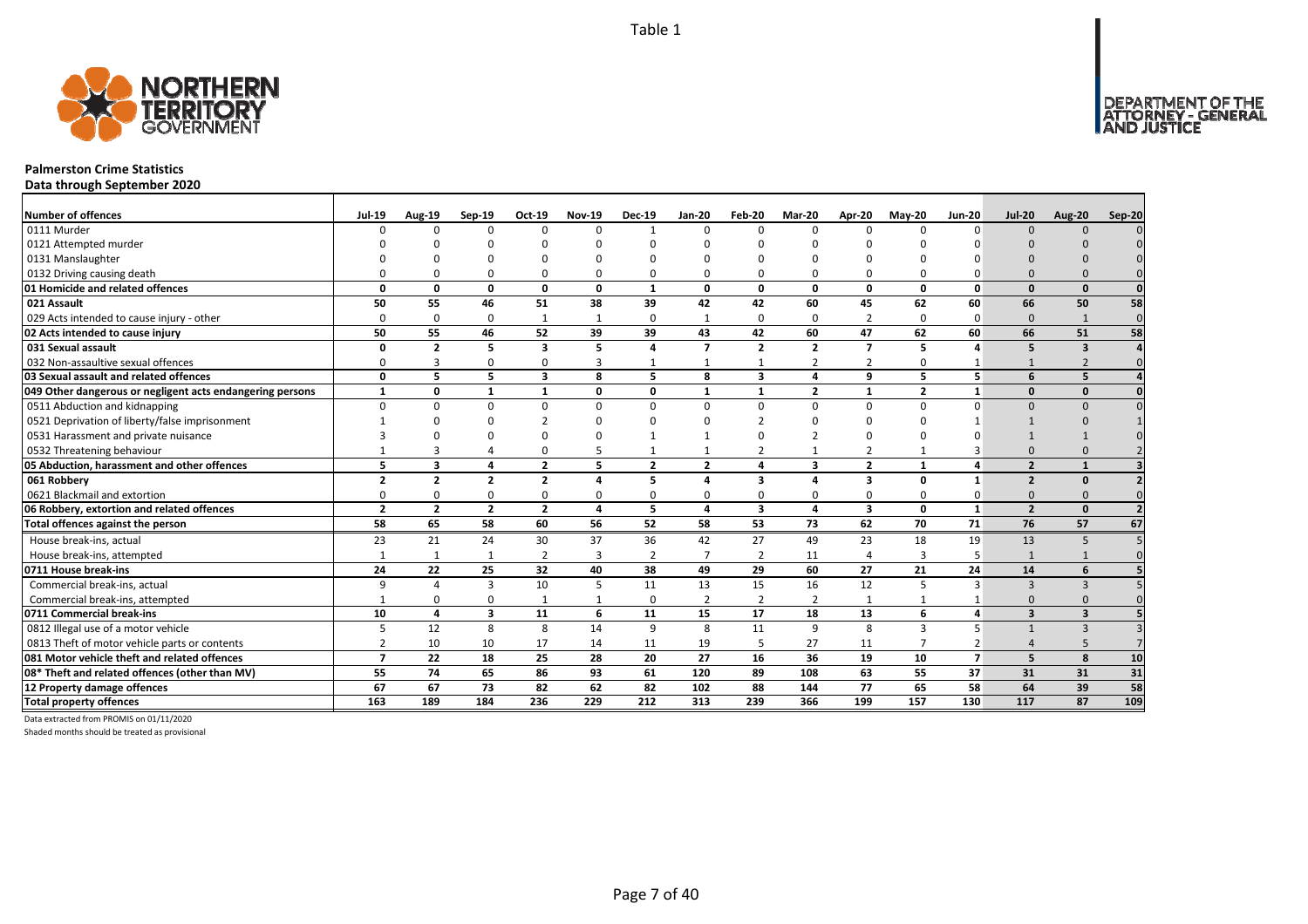# Palmerston Crime Statistics

**Data through September 2020**

| Number of offences | Jul-19 | Aug-19 | Sep-19 | Oct-19 | Nov-19 | Dec-19 | Jan-20 | Feb-20 | Mar-20 | Apr-20 | May-20 | Jun-20 | Jul-20 | Aug-20 | Sep-20 |
|---|---|---|---|---|---|---|---|---|---|---|---|---|---|---|---|
| 0111 Murder | 0 | 0 | 0 | 0 | 0 | 1 | 0 | 0 | 0 | 0 | 0 | 0 | 0 | 0 | 0 |
| 0121 Attempted murder | 0 | 0 | 0 | 0 | 0 | 0 | 0 | 0 | 0 | 0 | 0 | 0 | 0 | 0 | 0 |
| 0131 Manslaughter | 0 | 0 | 0 | 0 | 0 | 0 | 0 | 0 | 0 | 0 | 0 | 0 | 0 | 0 | 0 |
| 0132 Driving causing death | 0 | 0 | 0 | 0 | 0 | 0 | 0 | 0 | 0 | 0 | 0 | 0 | 0 | 0 | 0 |
| **01 Homicide and related offences** | **0** | **0** | **0** | **0** | **0** | **1** | **0** | **0** | **0** | **0** | **0** | **0** | **0** | **0** | **0** |
| **021 Assault** | **50** | **55** | **46** | **51** | **38** | **39** | **42** | **42** | **60** | **45** | **62** | **60** | **66** | **50** | **58** |
| 029 Acts intended to cause injury - other | 0 | 0 | 0 | 1 | 1 | 0 | 1 | 0 | 0 | 2 | 0 | 0 | 0 | 1 | 0 |
| **02 Acts intended to cause injury** | **50** | **55** | **46** | **52** | **39** | **39** | **43** | **42** | **60** | **47** | **62** | **60** | **66** | **51** | **58** |
| **031 Sexual assault** | **0** | **2** | **5** | **3** | **5** | **4** | **7** | **2** | **2** | **7** | **5** | **4** | **5** | **3** | **4** |
| 032 Non-assaultive sexual offences | 0 | 3 | 0 | 0 | 3 | 1 | 1 | 1 | 2 | 2 | 0 | 1 | 1 | 2 | 0 |
| **03 Sexual assault and related offences** | **0** | **5** | **5** | **3** | **8** | **5** | **8** | **3** | **4** | **9** | **5** | **5** | **6** | **5** | **4** |
| **049 Other dangerous or negligent acts endangering persons** | **1** | **0** | **1** | **1** | **0** | **0** | **1** | **1** | **2** | **1** | **2** | **1** | **0** | **0** | **0** |
| 0511 Abduction and kidnapping | 0 | 0 | 0 | 0 | 0 | 0 | 0 | 0 | 0 | 0 | 0 | 0 | 0 | 0 | 0 |
| 0521 Deprivation of liberty/false imprisonment | 1 | 0 | 0 | 2 | 0 | 0 | 0 | 2 | 0 | 0 | 0 | 1 | 1 | 0 | 1 |
| 0531 Harassment and private nuisance | 3 | 0 | 0 | 0 | 0 | 1 | 1 | 0 | 2 | 0 | 0 | 0 | 1 | 1 | 0 |
| 0532 Threatening behaviour | 1 | 3 | 4 | 0 | 5 | 1 | 1 | 2 | 1 | 2 | 1 | 3 | 0 | 0 | 2 |
| **05 Abduction, harassment and other offences** | **5** | **3** | **4** | **2** | **5** | **2** | **2** | **4** | **3** | **2** | **1** | **4** | **2** | **1** | **3** |
| **061 Robbery** | **2** | **2** | **2** | **2** | **4** | **5** | **4** | **3** | **4** | **3** | **0** | **1** | **2** | **0** | **2** |
| 0621 Blackmail and extortion | 0 | 0 | 0 | 0 | 0 | 0 | 0 | 0 | 0 | 0 | 0 | 0 | 0 | 0 | 0 |
| **06 Robbery, extortion and related offences** | **2** | **2** | **2** | **2** | **4** | **5** | **4** | **3** | **4** | **3** | **0** | **1** | **2** | **0** | **2** |
| **Total offences against the person** | **58** | **65** | **58** | **60** | **56** | **52** | **58** | **53** | **73** | **62** | **70** | **71** | **76** | **57** | **67** |
| House break-ins, actual | 23 | 21 | 24 | 30 | 37 | 36 | 42 | 27 | 49 | 23 | 18 | 19 | 13 | 5 | 5 |
| House break-ins, attempted | 1 | 1 | 1 | 2 | 3 | 2 | 7 | 2 | 11 | 4 | 3 | 5 | 1 | 1 | 0 |
| **0711 House break-ins** | **24** | **22** | **25** | **32** | **40** | **38** | **49** | **29** | **60** | **27** | **21** | **24** | **14** | **6** | **5** |
| Commercial break-ins, actual | 9 | 4 | 3 | 10 | 5 | 11 | 13 | 15 | 16 | 12 | 5 | 3 | 3 | 3 | 5 |
| Commercial break-ins, attempted | 1 | 0 | 0 | 1 | 1 | 0 | 2 | 2 | 2 | 1 | 1 | 1 | 0 | 0 | 0 |
| **0711 Commercial break-ins** | **10** | **4** | **3** | **11** | **6** | **11** | **15** | **17** | **18** | **13** | **6** | **4** | **3** | **3** | **5** |
| 0812 Illegal use of a motor vehicle | 5 | 12 | 8 | 8 | 14 | 9 | 8 | 11 | 9 | 8 | 3 | 5 | 1 | 3 | 3 |
| 0813 Theft of motor vehicle parts or contents | 2 | 10 | 10 | 17 | 14 | 11 | 19 | 5 | 27 | 11 | 7 | 2 | 4 | 5 | 7 |
| **081 Motor vehicle theft and related offences** | **7** | **22** | **18** | **25** | **28** | **20** | **27** | **16** | **36** | **19** | **10** | **7** | **5** | **8** | **10** |
| **08* Theft and related offences (other than MV)** | **55** | **74** | **65** | **86** | **93** | **61** | **120** | **89** | **108** | **63** | **55** | **37** | **31** | **31** | **31** |
| **12 Property damage offences** | **67** | **67** | **73** | **82** | **62** | **82** | **102** | **88** | **144** | **77** | **65** | **58** | **64** | **39** | **58** |
| **Total property offences** | **163** | **189** | **184** | **236** | **229** | **212** | **313** | **239** | **366** | **199** | **157** | **130** | **117** | **87** | **109** |

Data extracted from PROMIS on 01/11/2020

Shaded months should be treated as provisional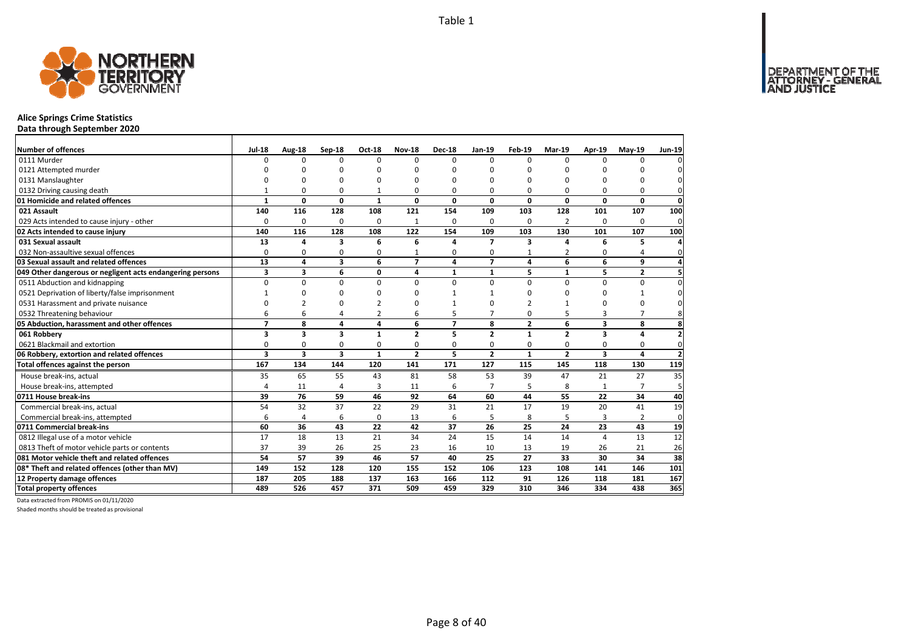Table 1

# Alice Springs Crime Statistics

**Data through September 2020**

| Number of offences | Jul-18 | Aug-18 | Sep-18 | Oct-18 | Nov-18 | Dec-18 | Jan-19 | Feb-19 | Mar-19 | Apr-19 | May-19 | Jun-19 |
|---|---|---|---|---|---|---|---|---|---|---|---|---|
| 0111 Murder | 0 | 0 | 0 | 0 | 0 | 0 | 0 | 0 | 0 | 0 | 0 | 0 |
| 0121 Attempted murder | 0 | 0 | 0 | 0 | 0 | 0 | 0 | 0 | 0 | 0 | 0 | 0 |
| 0131 Manslaughter | 0 | 0 | 0 | 0 | 0 | 0 | 0 | 0 | 0 | 0 | 0 | 0 |
| 0132 Driving causing death | 1 | 0 | 0 | 1 | 0 | 0 | 0 | 0 | 0 | 0 | 0 | 0 |
| **01 Homicide and related offences** | **1** | **0** | **0** | **1** | **0** | **0** | **0** | **0** | **0** | **0** | **0** | **0** |
| **021 Assault** | **140** | **116** | **128** | **108** | **121** | **154** | **109** | **103** | **128** | **101** | **107** | **100** |
| 029 Acts intended to cause injury - other | 0 | 0 | 0 | 0 | 1 | 0 | 0 | 0 | 2 | 0 | 0 | 0 |
| **02 Acts intended to cause injury** | **140** | **116** | **128** | **108** | **122** | **154** | **109** | **103** | **130** | **101** | **107** | **100** |
| **031 Sexual assault** | **13** | **4** | **3** | **6** | **6** | **4** | **7** | **3** | **4** | **6** | **5** | **4** |
| 032 Non-assaultive sexual offences | 0 | 0 | 0 | 0 | 1 | 0 | 0 | 1 | 2 | 0 | 4 | 0 |
| **03 Sexual assault and related offences** | **13** | **4** | **3** | **6** | **7** | **4** | **7** | **4** | **6** | **6** | **9** | **4** |
| **049 Other dangerous or negligent acts endangering persons** | **3** | **3** | **6** | **0** | **4** | **1** | **1** | **5** | **1** | **5** | **2** | **5** |
| 0511 Abduction and kidnapping | 0 | 0 | 0 | 0 | 0 | 0 | 0 | 0 | 0 | 0 | 0 | 0 |
| 0521 Deprivation of liberty/false imprisonment | 1 | 0 | 0 | 0 | 0 | 1 | 1 | 0 | 0 | 0 | 1 | 0 |
| 0531 Harassment and private nuisance | 0 | 2 | 0 | 2 | 0 | 1 | 0 | 2 | 1 | 0 | 0 | 0 |
| 0532 Threatening behaviour | 6 | 6 | 4 | 2 | 6 | 5 | 7 | 0 | 5 | 3 | 7 | 8 |
| **05 Abduction, harassment and other offences** | **7** | **8** | **4** | **4** | **6** | **7** | **8** | **2** | **6** | **3** | **8** | **8** |
| **061 Robbery** | **3** | **3** | **3** | **1** | **2** | **5** | **2** | **1** | **2** | **3** | **4** | **2** |
| 0621 Blackmail and extortion | 0 | 0 | 0 | 0 | 0 | 0 | 0 | 0 | 0 | 0 | 0 | 0 |
| **06 Robbery, extortion and related offences** | **3** | **3** | **3** | **1** | **2** | **5** | **2** | **1** | **2** | **3** | **4** | **2** |
| **Total offences against the person** | **167** | **134** | **144** | **120** | **141** | **171** | **127** | **115** | **145** | **118** | **130** | **119** |
| House break-ins, actual | 35 | 65 | 55 | 43 | 81 | 58 | 53 | 39 | 47 | 21 | 27 | 35 |
| House break-ins, attempted | 4 | 11 | 4 | 3 | 11 | 6 | 7 | 5 | 8 | 1 | 7 | 5 |
| **0711 House break-ins** | **39** | **76** | **59** | **46** | **92** | **64** | **60** | **44** | **55** | **22** | **34** | **40** |
| Commercial break-ins, actual | 54 | 32 | 37 | 22 | 29 | 31 | 21 | 17 | 19 | 20 | 41 | 19 |
| Commercial break-ins, attempted | 6 | 4 | 6 | 0 | 13 | 6 | 5 | 8 | 5 | 3 | 2 | 0 |
| **0711 Commercial break-ins** | **60** | **36** | **43** | **22** | **42** | **37** | **26** | **25** | **24** | **23** | **43** | **19** |
| 0812 Illegal use of a motor vehicle | 17 | 18 | 13 | 21 | 34 | 24 | 15 | 14 | 14 | 4 | 13 | 12 |
| 0813 Theft of motor vehicle parts or contents | 37 | 39 | 26 | 25 | 23 | 16 | 10 | 13 | 19 | 26 | 21 | 26 |
| **081 Motor vehicle theft and related offences** | **54** | **57** | **39** | **46** | **57** | **40** | **25** | **27** | **33** | **30** | **34** | **38** |
| **08* Theft and related offences (other than MV)** | **149** | **152** | **128** | **120** | **155** | **152** | **106** | **123** | **108** | **141** | **146** | **101** |
| **12 Property damage offences** | **187** | **205** | **188** | **137** | **163** | **166** | **112** | **91** | **126** | **118** | **181** | **167** |
| **Total property offences** | **489** | **526** | **457** | **371** | **509** | **459** | **329** | **310** | **346** | **334** | **438** | **365** |

Data extracted from PROMIS on 01/11/2020

Shaded months should be treated as provisional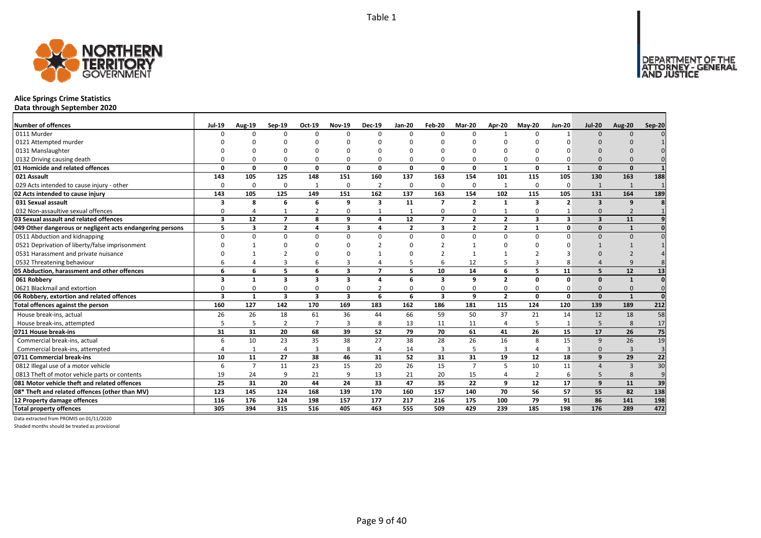Table 1

# Alice Springs Crime Statistics

## Data through September 2020

| Number of offences | Jul-19 | Aug-19 | Sep-19 | Oct-19 | Nov-19 | Dec-19 | Jan-20 | Feb-20 | Mar-20 | Apr-20 | May-20 | Jun-20 | Jul-20 | Aug-20 | Sep-20 |
|---|---|---|---|---|---|---|---|---|---|---|---|---|---|---|---|
| 0111 Murder | 0 | 0 | 0 | 0 | 0 | 0 | 0 | 0 | 0 | 1 | 0 | 1 | 0 | 0 | 0 |
| 0121 Attempted murder | 0 | 0 | 0 | 0 | 0 | 0 | 0 | 0 | 0 | 0 | 0 | 0 | 0 | 0 | 1 |
| 0131 Manslaughter | 0 | 0 | 0 | 0 | 0 | 0 | 0 | 0 | 0 | 0 | 0 | 0 | 0 | 0 | 0 |
| 0132 Driving causing death | 0 | 0 | 0 | 0 | 0 | 0 | 0 | 0 | 0 | 0 | 0 | 0 | 0 | 0 | 0 |
| **01 Homicide and related offences** | **0** | **0** | **0** | **0** | **0** | **0** | **0** | **0** | **0** | **1** | **0** | **1** | **0** | **0** | **1** |
| **021 Assault** | **143** | **105** | **125** | **148** | **151** | **160** | **137** | **163** | **154** | **101** | **115** | **105** | **130** | **163** | **188** |
| 029 Acts intended to cause injury - other | 0 | 0 | 0 | 1 | 0 | 2 | 0 | 0 | 0 | 1 | 0 | 0 | 1 | 1 | 1 |
| **02 Acts intended to cause injury** | **143** | **105** | **125** | **149** | **151** | **162** | **137** | **163** | **154** | **102** | **115** | **105** | **131** | **164** | **189** |
| **031 Sexual assault** | **3** | **8** | **6** | **6** | **9** | **3** | **11** | **7** | **2** | **1** | **3** | **2** | **3** | **9** | **8** |
| 032 Non-assaultive sexual offences | 0 | 4 | 1 | 2 | 0 | 1 | 1 | 0 | 0 | 1 | 0 | 1 | 0 | 2 | 1 |
| **03 Sexual assault and related offences** | **3** | **12** | **7** | **8** | **9** | **4** | **12** | **7** | **2** | **2** | **3** | **3** | **3** | **11** | **9** |
| **049 Other dangerous or negligent acts endangering persons** | **5** | **3** | **2** | **4** | **3** | **4** | **2** | **3** | **2** | **2** | **1** | **0** | **0** | **1** | **0** |
| 0511 Abduction and kidnapping | 0 | 0 | 0 | 0 | 0 | 0 | 0 | 0 | 0 | 0 | 0 | 0 | 0 | 0 | 0 |
| 0521 Deprivation of liberty/false imprisonment | 0 | 1 | 0 | 0 | 0 | 2 | 0 | 2 | 1 | 0 | 0 | 0 | 1 | 1 | 1 |
| 0531 Harassment and private nuisance | 0 | 1 | 2 | 0 | 0 | 1 | 0 | 2 | 1 | 1 | 2 | 3 | 0 | 2 | 4 |
| 0532 Threatening behaviour | 6 | 4 | 3 | 6 | 3 | 4 | 5 | 6 | 12 | 5 | 3 | 8 | 4 | 9 | 8 |
| **05 Abduction, harassment and other offences** | **6** | **6** | **5** | **6** | **3** | **7** | **5** | **10** | **14** | **6** | **5** | **11** | **5** | **12** | **13** |
| **061 Robbery** | **3** | **1** | **3** | **3** | **3** | **4** | **6** | **3** | **9** | **2** | **0** | **0** | **0** | **1** | **0** |
| 0621 Blackmail and extortion | 0 | 0 | 0 | 0 | 0 | 2 | 0 | 0 | 0 | 0 | 0 | 0 | 0 | 0 | 0 |
| **06 Robbery, extortion and related offences** | **3** | **1** | **3** | **3** | **3** | **6** | **6** | **3** | **9** | **2** | **0** | **0** | **0** | **1** | **0** |
| **Total offences against the person** | **160** | **127** | **142** | **170** | **169** | **183** | **162** | **186** | **181** | **115** | **124** | **120** | **139** | **189** | **212** |
| House break-ins, actual | 26 | 26 | 18 | 61 | 36 | 44 | 66 | 59 | 50 | 37 | 21 | 14 | 12 | 18 | 58 |
| House break-ins, attempted | 5 | 5 | 2 | 7 | 3 | 8 | 13 | 11 | 11 | 4 | 5 | 1 | 5 | 8 | 17 |
| **0711 House break-ins** | **31** | **31** | **20** | **68** | **39** | **52** | **79** | **70** | **61** | **41** | **26** | **15** | **17** | **26** | **75** |
| Commercial break-ins, actual | 6 | 10 | 23 | 35 | 38 | 27 | 38 | 28 | 26 | 16 | 8 | 15 | 9 | 26 | 19 |
| Commercial break-ins, attempted | 4 | 1 | 4 | 3 | 8 | 4 | 14 | 3 | 5 | 3 | 4 | 3 | 0 | 3 | 3 |
| **0711 Commercial break-ins** | **10** | **11** | **27** | **38** | **46** | **31** | **52** | **31** | **31** | **19** | **12** | **18** | **9** | **29** | **22** |
| 0812 Illegal use of a motor vehicle | 6 | 7 | 11 | 23 | 15 | 20 | 26 | 15 | 7 | 5 | 10 | 11 | 4 | 3 | 30 |
| 0813 Theft of motor vehicle parts or contents | 19 | 24 | 9 | 21 | 9 | 13 | 21 | 20 | 15 | 4 | 2 | 6 | 5 | 8 | 9 |
| **081 Motor vehicle theft and related offences** | **25** | **31** | **20** | **44** | **24** | **33** | **47** | **35** | **22** | **9** | **12** | **17** | **9** | **11** | **39** |
| **08* Theft and related offences (other than MV)** | **123** | **145** | **124** | **168** | **139** | **170** | **160** | **157** | **140** | **70** | **56** | **57** | **55** | **82** | **138** |
| **12 Property damage offences** | **116** | **176** | **124** | **198** | **157** | **177** | **217** | **216** | **175** | **100** | **79** | **91** | **86** | **141** | **198** |
| **Total property offences** | **305** | **394** | **315** | **516** | **405** | **463** | **555** | **509** | **429** | **239** | **185** | **198** | **176** | **289** | **472** |

Data extracted from PROMIS on 01/11/2020

Shaded months should be treated as provisional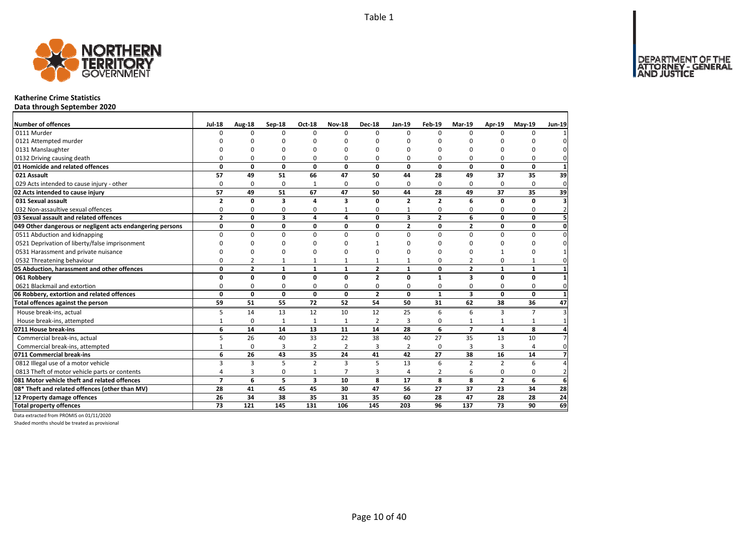Table 1

## Katherine Crime Statistics

**Data through September 2020**

| Number of offences | Jul-18 | Aug-18 | Sep-18 | Oct-18 | Nov-18 | Dec-18 | Jan-19 | Feb-19 | Mar-19 | Apr-19 | May-19 | Jun-19 |
|---|---|---|---|---|---|---|---|---|---|---|---|---|
| 0111 Murder | 0 | 0 | 0 | 0 | 0 | 0 | 0 | 0 | 0 | 0 | 0 | 1 |
| 0121 Attempted murder | 0 | 0 | 0 | 0 | 0 | 0 | 0 | 0 | 0 | 0 | 0 | 0 |
| 0131 Manslaughter | 0 | 0 | 0 | 0 | 0 | 0 | 0 | 0 | 0 | 0 | 0 | 0 |
| 0132 Driving causing death | 0 | 0 | 0 | 0 | 0 | 0 | 0 | 0 | 0 | 0 | 0 | 0 |
| **01 Homicide and related offences** | **0** | **0** | **0** | **0** | **0** | **0** | **0** | **0** | **0** | **0** | **0** | **1** |
| **021 Assault** | **57** | **49** | **51** | **66** | **47** | **50** | **44** | **28** | **49** | **37** | **35** | **39** |
| 029 Acts intended to cause injury - other | 0 | 0 | 0 | 1 | 0 | 0 | 0 | 0 | 0 | 0 | 0 | 0 |
| **02 Acts intended to cause injury** | **57** | **49** | **51** | **67** | **47** | **50** | **44** | **28** | **49** | **37** | **35** | **39** |
| **031 Sexual assault** | **2** | **0** | **3** | **4** | **3** | **0** | **2** | **2** | **6** | **0** | **0** | **3** |
| 032 Non-assaultive sexual offences | 0 | 0 | 0 | 0 | 1 | 0 | 1 | 0 | 0 | 0 | 0 | 2 |
| **03 Sexual assault and related offences** | **2** | **0** | **3** | **4** | **4** | **0** | **3** | **2** | **6** | **0** | **0** | **5** |
| **049 Other dangerous or negligent acts endangering persons** | **0** | **0** | **0** | **0** | **0** | **0** | **2** | **0** | **2** | **0** | **0** | **0** |
| 0511 Abduction and kidnapping | 0 | 0 | 0 | 0 | 0 | 0 | 0 | 0 | 0 | 0 | 0 | 0 |
| 0521 Deprivation of liberty/false imprisonment | 0 | 0 | 0 | 0 | 0 | 1 | 0 | 0 | 0 | 0 | 0 | 0 |
| 0531 Harassment and private nuisance | 0 | 0 | 0 | 0 | 0 | 0 | 0 | 0 | 0 | 1 | 0 | 1 |
| 0532 Threatening behaviour | 0 | 2 | 1 | 1 | 1 | 1 | 1 | 0 | 2 | 0 | 1 | 0 |
| **05 Abduction, harassment and other offences** | **0** | **2** | **1** | **1** | **1** | **2** | **1** | **0** | **2** | **1** | **1** | **1** |
| **061 Robbery** | **0** | **0** | **0** | **0** | **0** | **2** | **0** | **1** | **3** | **0** | **0** | **1** |
| 0621 Blackmail and extortion | 0 | 0 | 0 | 0 | 0 | 0 | 0 | 0 | 0 | 0 | 0 | 0 |
| **06 Robbery, extortion and related offences** | **0** | **0** | **0** | **0** | **0** | **2** | **0** | **1** | **3** | **0** | **0** | **1** |
| **Total offences against the person** | **59** | **51** | **55** | **72** | **52** | **54** | **50** | **31** | **62** | **38** | **36** | **47** |
| House break-ins, actual | 5 | 14 | 13 | 12 | 10 | 12 | 25 | 6 | 6 | 3 | 7 | 3 |
| House break-ins, attempted | 1 | 0 | 1 | 1 | 1 | 2 | 3 | 0 | 1 | 1 | 1 | 1 |
| **0711 House break-ins** | **6** | **14** | **14** | **13** | **11** | **14** | **28** | **6** | **7** | **4** | **8** | **4** |
| Commercial break-ins, actual | 5 | 26 | 40 | 33 | 22 | 38 | 40 | 27 | 35 | 13 | 10 | 7 |
| Commercial break-ins, attempted | 1 | 0 | 3 | 2 | 2 | 3 | 2 | 0 | 3 | 3 | 4 | 0 |
| **0711 Commercial break-ins** | **6** | **26** | **43** | **35** | **24** | **41** | **42** | **27** | **38** | **16** | **14** | **7** |
| 0812 Illegal use of a motor vehicle | 3 | 3 | 5 | 2 | 3 | 5 | 13 | 6 | 2 | 2 | 6 | 4 |
| 0813 Theft of motor vehicle parts or contents | 4 | 3 | 0 | 1 | 7 | 3 | 4 | 2 | 6 | 0 | 0 | 2 |
| **081 Motor vehicle theft and related offences** | **7** | **6** | **5** | **3** | **10** | **8** | **17** | **8** | **8** | **2** | **6** | **6** |
| **08* Theft and related offences (other than MV)** | **28** | **41** | **45** | **45** | **30** | **47** | **56** | **27** | **37** | **23** | **34** | **28** |
| **12 Property damage offences** | **26** | **34** | **38** | **35** | **31** | **35** | **60** | **28** | **47** | **28** | **28** | **24** |
| **Total property offences** | **73** | **121** | **145** | **131** | **106** | **145** | **203** | **96** | **137** | **73** | **90** | **69** |

Data extracted from PROMIS on 01/11/2020

Shaded months should be treated as provisional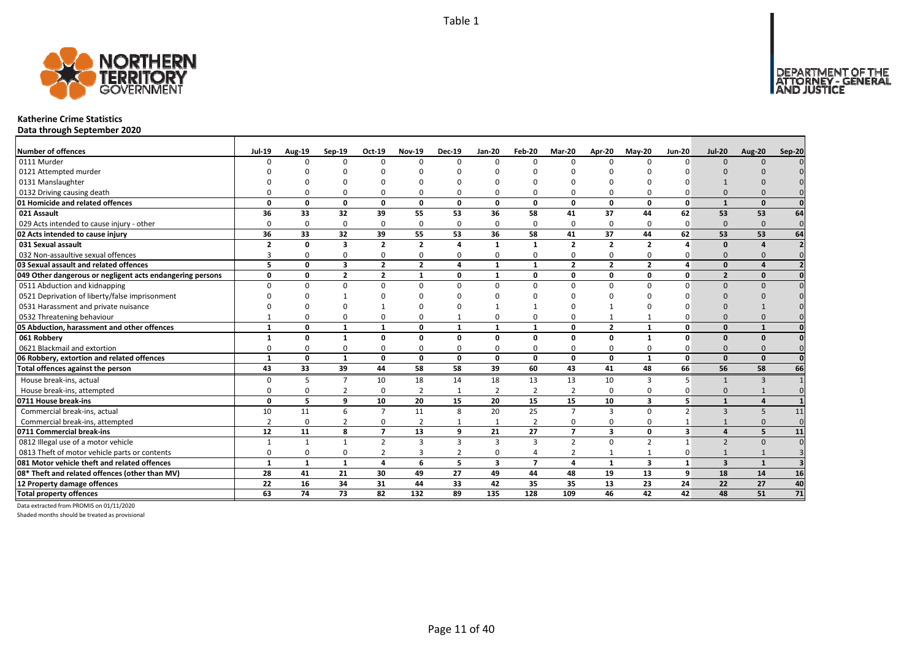Table 1

# Katherine Crime Statistics

## Data through September 2020

| Number of offences | Jul-19 | Aug-19 | Sep-19 | Oct-19 | Nov-19 | Dec-19 | Jan-20 | Feb-20 | Mar-20 | Apr-20 | May-20 | Jun-20 | Jul-20 | Aug-20 | Sep-20 |
|---|---|---|---|---|---|---|---|---|---|---|---|---|---|---|---|
| 0111 Murder | 0 | 0 | 0 | 0 | 0 | 0 | 0 | 0 | 0 | 0 | 0 | 0 | 0 | 0 | 0 |
| 0121 Attempted murder | 0 | 0 | 0 | 0 | 0 | 0 | 0 | 0 | 0 | 0 | 0 | 0 | 0 | 0 | 0 |
| 0131 Manslaughter | 0 | 0 | 0 | 0 | 0 | 0 | 0 | 0 | 0 | 0 | 0 | 0 | 1 | 0 | 0 |
| 0132 Driving causing death | 0 | 0 | 0 | 0 | 0 | 0 | 0 | 0 | 0 | 0 | 0 | 0 | 0 | 0 | 0 |
| **01 Homicide and related offences** | **0** | **0** | **0** | **0** | **0** | **0** | **0** | **0** | **0** | **0** | **0** | **0** | **1** | **0** | **0** |
| **021 Assault** | **36** | **33** | **32** | **39** | **55** | **53** | **36** | **58** | **41** | **37** | **44** | **62** | **53** | **53** | **64** |
| 029 Acts intended to cause injury - other | 0 | 0 | 0 | 0 | 0 | 0 | 0 | 0 | 0 | 0 | 0 | 0 | 0 | 0 | 0 |
| **02 Acts intended to cause injury** | **36** | **33** | **32** | **39** | **55** | **53** | **36** | **58** | **41** | **37** | **44** | **62** | **53** | **53** | **64** |
| **031 Sexual assault** | **2** | **0** | **3** | **2** | **2** | **4** | **1** | **1** | **2** | **2** | **2** | **4** | **0** | **4** | **2** |
| 032 Non-assaultive sexual offences | 3 | 0 | 0 | 0 | 0 | 0 | 0 | 0 | 0 | 0 | 0 | 0 | 0 | 0 | 0 |
| **03 Sexual assault and related offences** | **5** | **0** | **3** | **2** | **2** | **4** | **1** | **1** | **2** | **2** | **2** | **4** | **0** | **4** | **2** |
| **049 Other dangerous or negligent acts endangering persons** | **0** | **0** | **2** | **2** | **1** | **0** | **1** | **0** | **0** | **0** | **0** | **0** | **2** | **0** | **0** |
| 0511 Abduction and kidnapping | 0 | 0 | 0 | 0 | 0 | 0 | 0 | 0 | 0 | 0 | 0 | 0 | 0 | 0 | 0 |
| 0521 Deprivation of liberty/false imprisonment | 0 | 0 | 1 | 0 | 0 | 0 | 0 | 0 | 0 | 0 | 0 | 0 | 0 | 0 | 0 |
| 0531 Harassment and private nuisance | 0 | 0 | 0 | 1 | 0 | 0 | 1 | 1 | 0 | 1 | 0 | 0 | 0 | 1 | 0 |
| 0532 Threatening behaviour | 1 | 0 | 0 | 0 | 0 | 1 | 0 | 0 | 0 | 1 | 1 | 0 | 0 | 0 | 0 |
| **05 Abduction, harassment and other offences** | **1** | **0** | **1** | **1** | **0** | **1** | **1** | **1** | **0** | **2** | **1** | **0** | **0** | **1** | **0** |
| **061 Robbery** | **1** | **0** | **1** | **0** | **0** | **0** | **0** | **0** | **0** | **0** | **1** | **0** | **0** | **0** | **0** |
| 0621 Blackmail and extortion | 0 | 0 | 0 | 0 | 0 | 0 | 0 | 0 | 0 | 0 | 0 | 0 | 0 | 0 | 0 |
| **06 Robbery, extortion and related offences** | **1** | **0** | **1** | **0** | **0** | **0** | **0** | **0** | **0** | **0** | **1** | **0** | **0** | **0** | **0** |
| **Total offences against the person** | **43** | **33** | **39** | **44** | **58** | **58** | **39** | **60** | **43** | **41** | **48** | **66** | **56** | **58** | **66** |
| House break-ins, actual | 0 | 5 | 7 | 10 | 18 | 14 | 18 | 13 | 13 | 10 | 3 | 5 | 1 | 3 | 1 |
| House break-ins, attempted | 0 | 0 | 2 | 0 | 2 | 1 | 2 | 2 | 2 | 0 | 0 | 0 | 0 | 1 | 0 |
| **0711 House break-ins** | **0** | **5** | **9** | **10** | **20** | **15** | **20** | **15** | **15** | **10** | **3** | **5** | **1** | **4** | **1** |
| Commercial break-ins, actual | 10 | 11 | 6 | 7 | 11 | 8 | 20 | 25 | 7 | 3 | 0 | 2 | 3 | 5 | 11 |
| Commercial break-ins, attempted | 2 | 0 | 2 | 0 | 2 | 1 | 1 | 2 | 0 | 0 | 0 | 1 | 1 | 0 | 0 |
| **0711 Commercial break-ins** | **12** | **11** | **8** | **7** | **13** | **9** | **21** | **27** | **7** | **3** | **0** | **3** | **4** | **5** | **11** |
| 0812 Illegal use of a motor vehicle | 1 | 1 | 1 | 2 | 3 | 3 | 3 | 3 | 2 | 0 | 2 | 1 | 2 | 0 | 0 |
| 0813 Theft of motor vehicle parts or contents | 0 | 0 | 0 | 2 | 3 | 2 | 0 | 4 | 2 | 1 | 1 | 0 | 1 | 1 | 3 |
| **081 Motor vehicle theft and related offences** | **1** | **1** | **1** | **4** | **6** | **5** | **3** | **7** | **4** | **1** | **3** | **1** | **3** | **1** | **3** |
| **08* Theft and related offences (other than MV)** | **28** | **41** | **21** | **30** | **49** | **27** | **49** | **44** | **48** | **19** | **13** | **9** | **18** | **14** | **16** |
| **12 Property damage offences** | **22** | **16** | **34** | **31** | **44** | **33** | **42** | **35** | **35** | **13** | **23** | **24** | **22** | **27** | **40** |
| **Total property offences** | **63** | **74** | **73** | **82** | **132** | **89** | **135** | **128** | **109** | **46** | **42** | **42** | **48** | **51** | **71** |

Data extracted from PROMIS on 01/11/2020

Shaded months should be treated as provisional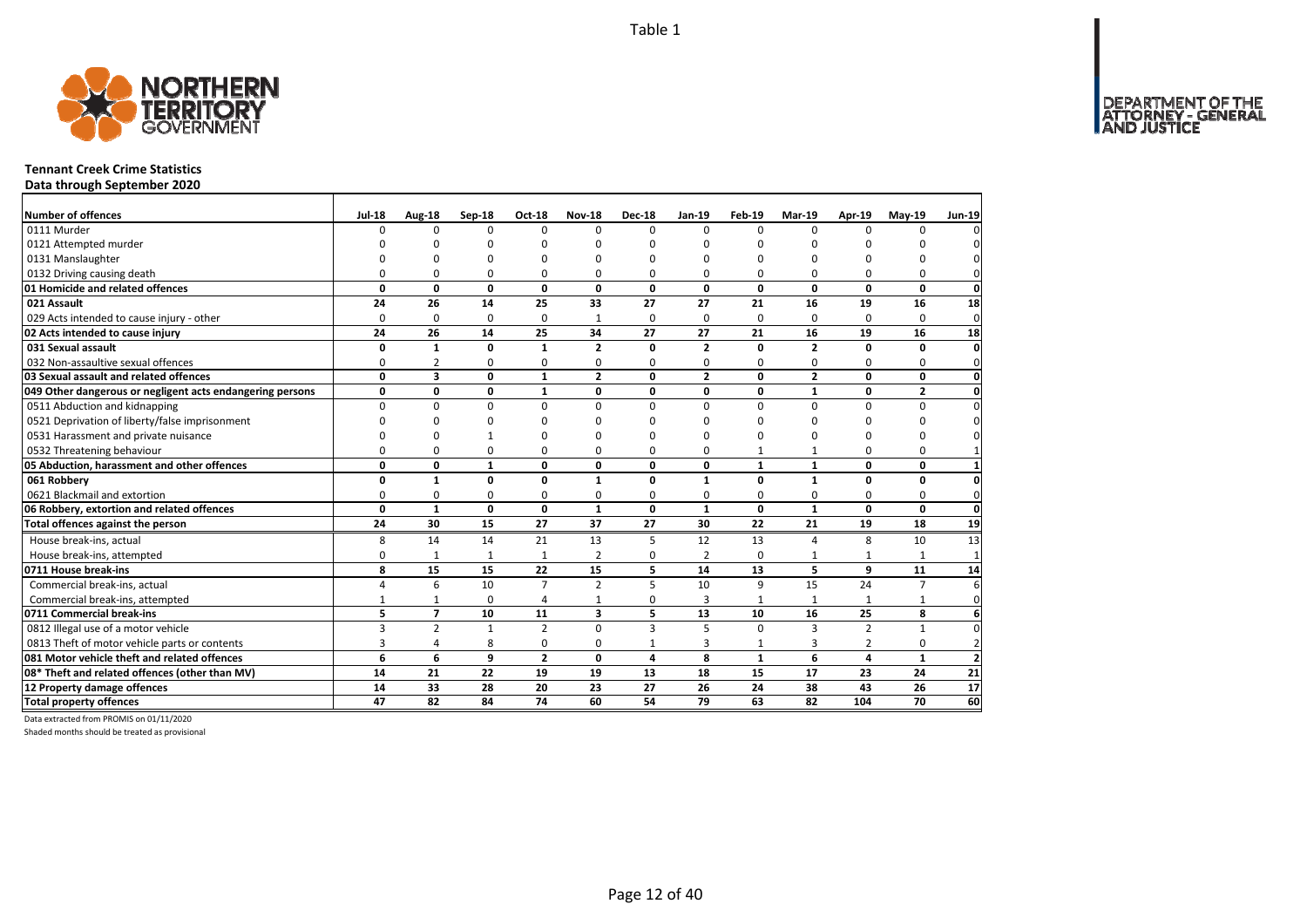Table 1

**Tennant Creek Crime Statistics**
**Data through September 2020**

| Number of offences | Jul-18 | Aug-18 | Sep-18 | Oct-18 | Nov-18 | Dec-18 | Jan-19 | Feb-19 | Mar-19 | Apr-19 | May-19 | Jun-19 |
|---|---|---|---|---|---|---|---|---|---|---|---|---|
| 0111 Murder | 0 | 0 | 0 | 0 | 0 | 0 | 0 | 0 | 0 | 0 | 0 | 0 |
| 0121 Attempted murder | 0 | 0 | 0 | 0 | 0 | 0 | 0 | 0 | 0 | 0 | 0 | 0 |
| 0131 Manslaughter | 0 | 0 | 0 | 0 | 0 | 0 | 0 | 0 | 0 | 0 | 0 | 0 |
| 0132 Driving causing death | 0 | 0 | 0 | 0 | 0 | 0 | 0 | 0 | 0 | 0 | 0 | 0 |
| **01 Homicide and related offences** | **0** | **0** | **0** | **0** | **0** | **0** | **0** | **0** | **0** | **0** | **0** | **0** |
| **021 Assault** | **24** | **26** | **14** | **25** | **33** | **27** | **27** | **21** | **16** | **19** | **16** | **18** |
| 029 Acts intended to cause injury - other | 0 | 0 | 0 | 0 | 1 | 0 | 0 | 0 | 0 | 0 | 0 | 0 |
| **02 Acts intended to cause injury** | **24** | **26** | **14** | **25** | **34** | **27** | **27** | **21** | **16** | **19** | **16** | **18** |
| **031 Sexual assault** | **0** | **1** | **0** | **1** | **2** | **0** | **2** | **0** | **2** | **0** | **0** | **0** |
| 032 Non-assaultive sexual offences | 0 | 2 | 0 | 0 | 0 | 0 | 0 | 0 | 0 | 0 | 0 | 0 |
| **03 Sexual assault and related offences** | **0** | **3** | **0** | **1** | **2** | **0** | **2** | **0** | **2** | **0** | **0** | **0** |
| **049 Other dangerous or negligent acts endangering persons** | **0** | **0** | **0** | **1** | **0** | **0** | **0** | **0** | **1** | **0** | **2** | **0** |
| 0511 Abduction and kidnapping | 0 | 0 | 0 | 0 | 0 | 0 | 0 | 0 | 0 | 0 | 0 | 0 |
| 0521 Deprivation of liberty/false imprisonment | 0 | 0 | 0 | 0 | 0 | 0 | 0 | 0 | 0 | 0 | 0 | 0 |
| 0531 Harassment and private nuisance | 0 | 0 | 1 | 0 | 0 | 0 | 0 | 0 | 0 | 0 | 0 | 0 |
| 0532 Threatening behaviour | 0 | 0 | 0 | 0 | 0 | 0 | 0 | 1 | 1 | 0 | 0 | 1 |
| **05 Abduction, harassment and other offences** | **0** | **0** | **1** | **0** | **0** | **0** | **0** | **1** | **1** | **0** | **0** | **1** |
| **061 Robbery** | **0** | **1** | **0** | **0** | **1** | **0** | **1** | **0** | **1** | **0** | **0** | **0** |
| 0621 Blackmail and extortion | 0 | 0 | 0 | 0 | 0 | 0 | 0 | 0 | 0 | 0 | 0 | 0 |
| **06 Robbery, extortion and related offences** | **0** | **1** | **0** | **0** | **1** | **0** | **1** | **0** | **1** | **0** | **0** | **0** |
| **Total offences against the person** | **24** | **30** | **15** | **27** | **37** | **27** | **30** | **22** | **21** | **19** | **18** | **19** |
| House break-ins, actual | 8 | 14 | 14 | 21 | 13 | 5 | 12 | 13 | 4 | 8 | 10 | 13 |
| House break-ins, attempted | 0 | 1 | 1 | 1 | 2 | 0 | 2 | 0 | 1 | 1 | 1 | 1 |
| **0711 House break-ins** | **8** | **15** | **15** | **22** | **15** | **5** | **14** | **13** | **5** | **9** | **11** | **14** |
| Commercial break-ins, actual | 4 | 6 | 10 | 7 | 2 | 5 | 10 | 9 | 15 | 24 | 7 | 6 |
| Commercial break-ins, attempted | 1 | 1 | 0 | 4 | 1 | 0 | 3 | 1 | 1 | 1 | 1 | 0 |
| **0711 Commercial break-ins** | **5** | **7** | **10** | **11** | **3** | **5** | **13** | **10** | **16** | **25** | **8** | **6** |
| 0812 Illegal use of a motor vehicle | 3 | 2 | 1 | 2 | 0 | 3 | 5 | 0 | 3 | 2 | 1 | 0 |
| 0813 Theft of motor vehicle parts or contents | 3 | 4 | 8 | 0 | 0 | 1 | 3 | 1 | 3 | 2 | 0 | 2 |
| **081 Motor vehicle theft and related offences** | **6** | **6** | **9** | **2** | **0** | **4** | **8** | **1** | **6** | **4** | **1** | **2** |
| **08* Theft and related offences (other than MV)** | **14** | **21** | **22** | **19** | **19** | **13** | **18** | **15** | **17** | **23** | **24** | **21** |
| **12 Property damage offences** | **14** | **33** | **28** | **20** | **23** | **27** | **26** | **24** | **38** | **43** | **26** | **17** |
| **Total property offences** | **47** | **82** | **84** | **74** | **60** | **54** | **79** | **63** | **82** | **104** | **70** | **60** |

Data extracted from PROMIS on 01/11/2020

Shaded months should be treated as provisional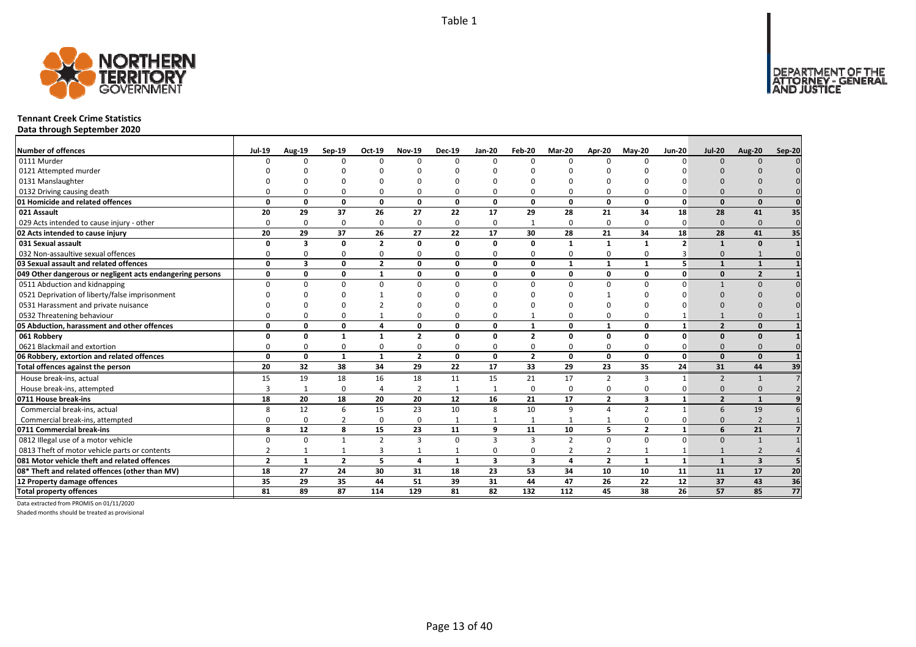Table 1

# Tennant Creek Crime Statistics

**Data through September 2020**

| Number of offences | Jul-19 | Aug-19 | Sep-19 | Oct-19 | Nov-19 | Dec-19 | Jan-20 | Feb-20 | Mar-20 | Apr-20 | May-20 | Jun-20 | Jul-20 | Aug-20 | Sep-20 |
|---|---|---|---|---|---|---|---|---|---|---|---|---|---|---|---|
| 0111 Murder | 0 | 0 | 0 | 0 | 0 | 0 | 0 | 0 | 0 | 0 | 0 | 0 | 0 | 0 | 0 |
| 0121 Attempted murder | 0 | 0 | 0 | 0 | 0 | 0 | 0 | 0 | 0 | 0 | 0 | 0 | 0 | 0 | 0 |
| 0131 Manslaughter | 0 | 0 | 0 | 0 | 0 | 0 | 0 | 0 | 0 | 0 | 0 | 0 | 0 | 0 | 0 |
| 0132 Driving causing death | 0 | 0 | 0 | 0 | 0 | 0 | 0 | 0 | 0 | 0 | 0 | 0 | 0 | 0 | 0 |
| **01 Homicide and related offences** | **0** | **0** | **0** | **0** | **0** | **0** | **0** | **0** | **0** | **0** | **0** | **0** | **0** | **0** | **0** |
| **021 Assault** | **20** | **29** | **37** | **26** | **27** | **22** | **17** | **29** | **28** | **21** | **34** | **18** | **28** | **41** | **35** |
| 029 Acts intended to cause injury - other | 0 | 0 | 0 | 0 | 0 | 0 | 0 | 1 | 0 | 0 | 0 | 0 | 0 | 0 | 0 |
| **02 Acts intended to cause injury** | **20** | **29** | **37** | **26** | **27** | **22** | **17** | **30** | **28** | **21** | **34** | **18** | **28** | **41** | **35** |
| **031 Sexual assault** | **0** | **3** | **0** | **2** | **0** | **0** | **0** | **0** | **1** | **1** | **1** | **2** | **1** | **0** | **1** |
| 032 Non-assaultive sexual offences | 0 | 0 | 0 | 0 | 0 | 0 | 0 | 0 | 0 | 0 | 0 | 3 | 0 | 1 | 0 |
| **03 Sexual assault and related offences** | **0** | **3** | **0** | **2** | **0** | **0** | **0** | **0** | **1** | **1** | **1** | **5** | **1** | **1** | **1** |
| **049 Other dangerous or negligent acts endangering persons** | **0** | **0** | **0** | **1** | **0** | **0** | **0** | **0** | **0** | **0** | **0** | **0** | **0** | **2** | **1** |
| 0511 Abduction and kidnapping | 0 | 0 | 0 | 0 | 0 | 0 | 0 | 0 | 0 | 0 | 0 | 0 | 1 | 0 | 0 |
| 0521 Deprivation of liberty/false imprisonment | 0 | 0 | 0 | 1 | 0 | 0 | 0 | 0 | 0 | 1 | 0 | 0 | 0 | 0 | 0 |
| 0531 Harassment and private nuisance | 0 | 0 | 0 | 2 | 0 | 0 | 0 | 0 | 0 | 0 | 0 | 0 | 0 | 0 | 0 |
| 0532 Threatening behaviour | 0 | 0 | 0 | 1 | 0 | 0 | 0 | 1 | 0 | 0 | 0 | 1 | 1 | 0 | 1 |
| **05 Abduction, harassment and other offences** | **0** | **0** | **0** | **4** | **0** | **0** | **0** | **1** | **0** | **1** | **0** | **1** | **2** | **0** | **1** |
| **061 Robbery** | **0** | **0** | **1** | **1** | **2** | **0** | **0** | **2** | **0** | **0** | **0** | **0** | **0** | **0** | **1** |
| 0621 Blackmail and extortion | 0 | 0 | 0 | 0 | 0 | 0 | 0 | 0 | 0 | 0 | 0 | 0 | 0 | 0 | 0 |
| **06 Robbery, extortion and related offences** | **0** | **0** | **1** | **1** | **2** | **0** | **0** | **2** | **0** | **0** | **0** | **0** | **0** | **0** | **1** |
| **Total offences against the person** | **20** | **32** | **38** | **34** | **29** | **22** | **17** | **33** | **29** | **23** | **35** | **24** | **31** | **44** | **39** |
| House break-ins, actual | 15 | 19 | 18 | 16 | 18 | 11 | 15 | 21 | 17 | 2 | 3 | 1 | 2 | 1 | 7 |
| House break-ins, attempted | 3 | 1 | 0 | 4 | 2 | 1 | 1 | 0 | 0 | 0 | 0 | 0 | 0 | 0 | 2 |
| **0711 House break-ins** | **18** | **20** | **18** | **20** | **20** | **12** | **16** | **21** | **17** | **2** | **3** | **1** | **2** | **1** | **9** |
| Commercial break-ins, actual | 8 | 12 | 6 | 15 | 23 | 10 | 8 | 10 | 9 | 4 | 2 | 1 | 6 | 19 | 6 |
| Commercial break-ins, attempted | 0 | 0 | 2 | 0 | 0 | 1 | 1 | 1 | 1 | 1 | 0 | 0 | 0 | 2 | 1 |
| **0711 Commercial break-ins** | **8** | **12** | **8** | **15** | **23** | **11** | **9** | **11** | **10** | **5** | **2** | **1** | **6** | **21** | **7** |
| 0812 Illegal use of a motor vehicle | 0 | 0 | 1 | 2 | 3 | 0 | 3 | 3 | 2 | 0 | 0 | 0 | 0 | 1 | 1 |
| 0813 Theft of motor vehicle parts or contents | 2 | 1 | 1 | 3 | 1 | 1 | 0 | 0 | 2 | 2 | 1 | 1 | 1 | 2 | 4 |
| **081 Motor vehicle theft and related offences** | **2** | **1** | **2** | **5** | **4** | **1** | **3** | **3** | **4** | **2** | **1** | **1** | **1** | **3** | **5** |
| **08* Theft and related offences (other than MV)** | **18** | **27** | **24** | **30** | **31** | **18** | **23** | **53** | **34** | **10** | **10** | **11** | **11** | **17** | **20** |
| **12 Property damage offences** | **35** | **29** | **35** | **44** | **51** | **39** | **31** | **44** | **47** | **26** | **22** | **12** | **37** | **43** | **36** |
| **Total property offences** | **81** | **89** | **87** | **114** | **129** | **81** | **82** | **132** | **112** | **45** | **38** | **26** | **57** | **85** | **77** |

Data extracted from PROMIS on 01/11/2020

Shaded months should be treated as provisional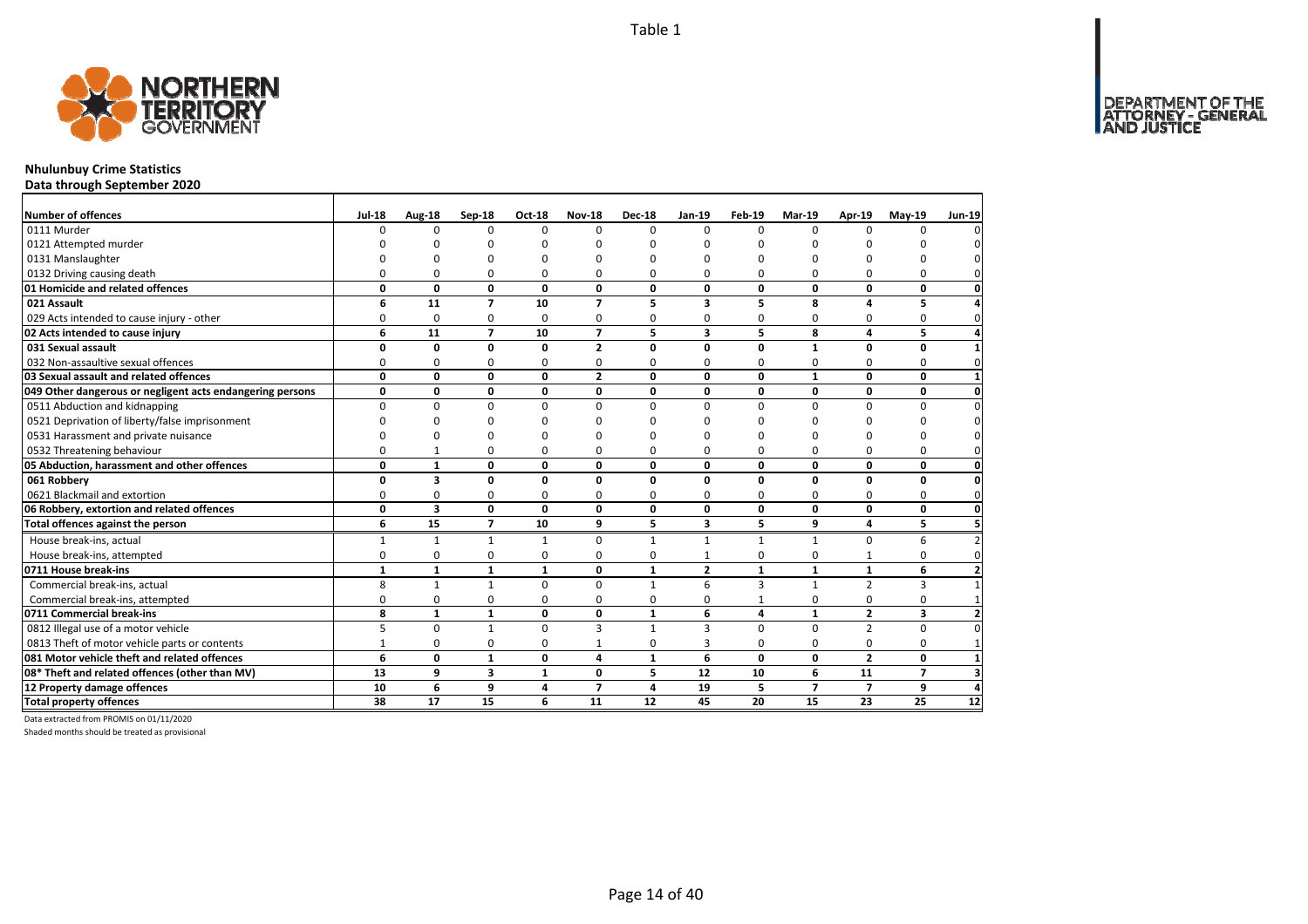Table 1

# Nhulunbuy Crime Statistics

## Data through September 2020

| Number of offences | Jul-18 | Aug-18 | Sep-18 | Oct-18 | Nov-18 | Dec-18 | Jan-19 | Feb-19 | Mar-19 | Apr-19 | May-19 | Jun-19 |
|---|---|---|---|---|---|---|---|---|---|---|---|---|
| 0111 Murder | 0 | 0 | 0 | 0 | 0 | 0 | 0 | 0 | 0 | 0 | 0 | 0 |
| 0121 Attempted murder | 0 | 0 | 0 | 0 | 0 | 0 | 0 | 0 | 0 | 0 | 0 | 0 |
| 0131 Manslaughter | 0 | 0 | 0 | 0 | 0 | 0 | 0 | 0 | 0 | 0 | 0 | 0 |
| 0132 Driving causing death | 0 | 0 | 0 | 0 | 0 | 0 | 0 | 0 | 0 | 0 | 0 | 0 |
| **01 Homicide and related offences** | **0** | **0** | **0** | **0** | **0** | **0** | **0** | **0** | **0** | **0** | **0** | **0** |
| **021 Assault** | **6** | **11** | **7** | **10** | **7** | **5** | **3** | **5** | **8** | **4** | **5** | **4** |
| 029 Acts intended to cause injury - other | 0 | 0 | 0 | 0 | 0 | 0 | 0 | 0 | 0 | 0 | 0 | 0 |
| **02 Acts intended to cause injury** | **6** | **11** | **7** | **10** | **7** | **5** | **3** | **5** | **8** | **4** | **5** | **4** |
| **031 Sexual assault** | **0** | **0** | **0** | **0** | **2** | **0** | **0** | **0** | **1** | **0** | **0** | **1** |
| 032 Non-assaultive sexual offences | 0 | 0 | 0 | 0 | 0 | 0 | 0 | 0 | 0 | 0 | 0 | 0 |
| **03 Sexual assault and related offences** | **0** | **0** | **0** | **0** | **2** | **0** | **0** | **0** | **1** | **0** | **0** | **1** |
| **049 Other dangerous or negligent acts endangering persons** | **0** | **0** | **0** | **0** | **0** | **0** | **0** | **0** | **0** | **0** | **0** | **0** |
| 0511 Abduction and kidnapping | 0 | 0 | 0 | 0 | 0 | 0 | 0 | 0 | 0 | 0 | 0 | 0 |
| 0521 Deprivation of liberty/false imprisonment | 0 | 0 | 0 | 0 | 0 | 0 | 0 | 0 | 0 | 0 | 0 | 0 |
| 0531 Harassment and private nuisance | 0 | 0 | 0 | 0 | 0 | 0 | 0 | 0 | 0 | 0 | 0 | 0 |
| 0532 Threatening behaviour | 0 | 1 | 0 | 0 | 0 | 0 | 0 | 0 | 0 | 0 | 0 | 0 |
| **05 Abduction, harassment and other offences** | **0** | **1** | **0** | **0** | **0** | **0** | **0** | **0** | **0** | **0** | **0** | **0** |
| **061 Robbery** | **0** | **3** | **0** | **0** | **0** | **0** | **0** | **0** | **0** | **0** | **0** | **0** |
| 0621 Blackmail and extortion | 0 | 0 | 0 | 0 | 0 | 0 | 0 | 0 | 0 | 0 | 0 | 0 |
| **06 Robbery, extortion and related offences** | **0** | **3** | **0** | **0** | **0** | **0** | **0** | **0** | **0** | **0** | **0** | **0** |
| **Total offences against the person** | **6** | **15** | **7** | **10** | **9** | **5** | **3** | **5** | **9** | **4** | **5** | **5** |
| House break-ins, actual | 1 | 1 | 1 | 1 | 0 | 1 | 1 | 1 | 1 | 0 | 6 | 2 |
| House break-ins, attempted | 0 | 0 | 0 | 0 | 0 | 0 | 1 | 0 | 0 | 1 | 0 | 0 |
| **0711 House break-ins** | **1** | **1** | **1** | **1** | **0** | **1** | **2** | **1** | **1** | **1** | **6** | **2** |
| Commercial break-ins, actual | 8 | 1 | 1 | 0 | 0 | 1 | 6 | 3 | 1 | 2 | 3 | 1 |
| Commercial break-ins, attempted | 0 | 0 | 0 | 0 | 0 | 0 | 0 | 1 | 0 | 0 | 0 | 1 |
| **0711 Commercial break-ins** | **8** | **1** | **1** | **0** | **0** | **1** | **6** | **4** | **1** | **2** | **3** | **2** |
| 0812 Illegal use of a motor vehicle | 5 | 0 | 1 | 0 | 3 | 1 | 3 | 0 | 0 | 2 | 0 | 0 |
| 0813 Theft of motor vehicle parts or contents | 1 | 0 | 0 | 0 | 1 | 0 | 3 | 0 | 0 | 0 | 0 | 1 |
| **081 Motor vehicle theft and related offences** | **6** | **0** | **1** | **0** | **4** | **1** | **6** | **0** | **0** | **2** | **0** | **1** |
| **08* Theft and related offences (other than MV)** | **13** | **9** | **3** | **1** | **0** | **5** | **12** | **10** | **6** | **11** | **7** | **3** |
| **12 Property damage offences** | **10** | **6** | **9** | **4** | **7** | **4** | **19** | **5** | **7** | **7** | **9** | **4** |
| **Total property offences** | **38** | **17** | **15** | **6** | **11** | **12** | **45** | **20** | **15** | **23** | **25** | **12** |

Data extracted from PROMIS on 01/11/2020

Shaded months should be treated as provisional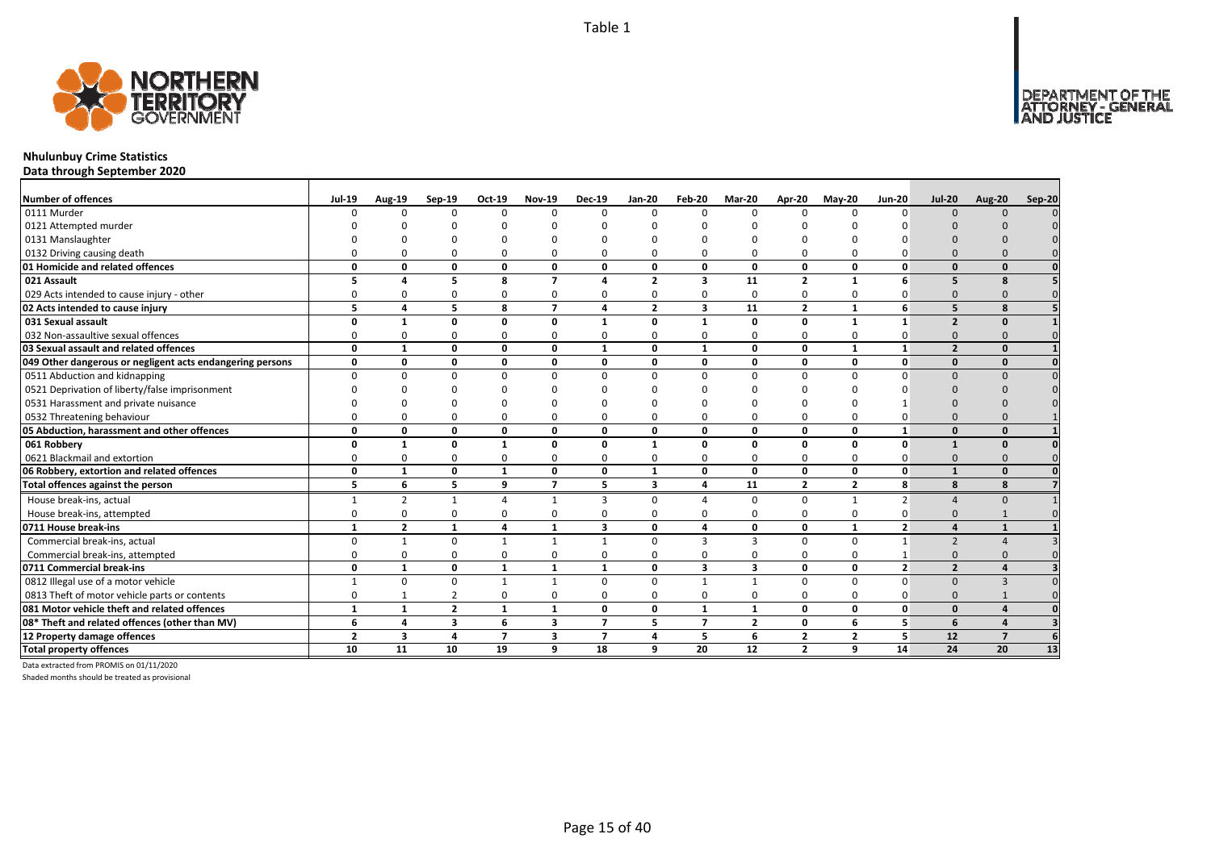Table 1

**Nhulunbuy Crime Statistics**
**Data through September 2020**

| Number of offences | Jul-19 | Aug-19 | Sep-19 | Oct-19 | Nov-19 | Dec-19 | Jan-20 | Feb-20 | Mar-20 | Apr-20 | May-20 | Jun-20 | Jul-20 | Aug-20 | Sep-20 |
|---|---|---|---|---|---|---|---|---|---|---|---|---|---|---|---|
| 0111 Murder | 0 | 0 | 0 | 0 | 0 | 0 | 0 | 0 | 0 | 0 | 0 | 0 | 0 | 0 | 0 |
| 0121 Attempted murder | 0 | 0 | 0 | 0 | 0 | 0 | 0 | 0 | 0 | 0 | 0 | 0 | 0 | 0 | 0 |
| 0131 Manslaughter | 0 | 0 | 0 | 0 | 0 | 0 | 0 | 0 | 0 | 0 | 0 | 0 | 0 | 0 | 0 |
| 0132 Driving causing death | 0 | 0 | 0 | 0 | 0 | 0 | 0 | 0 | 0 | 0 | 0 | 0 | 0 | 0 | 0 |
| **01 Homicide and related offences** | **0** | **0** | **0** | **0** | **0** | **0** | **0** | **0** | **0** | **0** | **0** | **0** | **0** | **0** | **0** |
| **021 Assault** | **5** | **4** | **5** | **8** | **7** | **4** | **2** | **3** | **11** | **2** | **1** | **6** | **5** | **8** | **5** |
| 029 Acts intended to cause injury - other | 0 | 0 | 0 | 0 | 0 | 0 | 0 | 0 | 0 | 0 | 0 | 0 | 0 | 0 | 0 |
| **02 Acts intended to cause injury** | **5** | **4** | **5** | **8** | **7** | **4** | **2** | **3** | **11** | **2** | **1** | **6** | **5** | **8** | **5** |
| **031 Sexual assault** | **0** | **1** | **0** | **0** | **0** | **1** | **0** | **1** | **0** | **0** | **1** | **1** | **2** | **0** | **1** |
| 032 Non-assaultive sexual offences | 0 | 0 | 0 | 0 | 0 | 0 | 0 | 0 | 0 | 0 | 0 | 0 | 0 | 0 | 0 |
| **03 Sexual assault and related offences** | **0** | **1** | **0** | **0** | **0** | **1** | **0** | **1** | **0** | **0** | **1** | **1** | **2** | **0** | **1** |
| **049 Other dangerous or negligent acts endangering persons** | **0** | **0** | **0** | **0** | **0** | **0** | **0** | **0** | **0** | **0** | **0** | **0** | **0** | **0** | **0** |
| 0511 Abduction and kidnapping | 0 | 0 | 0 | 0 | 0 | 0 | 0 | 0 | 0 | 0 | 0 | 0 | 0 | 0 | 0 |
| 0521 Deprivation of liberty/false imprisonment | 0 | 0 | 0 | 0 | 0 | 0 | 0 | 0 | 0 | 0 | 0 | 0 | 0 | 0 | 0 |
| 0531 Harassment and private nuisance | 0 | 0 | 0 | 0 | 0 | 0 | 0 | 0 | 0 | 0 | 0 | 1 | 0 | 0 | 0 |
| 0532 Threatening behaviour | 0 | 0 | 0 | 0 | 0 | 0 | 0 | 0 | 0 | 0 | 0 | 0 | 0 | 0 | 1 |
| **05 Abduction, harassment and other offences** | **0** | **0** | **0** | **0** | **0** | **0** | **0** | **0** | **0** | **0** | **0** | **1** | **0** | **0** | **1** |
| **061 Robbery** | **0** | **1** | **0** | **1** | **0** | **0** | **1** | **0** | **0** | **0** | **0** | **0** | **1** | **0** | **0** |
| 0621 Blackmail and extortion | 0 | 0 | 0 | 0 | 0 | 0 | 0 | 0 | 0 | 0 | 0 | 0 | 0 | 0 | 0 |
| **06 Robbery, extortion and related offences** | **0** | **1** | **0** | **1** | **0** | **0** | **1** | **0** | **0** | **0** | **0** | **0** | **1** | **0** | **0** |
| **Total offences against the person** | **5** | **6** | **5** | **9** | **7** | **5** | **3** | **4** | **11** | **2** | **2** | **8** | **8** | **8** | **7** |
| House break-ins, actual | 1 | 2 | 1 | 4 | 1 | 3 | 0 | 4 | 0 | 0 | 1 | 2 | 4 | 0 | 1 |
| House break-ins, attempted | 0 | 0 | 0 | 0 | 0 | 0 | 0 | 0 | 0 | 0 | 0 | 0 | 0 | 1 | 0 |
| **0711 House break-ins** | **1** | **2** | **1** | **4** | **1** | **3** | **0** | **4** | **0** | **0** | **1** | **2** | **4** | **1** | **1** |
| Commercial break-ins, actual | 0 | 1 | 0 | 1 | 1 | 1 | 0 | 3 | 3 | 0 | 0 | 1 | 2 | 4 | 3 |
| Commercial break-ins, attempted | 0 | 0 | 0 | 0 | 0 | 0 | 0 | 0 | 0 | 0 | 0 | 1 | 0 | 0 | 0 |
| **0711 Commercial break-ins** | **0** | **1** | **0** | **1** | **1** | **1** | **0** | **3** | **3** | **0** | **0** | **2** | **2** | **4** | **3** |
| 0812 Illegal use of a motor vehicle | 1 | 0 | 0 | 1 | 1 | 0 | 0 | 1 | 1 | 0 | 0 | 0 | 0 | 3 | 0 |
| 0813 Theft of motor vehicle parts or contents | 0 | 1 | 2 | 0 | 0 | 0 | 0 | 0 | 0 | 0 | 0 | 0 | 0 | 1 | 0 |
| **081 Motor vehicle theft and related offences** | **1** | **1** | **2** | **1** | **1** | **0** | **0** | **1** | **1** | **0** | **0** | **0** | **0** | **4** | **0** |
| **08* Theft and related offences (other than MV)** | **6** | **4** | **3** | **6** | **3** | **7** | **5** | **7** | **2** | **0** | **6** | **5** | **6** | **4** | **3** |
| **12 Property damage offences** | **2** | **3** | **4** | **7** | **3** | **7** | **4** | **5** | **6** | **2** | **2** | **5** | **12** | **7** | **6** |
| **Total property offences** | **10** | **11** | **10** | **19** | **9** | **18** | **9** | **20** | **12** | **2** | **9** | **14** | **24** | **20** | **13** |

Data extracted from PROMIS on 01/11/2020

Shaded months should be treated as provisional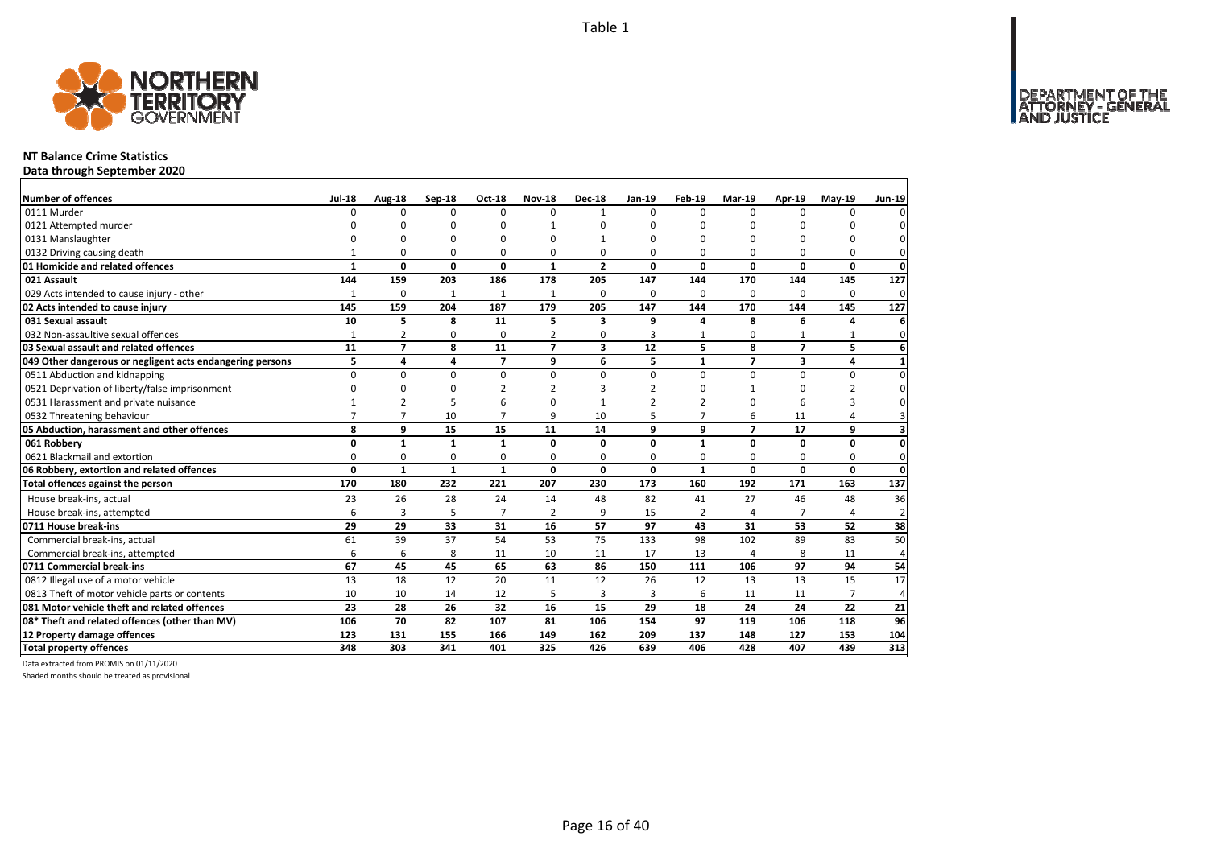Table 1

## NT Balance Crime Statistics

**Data through September 2020**

| Number of offences | Jul-18 | Aug-18 | Sep-18 | Oct-18 | Nov-18 | Dec-18 | Jan-19 | Feb-19 | Mar-19 | Apr-19 | May-19 | Jun-19 |
|---|---|---|---|---|---|---|---|---|---|---|---|---|
| 0111 Murder | 0 | 0 | 0 | 0 | 0 | 1 | 0 | 0 | 0 | 0 | 0 | 0 |
| 0121 Attempted murder | 0 | 0 | 0 | 0 | 1 | 0 | 0 | 0 | 0 | 0 | 0 | 0 |
| 0131 Manslaughter | 0 | 0 | 0 | 0 | 0 | 1 | 0 | 0 | 0 | 0 | 0 | 0 |
| 0132 Driving causing death | 1 | 0 | 0 | 0 | 0 | 0 | 0 | 0 | 0 | 0 | 0 | 0 |
| **01 Homicide and related offences** | **1** | **0** | **0** | **0** | **1** | **2** | **0** | **0** | **0** | **0** | **0** | **0** |
| **021 Assault** | **144** | **159** | **203** | **186** | **178** | **205** | **147** | **144** | **170** | **144** | **145** | **127** |
| 029 Acts intended to cause injury - other | 1 | 0 | 1 | 1 | 1 | 0 | 0 | 0 | 0 | 0 | 0 | 0 |
| **02 Acts intended to cause injury** | **145** | **159** | **204** | **187** | **179** | **205** | **147** | **144** | **170** | **144** | **145** | **127** |
| **031 Sexual assault** | **10** | **5** | **8** | **11** | **5** | **3** | **9** | **4** | **8** | **6** | **4** | **6** |
| 032 Non-assaultive sexual offences | 1 | 2 | 0 | 0 | 2 | 0 | 3 | 1 | 0 | 1 | 1 | 0 |
| **03 Sexual assault and related offences** | **11** | **7** | **8** | **11** | **7** | **3** | **12** | **5** | **8** | **7** | **5** | **6** |
| **049 Other dangerous or negligent acts endangering persons** | **5** | **4** | **4** | **7** | **9** | **6** | **5** | **1** | **7** | **3** | **4** | **1** |
| 0511 Abduction and kidnapping | 0 | 0 | 0 | 0 | 0 | 0 | 0 | 0 | 0 | 0 | 0 | 0 |
| 0521 Deprivation of liberty/false imprisonment | 0 | 0 | 0 | 2 | 2 | 3 | 2 | 0 | 1 | 0 | 2 | 0 |
| 0531 Harassment and private nuisance | 1 | 2 | 5 | 6 | 0 | 1 | 2 | 2 | 0 | 6 | 3 | 0 |
| 0532 Threatening behaviour | 7 | 7 | 10 | 7 | 9 | 10 | 5 | 7 | 6 | 11 | 4 | 3 |
| **05 Abduction, harassment and other offences** | **8** | **9** | **15** | **15** | **11** | **14** | **9** | **9** | **7** | **17** | **9** | **3** |
| **061 Robbery** | **0** | **1** | **1** | **1** | **0** | **0** | **0** | **1** | **0** | **0** | **0** | **0** |
| 0621 Blackmail and extortion | 0 | 0 | 0 | 0 | 0 | 0 | 0 | 0 | 0 | 0 | 0 | 0 |
| **06 Robbery, extortion and related offences** | **0** | **1** | **1** | **1** | **0** | **0** | **0** | **1** | **0** | **0** | **0** | **0** |
| **Total offences against the person** | **170** | **180** | **232** | **221** | **207** | **230** | **173** | **160** | **192** | **171** | **163** | **137** |
| House break-ins, actual | 23 | 26 | 28 | 24 | 14 | 48 | 82 | 41 | 27 | 46 | 48 | 36 |
| House break-ins, attempted | 6 | 3 | 5 | 7 | 2 | 9 | 15 | 2 | 4 | 7 | 4 | 2 |
| **0711 House break-ins** | **29** | **29** | **33** | **31** | **16** | **57** | **97** | **43** | **31** | **53** | **52** | **38** |
| Commercial break-ins, actual | 61 | 39 | 37 | 54 | 53 | 75 | 133 | 98 | 102 | 89 | 83 | 50 |
| Commercial break-ins, attempted | 6 | 6 | 8 | 11 | 10 | 11 | 17 | 13 | 4 | 8 | 11 | 4 |
| **0711 Commercial break-ins** | **67** | **45** | **45** | **65** | **63** | **86** | **150** | **111** | **106** | **97** | **94** | **54** |
| 0812 Illegal use of a motor vehicle | 13 | 18 | 12 | 20 | 11 | 12 | 26 | 12 | 13 | 13 | 15 | 17 |
| 0813 Theft of motor vehicle parts or contents | 10 | 10 | 14 | 12 | 5 | 3 | 3 | 6 | 11 | 11 | 7 | 4 |
| **081 Motor vehicle theft and related offences** | **23** | **28** | **26** | **32** | **16** | **15** | **29** | **18** | **24** | **24** | **22** | **21** |
| **08* Theft and related offences (other than MV)** | **106** | **70** | **82** | **107** | **81** | **106** | **154** | **97** | **119** | **106** | **118** | **96** |
| **12 Property damage offences** | **123** | **131** | **155** | **166** | **149** | **162** | **209** | **137** | **148** | **127** | **153** | **104** |
| **Total property offences** | **348** | **303** | **341** | **401** | **325** | **426** | **639** | **406** | **428** | **407** | **439** | **313** |

Data extracted from PROMIS on 01/11/2020

Shaded months should be treated as provisional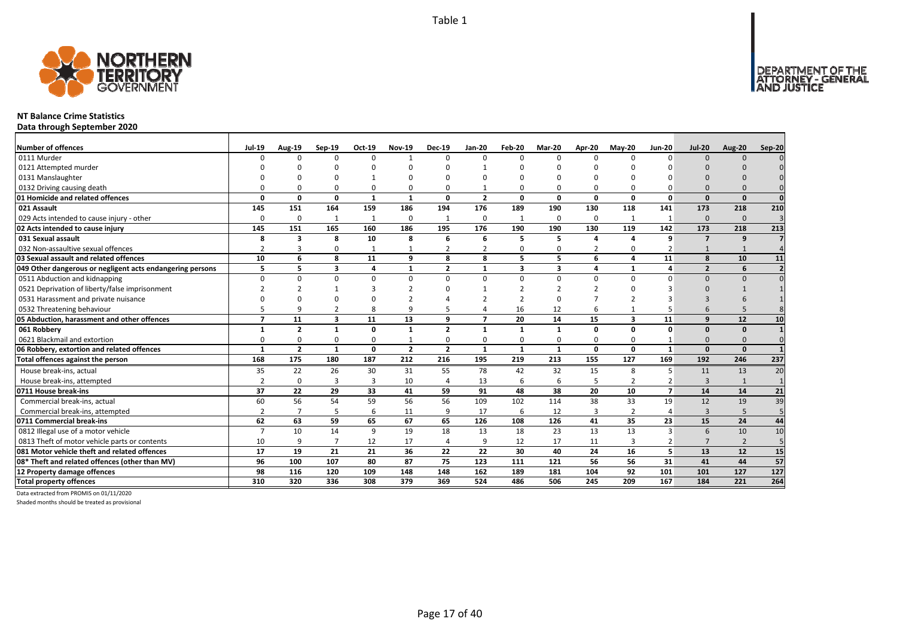Table 1

# NT Balance Crime Statistics

## Data through September 2020

| Number of offences | Jul-19 | Aug-19 | Sep-19 | Oct-19 | Nov-19 | Dec-19 | Jan-20 | Feb-20 | Mar-20 | Apr-20 | May-20 | Jun-20 | Jul-20 | Aug-20 | Sep-20 |
|---|---|---|---|---|---|---|---|---|---|---|---|---|---|---|---|
| 0111 Murder | 0 | 0 | 0 | 0 | 1 | 0 | 0 | 0 | 0 | 0 | 0 | 0 | 0 | 0 | 0 |
| 0121 Attempted murder | 0 | 0 | 0 | 0 | 0 | 0 | 1 | 0 | 0 | 0 | 0 | 0 | 0 | 0 | 0 |
| 0131 Manslaughter | 0 | 0 | 0 | 1 | 0 | 0 | 0 | 0 | 0 | 0 | 0 | 0 | 0 | 0 | 0 |
| 0132 Driving causing death | 0 | 0 | 0 | 0 | 0 | 0 | 1 | 0 | 0 | 0 | 0 | 0 | 0 | 0 | 0 |
| **01 Homicide and related offences** | **0** | **0** | **0** | **1** | **1** | **0** | **2** | **0** | **0** | **0** | **0** | **0** | **0** | **0** | **0** |
| **021 Assault** | **145** | **151** | **164** | **159** | **186** | **194** | **176** | **189** | **190** | **130** | **118** | **141** | **173** | **218** | **210** |
| 029 Acts intended to cause injury - other | 0 | 0 | 1 | 1 | 0 | 1 | 0 | 1 | 0 | 0 | 1 | 1 | 0 | 0 | 3 |
| **02 Acts intended to cause injury** | **145** | **151** | **165** | **160** | **186** | **195** | **176** | **190** | **190** | **130** | **119** | **142** | **173** | **218** | **213** |
| **031 Sexual assault** | **8** | **3** | **8** | **10** | **8** | **6** | **6** | **5** | **5** | **4** | **4** | **9** | **7** | **9** | **7** |
| 032 Non-assaultive sexual offences | 2 | 3 | 0 | 1 | 1 | 2 | 2 | 0 | 0 | 2 | 0 | 2 | 1 | 1 | 4 |
| **03 Sexual assault and related offences** | **10** | **6** | **8** | **11** | **9** | **8** | **8** | **5** | **5** | **6** | **4** | **11** | **8** | **10** | **11** |
| **049 Other dangerous or negligent acts endangering persons** | **5** | **5** | **3** | **4** | **1** | **2** | **1** | **3** | **3** | **4** | **1** | **4** | **2** | **6** | **2** |
| 0511 Abduction and kidnapping | 0 | 0 | 0 | 0 | 0 | 0 | 0 | 0 | 0 | 0 | 0 | 0 | 0 | 0 | 0 |
| 0521 Deprivation of liberty/false imprisonment | 2 | 2 | 1 | 3 | 2 | 0 | 1 | 2 | 2 | 2 | 0 | 3 | 0 | 1 | 1 |
| 0531 Harassment and private nuisance | 0 | 0 | 0 | 0 | 2 | 4 | 2 | 2 | 0 | 7 | 2 | 3 | 3 | 6 | 1 |
| 0532 Threatening behaviour | 5 | 9 | 2 | 8 | 9 | 5 | 4 | 16 | 12 | 6 | 1 | 5 | 6 | 5 | 8 |
| **05 Abduction, harassment and other offences** | **7** | **11** | **3** | **11** | **13** | **9** | **7** | **20** | **14** | **15** | **3** | **11** | **9** | **12** | **10** |
| **061 Robbery** | **1** | **2** | **1** | **0** | **1** | **2** | **1** | **1** | **1** | **0** | **0** | **0** | **0** | **0** | **1** |
| 0621 Blackmail and extortion | 0 | 0 | 0 | 0 | 1 | 0 | 0 | 0 | 0 | 0 | 0 | 1 | 0 | 0 | 0 |
| **06 Robbery, extortion and related offences** | **1** | **2** | **1** | **0** | **2** | **2** | **1** | **1** | **1** | **0** | **0** | **1** | **0** | **0** | **1** |
| **Total offences against the person** | **168** | **175** | **180** | **187** | **212** | **216** | **195** | **219** | **213** | **155** | **127** | **169** | **192** | **246** | **237** |
| House break-ins, actual | 35 | 22 | 26 | 30 | 31 | 55 | 78 | 42 | 32 | 15 | 8 | 5 | 11 | 13 | 20 |
| House break-ins, attempted | 2 | 0 | 3 | 3 | 10 | 4 | 13 | 6 | 6 | 5 | 2 | 2 | 3 | 1 | 1 |
| **0711 House break-ins** | **37** | **22** | **29** | **33** | **41** | **59** | **91** | **48** | **38** | **20** | **10** | **7** | **14** | **14** | **21** |
| Commercial break-ins, actual | 60 | 56 | 54 | 59 | 56 | 56 | 109 | 102 | 114 | 38 | 33 | 19 | 12 | 19 | 39 |
| Commercial break-ins, attempted | 2 | 7 | 5 | 6 | 11 | 9 | 17 | 6 | 12 | 3 | 2 | 4 | 3 | 5 | 5 |
| **0711 Commercial break-ins** | **62** | **63** | **59** | **65** | **67** | **65** | **126** | **108** | **126** | **41** | **35** | **23** | **15** | **24** | **44** |
| 0812 Illegal use of a motor vehicle | 7 | 10 | 14 | 9 | 19 | 18 | 13 | 18 | 23 | 13 | 13 | 3 | 6 | 10 | 10 |
| 0813 Theft of motor vehicle parts or contents | 10 | 9 | 7 | 12 | 17 | 4 | 9 | 12 | 17 | 11 | 3 | 2 | 7 | 2 | 5 |
| **081 Motor vehicle theft and related offences** | **17** | **19** | **21** | **21** | **36** | **22** | **22** | **30** | **40** | **24** | **16** | **5** | **13** | **12** | **15** |
| **08* Theft and related offences (other than MV)** | **96** | **100** | **107** | **80** | **87** | **75** | **123** | **111** | **121** | **56** | **56** | **31** | **41** | **44** | **57** |
| **12 Property damage offences** | **98** | **116** | **120** | **109** | **148** | **148** | **162** | **189** | **181** | **104** | **92** | **101** | **101** | **127** | **127** |
| **Total property offences** | **310** | **320** | **336** | **308** | **379** | **369** | **524** | **486** | **506** | **245** | **209** | **167** | **184** | **221** | **264** |

Data extracted from PROMIS on 01/11/2020

Shaded months should be treated as provisional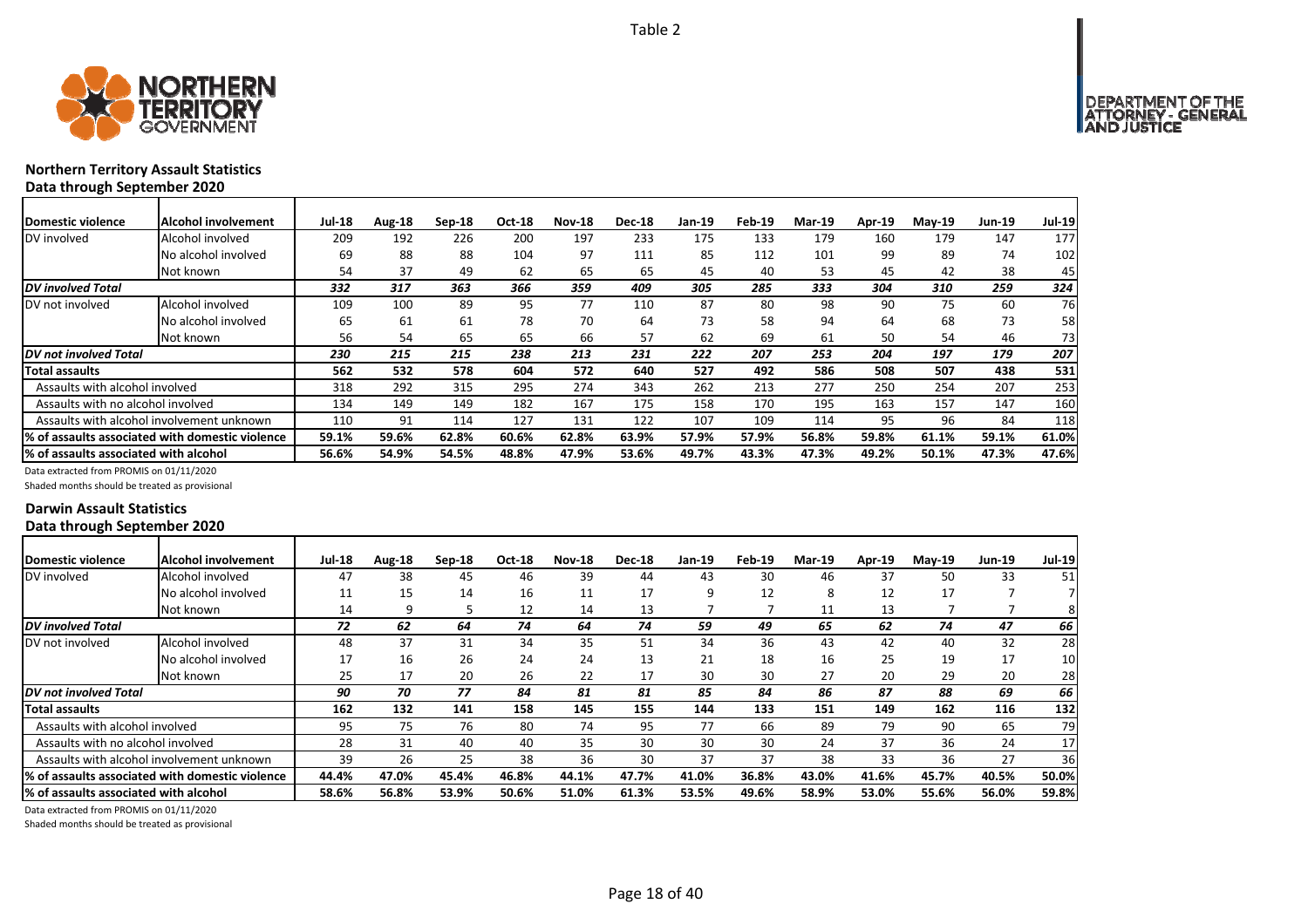Table 2

## Northern Territory Assault Statistics
### Data through September 2020

| Domestic violence | Alcohol involvement | Jul-18 | Aug-18 | Sep-18 | Oct-18 | Nov-18 | Dec-18 | Jan-19 | Feb-19 | Mar-19 | Apr-19 | May-19 | Jun-19 | Jul-19 |
|---|---|---|---|---|---|---|---|---|---|---|---|---|---|---|
| DV involved | Alcohol involved | 209 | 192 | 226 | 200 | 197 | 233 | 175 | 133 | 179 | 160 | 179 | 147 | 177 |
| | No alcohol involved | 69 | 88 | 88 | 104 | 97 | 111 | 85 | 112 | 101 | 99 | 89 | 74 | 102 |
| | Not known | 54 | 37 | 49 | 62 | 65 | 65 | 45 | 40 | 53 | 45 | 42 | 38 | 45 |
| ***DV involved Total*** | | ***332*** | ***317*** | ***363*** | ***366*** | ***359*** | ***409*** | ***305*** | ***285*** | ***333*** | ***304*** | ***310*** | ***259*** | ***324*** |
| DV not involved | Alcohol involved | 109 | 100 | 89 | 95 | 77 | 110 | 87 | 80 | 98 | 90 | 75 | 60 | 76 |
| | No alcohol involved | 65 | 61 | 61 | 78 | 70 | 64 | 73 | 58 | 94 | 64 | 68 | 73 | 58 |
| | Not known | 56 | 54 | 65 | 65 | 66 | 57 | 62 | 69 | 61 | 50 | 54 | 46 | 73 |
| ***DV not involved Total*** | | ***230*** | ***215*** | ***215*** | ***238*** | ***213*** | ***231*** | ***222*** | ***207*** | ***253*** | ***204*** | ***197*** | ***179*** | ***207*** |
| **Total assaults** | | **562** | **532** | **578** | **604** | **572** | **640** | **527** | **492** | **586** | **508** | **507** | **438** | **531** |
| Assaults with alcohol involved | | 318 | 292 | 315 | 295 | 274 | 343 | 262 | 213 | 277 | 250 | 254 | 207 | 253 |
| Assaults with no alcohol involved | | 134 | 149 | 149 | 182 | 167 | 175 | 158 | 170 | 195 | 163 | 157 | 147 | 160 |
| Assaults with alcohol involvement unknown | | 110 | 91 | 114 | 127 | 131 | 122 | 107 | 109 | 114 | 95 | 96 | 84 | 118 |
| **% of assaults associated with domestic violence** | | **59.1%** | **59.6%** | **62.8%** | **60.6%** | **62.8%** | **63.9%** | **57.9%** | **57.9%** | **56.8%** | **59.8%** | **61.1%** | **59.1%** | **61.0%** |
| **% of assaults associated with alcohol** | | **56.6%** | **54.9%** | **54.5%** | **48.8%** | **47.9%** | **53.6%** | **49.7%** | **43.3%** | **47.3%** | **49.2%** | **50.1%** | **47.3%** | **47.6%** |

Data extracted from PROMIS on 01/11/2020

Shaded months should be treated as provisional

## Darwin Assault Statistics
### Data through September 2020

| Domestic violence | Alcohol involvement | Jul-18 | Aug-18 | Sep-18 | Oct-18 | Nov-18 | Dec-18 | Jan-19 | Feb-19 | Mar-19 | Apr-19 | May-19 | Jun-19 | Jul-19 |
|---|---|---|---|---|---|---|---|---|---|---|---|---|---|---|
| DV involved | Alcohol involved | 47 | 38 | 45 | 46 | 39 | 44 | 43 | 30 | 46 | 37 | 50 | 33 | 51 |
| | No alcohol involved | 11 | 15 | 14 | 16 | 11 | 17 | 9 | 12 | 8 | 12 | 17 | 7 | 7 |
| | Not known | 14 | 9 | 5 | 12 | 14 | 13 | 7 | 7 | 11 | 13 | 7 | 7 | 8 |
| ***DV involved Total*** | | ***72*** | ***62*** | ***64*** | ***74*** | ***64*** | ***74*** | ***59*** | ***49*** | ***65*** | ***62*** | ***74*** | ***47*** | ***66*** |
| DV not involved | Alcohol involved | 48 | 37 | 31 | 34 | 35 | 51 | 34 | 36 | 43 | 42 | 40 | 32 | 28 |
| | No alcohol involved | 17 | 16 | 26 | 24 | 24 | 13 | 21 | 18 | 16 | 25 | 19 | 17 | 10 |
| | Not known | 25 | 17 | 20 | 26 | 22 | 17 | 30 | 30 | 27 | 20 | 29 | 20 | 28 |
| ***DV not involved Total*** | | ***90*** | ***70*** | ***77*** | ***84*** | ***81*** | ***81*** | ***85*** | ***84*** | ***86*** | ***87*** | ***88*** | ***69*** | ***66*** |
| **Total assaults** | | **162** | **132** | **141** | **158** | **145** | **155** | **144** | **133** | **151** | **149** | **162** | **116** | **132** |
| Assaults with alcohol involved | | 95 | 75 | 76 | 80 | 74 | 95 | 77 | 66 | 89 | 79 | 90 | 65 | 79 |
| Assaults with no alcohol involved | | 28 | 31 | 40 | 40 | 35 | 30 | 30 | 30 | 24 | 37 | 36 | 24 | 17 |
| Assaults with alcohol involvement unknown | | 39 | 26 | 25 | 38 | 36 | 30 | 37 | 37 | 38 | 33 | 36 | 27 | 36 |
| **% of assaults associated with domestic violence** | | **44.4%** | **47.0%** | **45.4%** | **46.8%** | **44.1%** | **47.7%** | **41.0%** | **36.8%** | **43.0%** | **41.6%** | **45.7%** | **40.5%** | **50.0%** |
| **% of assaults associated with alcohol** | | **58.6%** | **56.8%** | **53.9%** | **50.6%** | **51.0%** | **61.3%** | **53.5%** | **49.6%** | **58.9%** | **53.0%** | **55.6%** | **56.0%** | **59.8%** |

Data extracted from PROMIS on 01/11/2020

Shaded months should be treated as provisional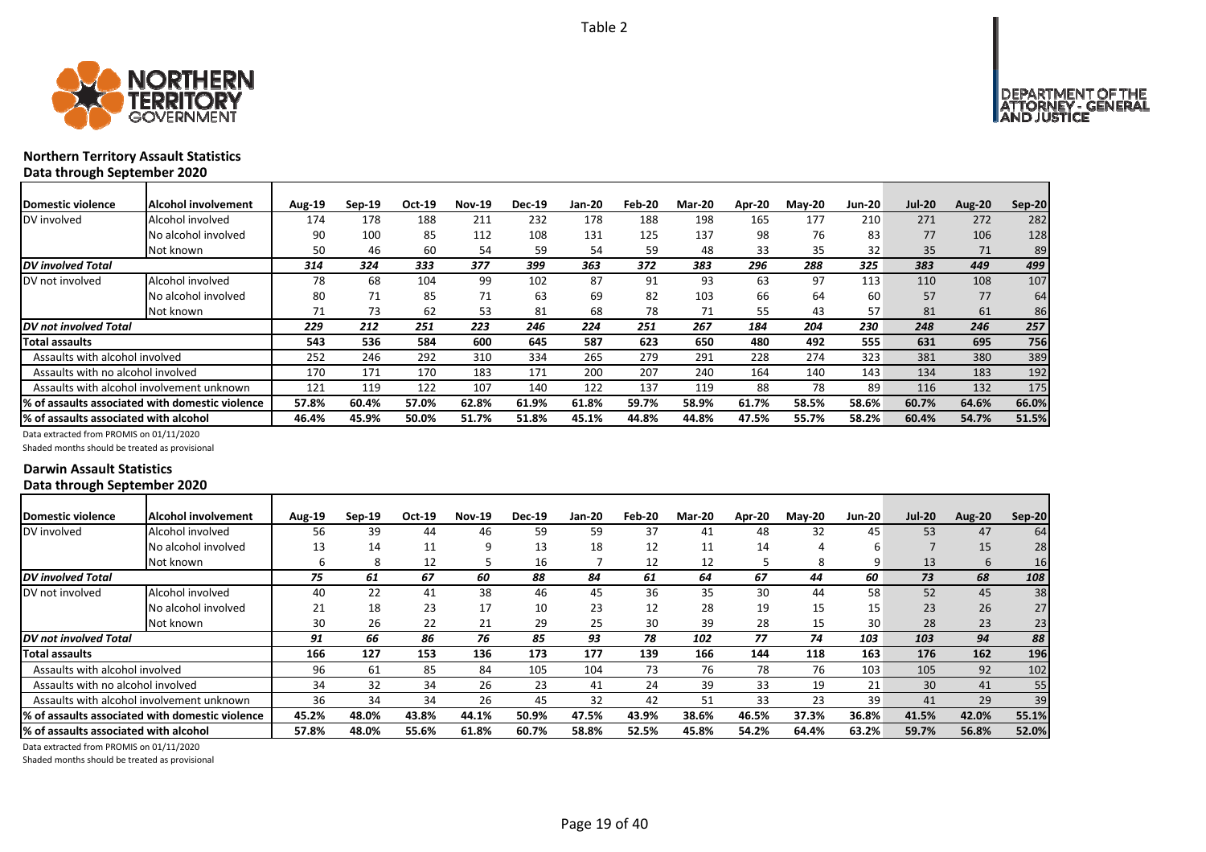Table 2

**Northern Territory Assault Statistics**
**Data through September 2020**

| Domestic violence | Alcohol involvement | Aug-19 | Sep-19 | Oct-19 | Nov-19 | Dec-19 | Jan-20 | Feb-20 | Mar-20 | Apr-20 | May-20 | Jun-20 | Jul-20 | Aug-20 | Sep-20 |
|---|---|---|---|---|---|---|---|---|---|---|---|---|---|---|---|
| DV involved | Alcohol involved | 174 | 178 | 188 | 211 | 232 | 178 | 188 | 198 | 165 | 177 | 210 | 271 | 272 | 282 |
| | No alcohol involved | 90 | 100 | 85 | 112 | 108 | 131 | 125 | 137 | 98 | 76 | 83 | 77 | 106 | 128 |
| | Not known | 50 | 46 | 60 | 54 | 59 | 54 | 59 | 48 | 33 | 35 | 32 | 35 | 71 | 89 |
| ***DV involved Total*** | | ***314*** | ***324*** | ***333*** | ***377*** | ***399*** | ***363*** | ***372*** | ***383*** | ***296*** | ***288*** | ***325*** | ***383*** | ***449*** | ***499*** |
| DV not involved | Alcohol involved | 78 | 68 | 104 | 99 | 102 | 87 | 91 | 93 | 63 | 97 | 113 | 110 | 108 | 107 |
| | No alcohol involved | 80 | 71 | 85 | 71 | 63 | 69 | 82 | 103 | 66 | 64 | 60 | 57 | 77 | 64 |
| | Not known | 71 | 73 | 62 | 53 | 81 | 68 | 78 | 71 | 55 | 43 | 57 | 81 | 61 | 86 |
| ***DV not involved Total*** | | ***229*** | ***212*** | ***251*** | ***223*** | ***246*** | ***224*** | ***251*** | ***267*** | ***184*** | ***204*** | ***230*** | ***248*** | ***246*** | ***257*** |
| **Total assaults** | | **543** | **536** | **584** | **600** | **645** | **587** | **623** | **650** | **480** | **492** | **555** | **631** | **695** | **756** |
| Assaults with alcohol involved | | 252 | 246 | 292 | 310 | 334 | 265 | 279 | 291 | 228 | 274 | 323 | 381 | 380 | 389 |
| Assaults with no alcohol involved | | 170 | 171 | 170 | 183 | 171 | 200 | 207 | 240 | 164 | 140 | 143 | 134 | 183 | 192 |
| Assaults with alcohol involvement unknown | | 121 | 119 | 122 | 107 | 140 | 122 | 137 | 119 | 88 | 78 | 89 | 116 | 132 | 175 |
| **% of assaults associated with domestic violence** | | **57.8%** | **60.4%** | **57.0%** | **62.8%** | **61.9%** | **61.8%** | **59.7%** | **58.9%** | **61.7%** | **58.5%** | **58.6%** | **60.7%** | **64.6%** | **66.0%** |
| **% of assaults associated with alcohol** | | **46.4%** | **45.9%** | **50.0%** | **51.7%** | **51.8%** | **45.1%** | **44.8%** | **44.8%** | **47.5%** | **55.7%** | **58.2%** | **60.4%** | **54.7%** | **51.5%** |

Data extracted from PROMIS on 01/11/2020
Shaded months should be treated as provisional

**Darwin Assault Statistics**
**Data through September 2020**

| Domestic violence | Alcohol involvement | Aug-19 | Sep-19 | Oct-19 | Nov-19 | Dec-19 | Jan-20 | Feb-20 | Mar-20 | Apr-20 | May-20 | Jun-20 | Jul-20 | Aug-20 | Sep-20 |
|---|---|---|---|---|---|---|---|---|---|---|---|---|---|---|---|
| DV involved | Alcohol involved | 56 | 39 | 44 | 46 | 59 | 59 | 37 | 41 | 48 | 32 | 45 | 53 | 47 | 64 |
| | No alcohol involved | 13 | 14 | 11 | 9 | 13 | 18 | 12 | 11 | 14 | 4 | 6 | 7 | 15 | 28 |
| | Not known | 6 | 8 | 12 | 5 | 16 | 7 | 12 | 12 | 5 | 8 | 9 | 13 | 6 | 16 |
| ***DV involved Total*** | | ***75*** | ***61*** | ***67*** | ***60*** | ***88*** | ***84*** | ***61*** | ***64*** | ***67*** | ***44*** | ***60*** | ***73*** | ***68*** | ***108*** |
| DV not involved | Alcohol involved | 40 | 22 | 41 | 38 | 46 | 45 | 36 | 35 | 30 | 44 | 58 | 52 | 45 | 38 |
| | No alcohol involved | 21 | 18 | 23 | 17 | 10 | 23 | 12 | 28 | 19 | 15 | 15 | 23 | 26 | 27 |
| | Not known | 30 | 26 | 22 | 21 | 29 | 25 | 30 | 39 | 28 | 15 | 30 | 28 | 23 | 23 |
| ***DV not involved Total*** | | ***91*** | ***66*** | ***86*** | ***76*** | ***85*** | ***93*** | ***78*** | ***102*** | ***77*** | ***74*** | ***103*** | ***103*** | ***94*** | ***88*** |
| **Total assaults** | | **166** | **127** | **153** | **136** | **173** | **177** | **139** | **166** | **144** | **118** | **163** | **176** | **162** | **196** |
| Assaults with alcohol involved | | 96 | 61 | 85 | 84 | 105 | 104 | 73 | 76 | 78 | 76 | 103 | 105 | 92 | 102 |
| Assaults with no alcohol involved | | 34 | 32 | 34 | 26 | 23 | 41 | 24 | 39 | 33 | 19 | 21 | 30 | 41 | 55 |
| Assaults with alcohol involvement unknown | | 36 | 34 | 34 | 26 | 45 | 32 | 42 | 51 | 33 | 23 | 39 | 41 | 29 | 39 |
| **% of assaults associated with domestic violence** | | **45.2%** | **48.0%** | **43.8%** | **44.1%** | **50.9%** | **47.5%** | **43.9%** | **38.6%** | **46.5%** | **37.3%** | **36.8%** | **41.5%** | **42.0%** | **55.1%** |
| **% of assaults associated with alcohol** | | **57.8%** | **48.0%** | **55.6%** | **61.8%** | **60.7%** | **58.8%** | **52.5%** | **45.8%** | **54.2%** | **64.4%** | **63.2%** | **59.7%** | **56.8%** | **52.0%** |

Data extracted from PROMIS on 01/11/2020
Shaded months should be treated as provisional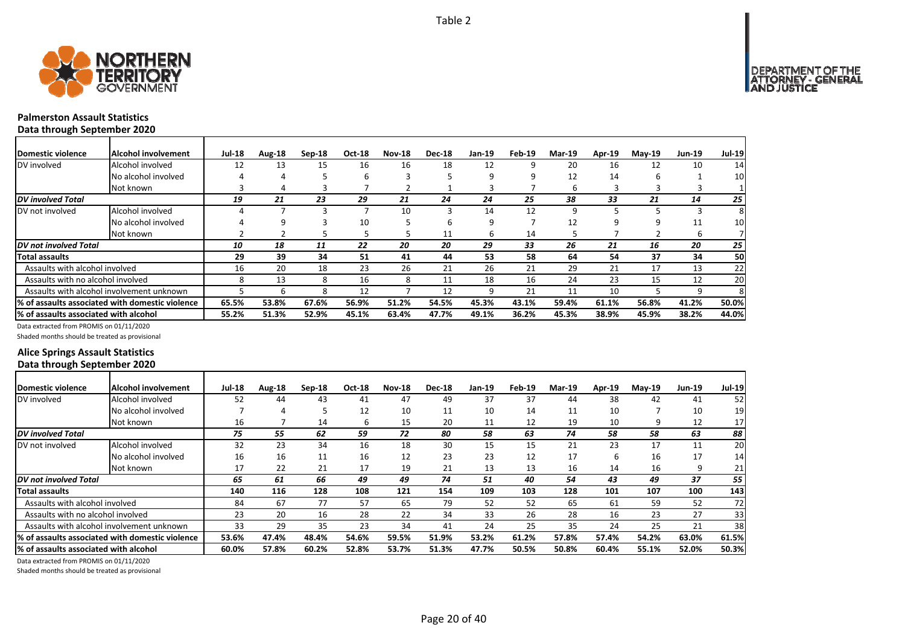Table 2

## Palmerston Assault Statistics
### Data through September 2020

| Domestic violence | Alcohol involvement | Jul-18 | Aug-18 | Sep-18 | Oct-18 | Nov-18 | Dec-18 | Jan-19 | Feb-19 | Mar-19 | Apr-19 | May-19 | Jun-19 | Jul-19 |
|---|---|---|---|---|---|---|---|---|---|---|---|---|---|---|
| DV involved | Alcohol involved | 12 | 13 | 15 | 16 | 16 | 18 | 12 | 9 | 20 | 16 | 12 | 10 | 14 |
| | No alcohol involved | 4 | 4 | 5 | 6 | 3 | 5 | 9 | 9 | 12 | 14 | 6 | 1 | 10 |
| | Not known | 3 | 4 | 3 | 7 | 2 | 1 | 3 | 7 | 6 | 3 | 3 | 3 | 1 |
| *DV involved Total* | | *19* | *21* | *23* | *29* | *21* | *24* | *24* | *25* | *38* | *33* | *21* | *14* | *25* |
| DV not involved | Alcohol involved | 4 | 7 | 3 | 7 | 10 | 3 | 14 | 12 | 9 | 5 | 5 | 3 | 8 |
| | No alcohol involved | 4 | 9 | 3 | 10 | 5 | 6 | 9 | 7 | 12 | 9 | 9 | 11 | 10 |
| | Not known | 2 | 2 | 5 | 5 | 5 | 11 | 6 | 14 | 5 | 7 | 2 | 6 | 7 |
| *DV not involved Total* | | *10* | *18* | *11* | *22* | *20* | *20* | *29* | *33* | *26* | *21* | *16* | *20* | *25* |
| **Total assaults** | | **29** | **39** | **34** | **51** | **41** | **44** | **53** | **58** | **64** | **54** | **37** | **34** | **50** |
| Assaults with alcohol involved | | 16 | 20 | 18 | 23 | 26 | 21 | 26 | 21 | 29 | 21 | 17 | 13 | 22 |
| Assaults with no alcohol involved | | 8 | 13 | 8 | 16 | 8 | 11 | 18 | 16 | 24 | 23 | 15 | 12 | 20 |
| Assaults with alcohol involvement unknown | | 5 | 6 | 8 | 12 | 7 | 12 | 9 | 21 | 11 | 10 | 5 | 9 | 8 |
| **% of assaults associated with domestic violence** | | **65.5%** | **53.8%** | **67.6%** | **56.9%** | **51.2%** | **54.5%** | **45.3%** | **43.1%** | **59.4%** | **61.1%** | **56.8%** | **41.2%** | **50.0%** |
| **% of assaults associated with alcohol** | | **55.2%** | **51.3%** | **52.9%** | **45.1%** | **63.4%** | **47.7%** | **49.1%** | **36.2%** | **45.3%** | **38.9%** | **45.9%** | **38.2%** | **44.0%** |

Data extracted from PROMIS on 01/11/2020

Shaded months should be treated as provisional

## Alice Springs Assault Statistics
### Data through September 2020

| Domestic violence | Alcohol involvement | Jul-18 | Aug-18 | Sep-18 | Oct-18 | Nov-18 | Dec-18 | Jan-19 | Feb-19 | Mar-19 | Apr-19 | May-19 | Jun-19 | Jul-19 |
|---|---|---|---|---|---|---|---|---|---|---|---|---|---|---|
| DV involved | Alcohol involved | 52 | 44 | 43 | 41 | 47 | 49 | 37 | 37 | 44 | 38 | 42 | 41 | 52 |
| | No alcohol involved | 7 | 4 | 5 | 12 | 10 | 11 | 10 | 14 | 11 | 10 | 7 | 10 | 19 |
| | Not known | 16 | 7 | 14 | 6 | 15 | 20 | 11 | 12 | 19 | 10 | 9 | 12 | 17 |
| *DV involved Total* | | *75* | *55* | *62* | *59* | *72* | *80* | *58* | *63* | *74* | *58* | *58* | *63* | *88* |
| DV not involved | Alcohol involved | 32 | 23 | 34 | 16 | 18 | 30 | 15 | 15 | 21 | 23 | 17 | 11 | 20 |
| | No alcohol involved | 16 | 16 | 11 | 16 | 12 | 23 | 23 | 12 | 17 | 6 | 16 | 17 | 14 |
| | Not known | 17 | 22 | 21 | 17 | 19 | 21 | 13 | 13 | 16 | 14 | 16 | 9 | 21 |
| *DV not involved Total* | | *65* | *61* | *66* | *49* | *49* | *74* | *51* | *40* | *54* | *43* | *49* | *37* | *55* |
| **Total assaults** | | **140** | **116** | **128** | **108** | **121** | **154** | **109** | **103** | **128** | **101** | **107** | **100** | **143** |
| Assaults with alcohol involved | | 84 | 67 | 77 | 57 | 65 | 79 | 52 | 52 | 65 | 61 | 59 | 52 | 72 |
| Assaults with no alcohol involved | | 23 | 20 | 16 | 28 | 22 | 34 | 33 | 26 | 28 | 16 | 23 | 27 | 33 |
| Assaults with alcohol involvement unknown | | 33 | 29 | 35 | 23 | 34 | 41 | 24 | 25 | 35 | 24 | 25 | 21 | 38 |
| **% of assaults associated with domestic violence** | | **53.6%** | **47.4%** | **48.4%** | **54.6%** | **59.5%** | **51.9%** | **53.2%** | **61.2%** | **57.8%** | **57.4%** | **54.2%** | **63.0%** | **61.5%** |
| **% of assaults associated with alcohol** | | **60.0%** | **57.8%** | **60.2%** | **52.8%** | **53.7%** | **51.3%** | **47.7%** | **50.5%** | **50.8%** | **60.4%** | **55.1%** | **52.0%** | **50.3%** |

Data extracted from PROMIS on 01/11/2020

Shaded months should be treated as provisional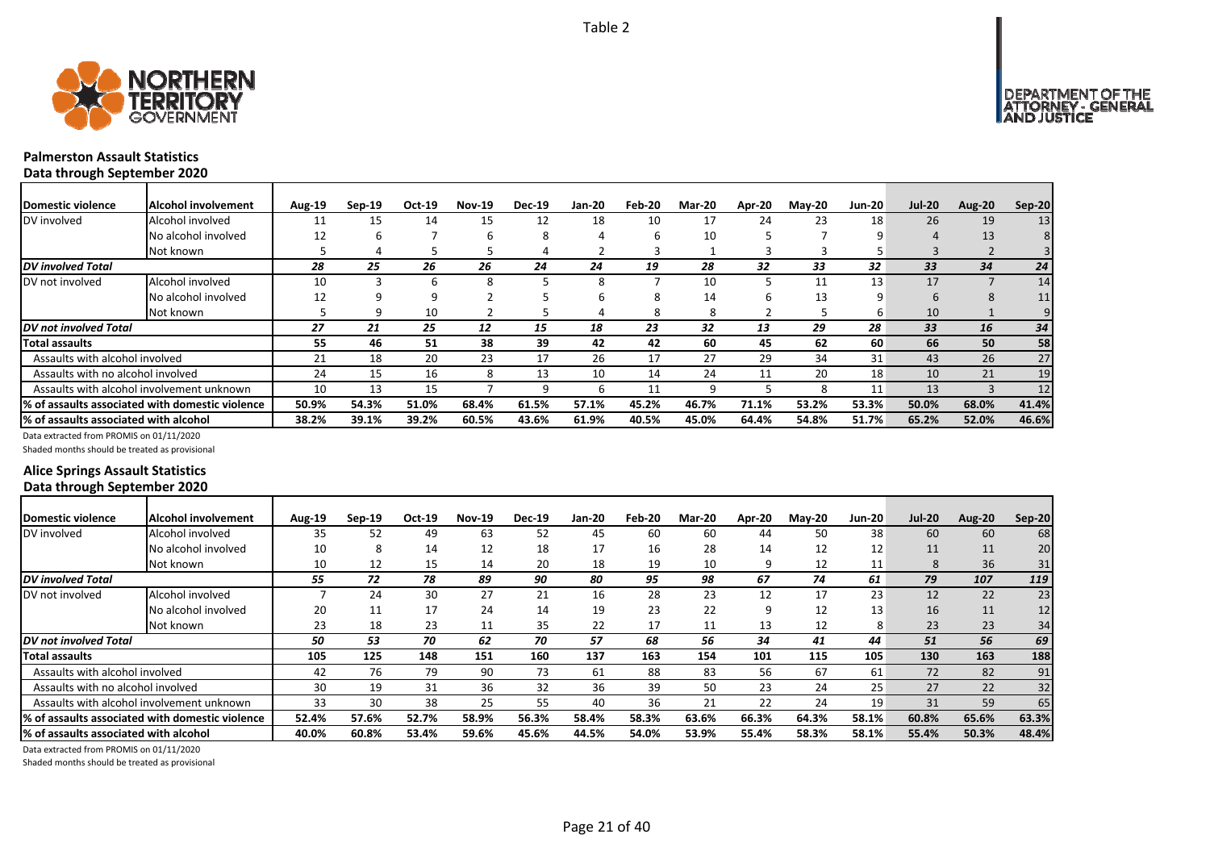Table 2

## Palmerston Assault Statistics
### Data through September 2020

| Domestic violence | Alcohol involvement | Aug-19 | Sep-19 | Oct-19 | Nov-19 | Dec-19 | Jan-20 | Feb-20 | Mar-20 | Apr-20 | May-20 | Jun-20 | Jul-20 | Aug-20 | Sep-20 |
|---|---|---|---|---|---|---|---|---|---|---|---|---|---|---|---|
| DV involved | Alcohol involved | 11 | 15 | 14 | 15 | 12 | 18 | 10 | 17 | 24 | 23 | 18 | 26 | 19 | 13 |
| | No alcohol involved | 12 | 6 | 7 | 6 | 8 | 4 | 6 | 10 | 5 | 7 | 9 | 4 | 13 | 8 |
| | Not known | 5 | 4 | 5 | 5 | 4 | 2 | 3 | 1 | 3 | 3 | 5 | 3 | 2 | 3 |
| ***DV involved Total*** | | ***28*** | ***25*** | ***26*** | ***26*** | ***24*** | ***24*** | ***19*** | ***28*** | ***32*** | ***33*** | ***32*** | ***33*** | ***34*** | ***24*** |
| DV not involved | Alcohol involved | 10 | 3 | 6 | 8 | 5 | 8 | 7 | 10 | 5 | 11 | 13 | 17 | 7 | 14 |
| | No alcohol involved | 12 | 9 | 9 | 2 | 5 | 6 | 8 | 14 | 6 | 13 | 9 | 6 | 8 | 11 |
| | Not known | 5 | 9 | 10 | 2 | 5 | 4 | 8 | 8 | 2 | 5 | 6 | 10 | 1 | 9 |
| ***DV not involved Total*** | | ***27*** | ***21*** | ***25*** | ***12*** | ***15*** | ***18*** | ***23*** | ***32*** | ***13*** | ***29*** | ***28*** | ***33*** | ***16*** | ***34*** |
| **Total assaults** | | **55** | **46** | **51** | **38** | **39** | **42** | **42** | **60** | **45** | **62** | **60** | **66** | **50** | **58** |
| Assaults with alcohol involved | | 21 | 18 | 20 | 23 | 17 | 26 | 17 | 27 | 29 | 34 | 31 | 43 | 26 | 27 |
| Assaults with no alcohol involved | | 24 | 15 | 16 | 8 | 13 | 10 | 14 | 24 | 11 | 20 | 18 | 10 | 21 | 19 |
| Assaults with alcohol involvement unknown | | 10 | 13 | 15 | 7 | 9 | 6 | 11 | 9 | 5 | 8 | 11 | 13 | 3 | 12 |
| **% of assaults associated with domestic violence** | | **50.9%** | **54.3%** | **51.0%** | **68.4%** | **61.5%** | **57.1%** | **45.2%** | **46.7%** | **71.1%** | **53.2%** | **53.3%** | **50.0%** | **68.0%** | **41.4%** |
| **% of assaults associated with alcohol** | | **38.2%** | **39.1%** | **39.2%** | **60.5%** | **43.6%** | **61.9%** | **40.5%** | **45.0%** | **64.4%** | **54.8%** | **51.7%** | **65.2%** | **52.0%** | **46.6%** |

Data extracted from PROMIS on 01/11/2020

Shaded months should be treated as provisional

## Alice Springs Assault Statistics
### Data through September 2020

| Domestic violence | Alcohol involvement | Aug-19 | Sep-19 | Oct-19 | Nov-19 | Dec-19 | Jan-20 | Feb-20 | Mar-20 | Apr-20 | May-20 | Jun-20 | Jul-20 | Aug-20 | Sep-20 |
|---|---|---|---|---|---|---|---|---|---|---|---|---|---|---|---|
| DV involved | Alcohol involved | 35 | 52 | 49 | 63 | 52 | 45 | 60 | 60 | 44 | 50 | 38 | 60 | 60 | 68 |
| | No alcohol involved | 10 | 8 | 14 | 12 | 18 | 17 | 16 | 28 | 14 | 12 | 12 | 11 | 11 | 20 |
| | Not known | 10 | 12 | 15 | 14 | 20 | 18 | 19 | 10 | 9 | 12 | 11 | 8 | 36 | 31 |
| ***DV involved Total*** | | ***55*** | ***72*** | ***78*** | ***89*** | ***90*** | ***80*** | ***95*** | ***98*** | ***67*** | ***74*** | ***61*** | ***79*** | ***107*** | ***119*** |
| DV not involved | Alcohol involved | 7 | 24 | 30 | 27 | 21 | 16 | 28 | 23 | 12 | 17 | 23 | 12 | 22 | 23 |
| | No alcohol involved | 20 | 11 | 17 | 24 | 14 | 19 | 23 | 22 | 9 | 12 | 13 | 16 | 11 | 12 |
| | Not known | 23 | 18 | 23 | 11 | 35 | 22 | 17 | 11 | 13 | 12 | 8 | 23 | 23 | 34 |
| ***DV not involved Total*** | | ***50*** | ***53*** | ***70*** | ***62*** | ***70*** | ***57*** | ***68*** | ***56*** | ***34*** | ***41*** | ***44*** | ***51*** | ***56*** | ***69*** |
| **Total assaults** | | **105** | **125** | **148** | **151** | **160** | **137** | **163** | **154** | **101** | **115** | **105** | **130** | **163** | **188** |
| Assaults with alcohol involved | | 42 | 76 | 79 | 90 | 73 | 61 | 88 | 83 | 56 | 67 | 61 | 72 | 82 | 91 |
| Assaults with no alcohol involved | | 30 | 19 | 31 | 36 | 32 | 36 | 39 | 50 | 23 | 24 | 25 | 27 | 22 | 32 |
| Assaults with alcohol involvement unknown | | 33 | 30 | 38 | 25 | 55 | 40 | 36 | 21 | 22 | 24 | 19 | 31 | 59 | 65 |
| **% of assaults associated with domestic violence** | | **52.4%** | **57.6%** | **52.7%** | **58.9%** | **56.3%** | **58.4%** | **58.3%** | **63.6%** | **66.3%** | **64.3%** | **58.1%** | **60.8%** | **65.6%** | **63.3%** |
| **% of assaults associated with alcohol** | | **40.0%** | **60.8%** | **53.4%** | **59.6%** | **45.6%** | **44.5%** | **54.0%** | **53.9%** | **55.4%** | **58.3%** | **58.1%** | **55.4%** | **50.3%** | **48.4%** |

Data extracted from PROMIS on 01/11/2020

Shaded months should be treated as provisional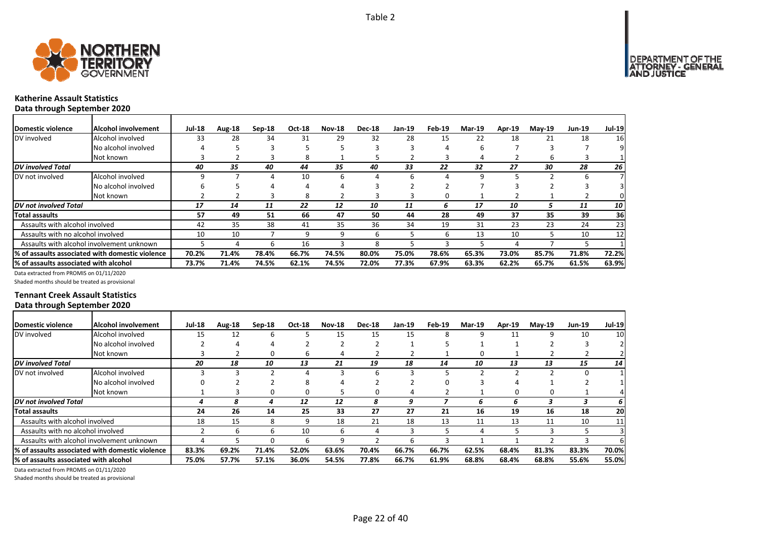Table 2

## Katherine Assault Statistics
### Data through September 2020

| Domestic violence | Alcohol involvement | Jul-18 | Aug-18 | Sep-18 | Oct-18 | Nov-18 | Dec-18 | Jan-19 | Feb-19 | Mar-19 | Apr-19 | May-19 | Jun-19 | Jul-19 |
|---|---|---|---|---|---|---|---|---|---|---|---|---|---|---|
| DV involved | Alcohol involved | 33 | 28 | 34 | 31 | 29 | 32 | 28 | 15 | 22 | 18 | 21 | 18 | 16 |
| | No alcohol involved | 4 | 5 | 3 | 5 | 5 | 3 | 3 | 4 | 6 | 7 | 3 | 7 | 9 |
| | Not known | 3 | 2 | 3 | 8 | 1 | 5 | 2 | 3 | 4 | 2 | 6 | 3 | 1 |
| ***DV involved Total*** | | ***40*** | ***35*** | ***40*** | ***44*** | ***35*** | ***40*** | ***33*** | ***22*** | ***32*** | ***27*** | ***30*** | ***28*** | ***26*** |
| DV not involved | Alcohol involved | 9 | 7 | 4 | 10 | 6 | 4 | 6 | 4 | 9 | 5 | 2 | 6 | 7 |
| | No alcohol involved | 6 | 5 | 4 | 4 | 4 | 3 | 2 | 2 | 7 | 3 | 2 | 3 | 3 |
| | Not known | 2 | 2 | 3 | 8 | 2 | 3 | 3 | 0 | 1 | 2 | 1 | 2 | 0 |
| ***DV not involved Total*** | | ***17*** | ***14*** | ***11*** | ***22*** | ***12*** | ***10*** | ***11*** | ***6*** | ***17*** | ***10*** | ***5*** | ***11*** | ***10*** |
| **Total assaults** | | **57** | **49** | **51** | **66** | **47** | **50** | **44** | **28** | **49** | **37** | **35** | **39** | **36** |
| Assaults with alcohol involved | | 42 | 35 | 38 | 41 | 35 | 36 | 34 | 19 | 31 | 23 | 23 | 24 | 23 |
| Assaults with no alcohol involved | | 10 | 10 | 7 | 9 | 9 | 6 | 5 | 6 | 13 | 10 | 5 | 10 | 12 |
| Assaults with alcohol involvement unknown | | 5 | 4 | 6 | 16 | 3 | 8 | 5 | 3 | 5 | 4 | 7 | 5 | 1 |
| **% of assaults associated with domestic violence** | | **70.2%** | **71.4%** | **78.4%** | **66.7%** | **74.5%** | **80.0%** | **75.0%** | **78.6%** | **65.3%** | **73.0%** | **85.7%** | **71.8%** | **72.2%** |
| **% of assaults associated with alcohol** | | **73.7%** | **71.4%** | **74.5%** | **62.1%** | **74.5%** | **72.0%** | **77.3%** | **67.9%** | **63.3%** | **62.2%** | **65.7%** | **61.5%** | **63.9%** |

Data extracted from PROMIS on 01/11/2020

Shaded months should be treated as provisional

## Tennant Creek Assault Statistics
### Data through September 2020

| Domestic violence | Alcohol involvement | Jul-18 | Aug-18 | Sep-18 | Oct-18 | Nov-18 | Dec-18 | Jan-19 | Feb-19 | Mar-19 | Apr-19 | May-19 | Jun-19 | Jul-19 |
|---|---|---|---|---|---|---|---|---|---|---|---|---|---|---|
| DV involved | Alcohol involved | 15 | 12 | 6 | 5 | 15 | 15 | 15 | 8 | 9 | 11 | 9 | 10 | 10 |
| | No alcohol involved | 2 | 4 | 4 | 2 | 2 | 2 | 1 | 5 | 1 | 1 | 2 | 3 | 2 |
| | Not known | 3 | 2 | 0 | 6 | 4 | 2 | 2 | 1 | 0 | 1 | 2 | 2 | 2 |
| ***DV involved Total*** | | ***20*** | ***18*** | ***10*** | ***13*** | ***21*** | ***19*** | ***18*** | ***14*** | ***10*** | ***13*** | ***13*** | ***15*** | ***14*** |
| DV not involved | Alcohol involved | 3 | 3 | 2 | 4 | 3 | 6 | 3 | 5 | 2 | 2 | 2 | 0 | 1 |
| | No alcohol involved | 0 | 2 | 2 | 8 | 4 | 2 | 2 | 0 | 3 | 4 | 1 | 2 | 1 |
| | Not known | 1 | 3 | 0 | 0 | 5 | 0 | 4 | 2 | 1 | 0 | 0 | 1 | 4 |
| ***DV not involved Total*** | | ***4*** | ***8*** | ***4*** | ***12*** | ***12*** | ***8*** | ***9*** | ***7*** | ***6*** | ***6*** | ***3*** | ***3*** | ***6*** |
| **Total assaults** | | **24** | **26** | **14** | **25** | **33** | **27** | **27** | **21** | **16** | **19** | **16** | **18** | **20** |
| Assaults with alcohol involved | | 18 | 15 | 8 | 9 | 18 | 21 | 18 | 13 | 11 | 13 | 11 | 10 | 11 |
| Assaults with no alcohol involved | | 2 | 6 | 6 | 10 | 6 | 4 | 3 | 5 | 4 | 5 | 3 | 5 | 3 |
| Assaults with alcohol involvement unknown | | 4 | 5 | 0 | 6 | 9 | 2 | 6 | 3 | 1 | 1 | 2 | 3 | 6 |
| **% of assaults associated with domestic violence** | | **83.3%** | **69.2%** | **71.4%** | **52.0%** | **63.6%** | **70.4%** | **66.7%** | **66.7%** | **62.5%** | **68.4%** | **81.3%** | **83.3%** | **70.0%** |
| **% of assaults associated with alcohol** | | **75.0%** | **57.7%** | **57.1%** | **36.0%** | **54.5%** | **77.8%** | **66.7%** | **61.9%** | **68.8%** | **68.4%** | **68.8%** | **55.6%** | **55.0%** |

Data extracted from PROMIS on 01/11/2020

Shaded months should be treated as provisional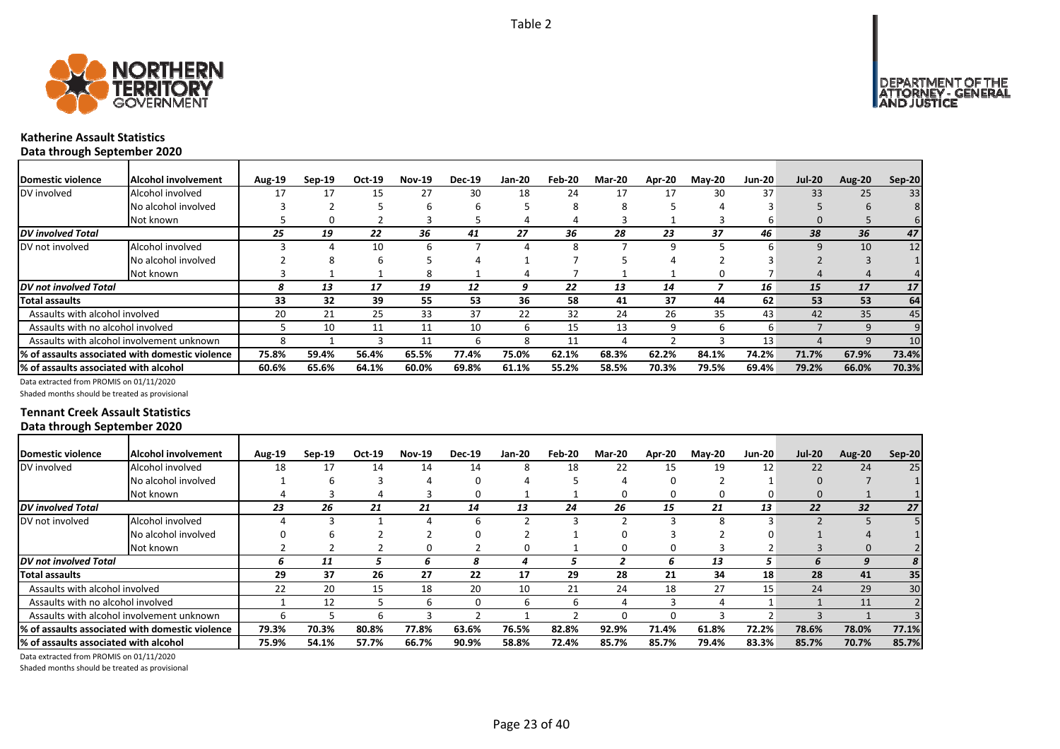Table 2

## Katherine Assault Statistics
### Data through September 2020

| Domestic violence | Alcohol involvement | Aug-19 | Sep-19 | Oct-19 | Nov-19 | Dec-19 | Jan-20 | Feb-20 | Mar-20 | Apr-20 | May-20 | Jun-20 | Jul-20 | Aug-20 | Sep-20 |
|---|---|---|---|---|---|---|---|---|---|---|---|---|---|---|---|
| DV involved | Alcohol involved | 17 | 17 | 15 | 27 | 30 | 18 | 24 | 17 | 17 | 30 | 37 | 33 | 25 | 33 |
| | No alcohol involved | 3 | 2 | 5 | 6 | 6 | 5 | 8 | 8 | 5 | 4 | 3 | 5 | 6 | 8 |
| | Not known | 5 | 0 | 2 | 3 | 5 | 4 | 4 | 3 | 1 | 3 | 6 | 0 | 5 | 6 |
| ***DV involved Total*** | | *25* | *19* | *22* | *36* | *41* | *27* | *36* | *28* | *23* | *37* | *46* | *38* | *36* | *47* |
| DV not involved | Alcohol involved | 3 | 4 | 10 | 6 | 7 | 4 | 8 | 7 | 9 | 5 | 6 | 9 | 10 | 12 |
| | No alcohol involved | 2 | 8 | 6 | 5 | 4 | 1 | 7 | 5 | 4 | 2 | 3 | 2 | 3 | 1 |
| | Not known | 3 | 1 | 1 | 8 | 1 | 4 | 7 | 1 | 1 | 0 | 7 | 4 | 4 | 4 |
| ***DV not involved Total*** | | *8* | *13* | *17* | *19* | *12* | *9* | *22* | *13* | *14* | *7* | *16* | *15* | *17* | *17* |
| **Total assaults** | | **33** | **32** | **39** | **55** | **53** | **36** | **58** | **41** | **37** | **44** | **62** | **53** | **53** | **64** |
| Assaults with alcohol involved | | 20 | 21 | 25 | 33 | 37 | 22 | 32 | 24 | 26 | 35 | 43 | 42 | 35 | 45 |
| Assaults with no alcohol involved | | 5 | 10 | 11 | 11 | 10 | 6 | 15 | 13 | 9 | 6 | 6 | 7 | 9 | 9 |
| Assaults with alcohol involvement unknown | | 8 | 1 | 3 | 11 | 6 | 8 | 11 | 4 | 2 | 3 | 13 | 4 | 9 | 10 |
| **% of assaults associated with domestic violence** | | **75.8%** | **59.4%** | **56.4%** | **65.5%** | **77.4%** | **75.0%** | **62.1%** | **68.3%** | **62.2%** | **84.1%** | **74.2%** | **71.7%** | **67.9%** | **73.4%** |
| **% of assaults associated with alcohol** | | **60.6%** | **65.6%** | **64.1%** | **60.0%** | **69.8%** | **61.1%** | **55.2%** | **58.5%** | **70.3%** | **79.5%** | **69.4%** | **79.2%** | **66.0%** | **70.3%** |

Data extracted from PROMIS on 01/11/2020

Shaded months should be treated as provisional

## Tennant Creek Assault Statistics
### Data through September 2020

| Domestic violence | Alcohol involvement | Aug-19 | Sep-19 | Oct-19 | Nov-19 | Dec-19 | Jan-20 | Feb-20 | Mar-20 | Apr-20 | May-20 | Jun-20 | Jul-20 | Aug-20 | Sep-20 |
|---|---|---|---|---|---|---|---|---|---|---|---|---|---|---|---|
| DV involved | Alcohol involved | 18 | 17 | 14 | 14 | 14 | 8 | 18 | 22 | 15 | 19 | 12 | 22 | 24 | 25 |
| | No alcohol involved | 1 | 6 | 3 | 4 | 0 | 4 | 5 | 4 | 0 | 2 | 1 | 0 | 7 | 1 |
| | Not known | 4 | 3 | 4 | 3 | 0 | 1 | 1 | 0 | 0 | 0 | 0 | 0 | 1 | 1 |
| ***DV involved Total*** | | *23* | *26* | *21* | *21* | *14* | *13* | *24* | *26* | *15* | *21* | *13* | *22* | *32* | *27* |
| DV not involved | Alcohol involved | 4 | 3 | 1 | 4 | 6 | 2 | 3 | 2 | 3 | 8 | 3 | 2 | 5 | 5 |
| | No alcohol involved | 0 | 6 | 2 | 2 | 0 | 2 | 1 | 0 | 3 | 2 | 0 | 1 | 4 | 1 |
| | Not known | 2 | 2 | 2 | 0 | 2 | 0 | 1 | 0 | 0 | 3 | 2 | 3 | 0 | 2 |
| ***DV not involved Total*** | | *6* | *11* | *5* | *6* | *8* | *4* | *5* | *2* | *6* | *13* | *5* | *6* | *9* | *8* |
| **Total assaults** | | **29** | **37** | **26** | **27** | **22** | **17** | **29** | **28** | **21** | **34** | **18** | **28** | **41** | **35** |
| Assaults with alcohol involved | | 22 | 20 | 15 | 18 | 20 | 10 | 21 | 24 | 18 | 27 | 15 | 24 | 29 | 30 |
| Assaults with no alcohol involved | | 1 | 12 | 5 | 6 | 0 | 6 | 6 | 4 | 3 | 4 | 1 | 1 | 11 | 2 |
| Assaults with alcohol involvement unknown | | 6 | 5 | 6 | 3 | 2 | 1 | 2 | 0 | 0 | 3 | 2 | 3 | 1 | 3 |
| **% of assaults associated with domestic violence** | | **79.3%** | **70.3%** | **80.8%** | **77.8%** | **63.6%** | **76.5%** | **82.8%** | **92.9%** | **71.4%** | **61.8%** | **72.2%** | **78.6%** | **78.0%** | **77.1%** |
| **% of assaults associated with alcohol** | | **75.9%** | **54.1%** | **57.7%** | **66.7%** | **90.9%** | **58.8%** | **72.4%** | **85.7%** | **85.7%** | **79.4%** | **83.3%** | **85.7%** | **70.7%** | **85.7%** |

Data extracted from PROMIS on 01/11/2020

Shaded months should be treated as provisional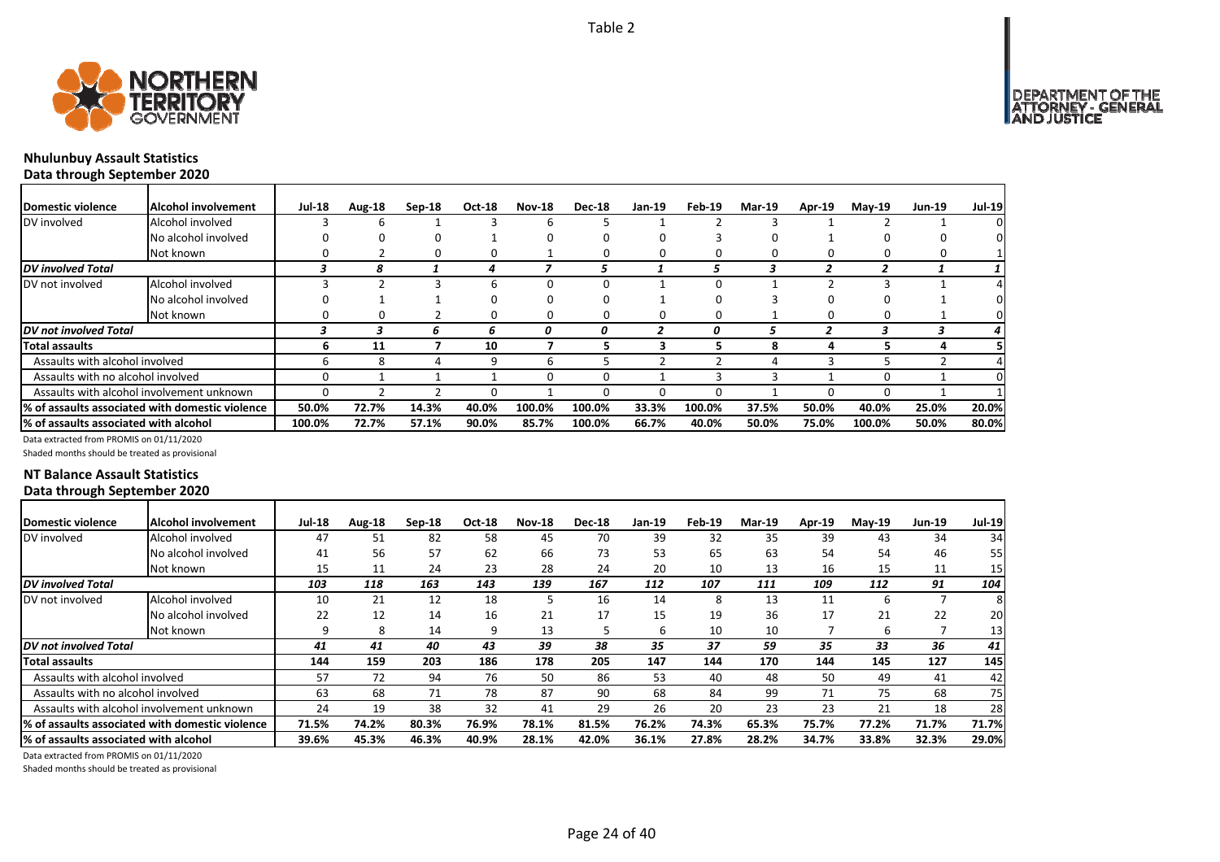Table 2

## Nhulunbuy Assault Statistics
### Data through September 2020

| Domestic violence | Alcohol involvement | Jul-18 | Aug-18 | Sep-18 | Oct-18 | Nov-18 | Dec-18 | Jan-19 | Feb-19 | Mar-19 | Apr-19 | May-19 | Jun-19 | Jul-19 |
|---|---|---|---|---|---|---|---|---|---|---|---|---|---|---|
| DV involved | Alcohol involved | 3 | 6 | 1 | 3 | 6 | 5 | 1 | 2 | 3 | 1 | 2 | 1 | 0 |
| | No alcohol involved | 0 | 0 | 0 | 1 | 0 | 0 | 0 | 3 | 0 | 1 | 0 | 0 | 0 |
| | Not known | 0 | 2 | 0 | 0 | 1 | 0 | 0 | 0 | 0 | 0 | 0 | 0 | 1 |
| *DV involved Total* | | *3* | *8* | *1* | *4* | *7* | *5* | *1* | *5* | *3* | *2* | *2* | *1* | *1* |
| DV not involved | Alcohol involved | 3 | 2 | 3 | 6 | 0 | 0 | 1 | 0 | 1 | 2 | 3 | 1 | 4 |
| | No alcohol involved | 0 | 1 | 1 | 0 | 0 | 0 | 1 | 0 | 3 | 0 | 0 | 1 | 0 |
| | Not known | 0 | 0 | 2 | 0 | 0 | 0 | 0 | 0 | 1 | 0 | 0 | 1 | 0 |
| *DV not involved Total* | | *3* | *3* | *6* | *6* | *0* | *0* | *2* | *0* | *5* | *2* | *3* | *3* | *4* |
| **Total assaults** | | **6** | **11** | **7** | **10** | **7** | **5** | **3** | **5** | **8** | **4** | **5** | **4** | **5** |
| Assaults with alcohol involved | | 6 | 8 | 4 | 9 | 6 | 5 | 2 | 2 | 4 | 3 | 5 | 2 | 4 |
| Assaults with no alcohol involved | | 0 | 1 | 1 | 1 | 0 | 0 | 1 | 3 | 3 | 1 | 0 | 1 | 0 |
| Assaults with alcohol involvement unknown | | 0 | 2 | 2 | 0 | 1 | 0 | 0 | 0 | 1 | 0 | 0 | 1 | 1 |
| **% of assaults associated with domestic violence** | | **50.0%** | **72.7%** | **14.3%** | **40.0%** | **100.0%** | **100.0%** | **33.3%** | **100.0%** | **37.5%** | **50.0%** | **40.0%** | **25.0%** | **20.0%** |
| **% of assaults associated with alcohol** | | **100.0%** | **72.7%** | **57.1%** | **90.0%** | **85.7%** | **100.0%** | **66.7%** | **40.0%** | **50.0%** | **75.0%** | **100.0%** | **50.0%** | **80.0%** |

Data extracted from PROMIS on 01/11/2020

Shaded months should be treated as provisional

## NT Balance Assault Statistics
### Data through September 2020

| Domestic violence | Alcohol involvement | Jul-18 | Aug-18 | Sep-18 | Oct-18 | Nov-18 | Dec-18 | Jan-19 | Feb-19 | Mar-19 | Apr-19 | May-19 | Jun-19 | Jul-19 |
|---|---|---|---|---|---|---|---|---|---|---|---|---|---|---|
| DV involved | Alcohol involved | 47 | 51 | 82 | 58 | 45 | 70 | 39 | 32 | 35 | 39 | 43 | 34 | 34 |
| | No alcohol involved | 41 | 56 | 57 | 62 | 66 | 73 | 53 | 65 | 63 | 54 | 54 | 46 | 55 |
| | Not known | 15 | 11 | 24 | 23 | 28 | 24 | 20 | 10 | 13 | 16 | 15 | 11 | 15 |
| *DV involved Total* | | *103* | *118* | *163* | *143* | *139* | *167* | *112* | *107* | *111* | *109* | *112* | *91* | *104* |
| DV not involved | Alcohol involved | 10 | 21 | 12 | 18 | 5 | 16 | 14 | 8 | 13 | 11 | 6 | 7 | 8 |
| | No alcohol involved | 22 | 12 | 14 | 16 | 21 | 17 | 15 | 19 | 36 | 17 | 21 | 22 | 20 |
| | Not known | 9 | 8 | 14 | 9 | 13 | 5 | 6 | 10 | 10 | 7 | 6 | 7 | 13 |
| *DV not involved Total* | | *41* | *41* | *40* | *43* | *39* | *38* | *35* | *37* | *59* | *35* | *33* | *36* | *41* |
| **Total assaults** | | **144** | **159** | **203** | **186** | **178** | **205** | **147** | **144** | **170** | **144** | **145** | **127** | **145** |
| Assaults with alcohol involved | | 57 | 72 | 94 | 76 | 50 | 86 | 53 | 40 | 48 | 50 | 49 | 41 | 42 |
| Assaults with no alcohol involved | | 63 | 68 | 71 | 78 | 87 | 90 | 68 | 84 | 99 | 71 | 75 | 68 | 75 |
| Assaults with alcohol involvement unknown | | 24 | 19 | 38 | 32 | 41 | 29 | 26 | 20 | 23 | 23 | 21 | 18 | 28 |
| **% of assaults associated with domestic violence** | | **71.5%** | **74.2%** | **80.3%** | **76.9%** | **78.1%** | **81.5%** | **76.2%** | **74.3%** | **65.3%** | **75.7%** | **77.2%** | **71.7%** | **71.7%** |
| **% of assaults associated with alcohol** | | **39.6%** | **45.3%** | **46.3%** | **40.9%** | **28.1%** | **42.0%** | **36.1%** | **27.8%** | **28.2%** | **34.7%** | **33.8%** | **32.3%** | **29.0%** |

Data extracted from PROMIS on 01/11/2020

Shaded months should be treated as provisional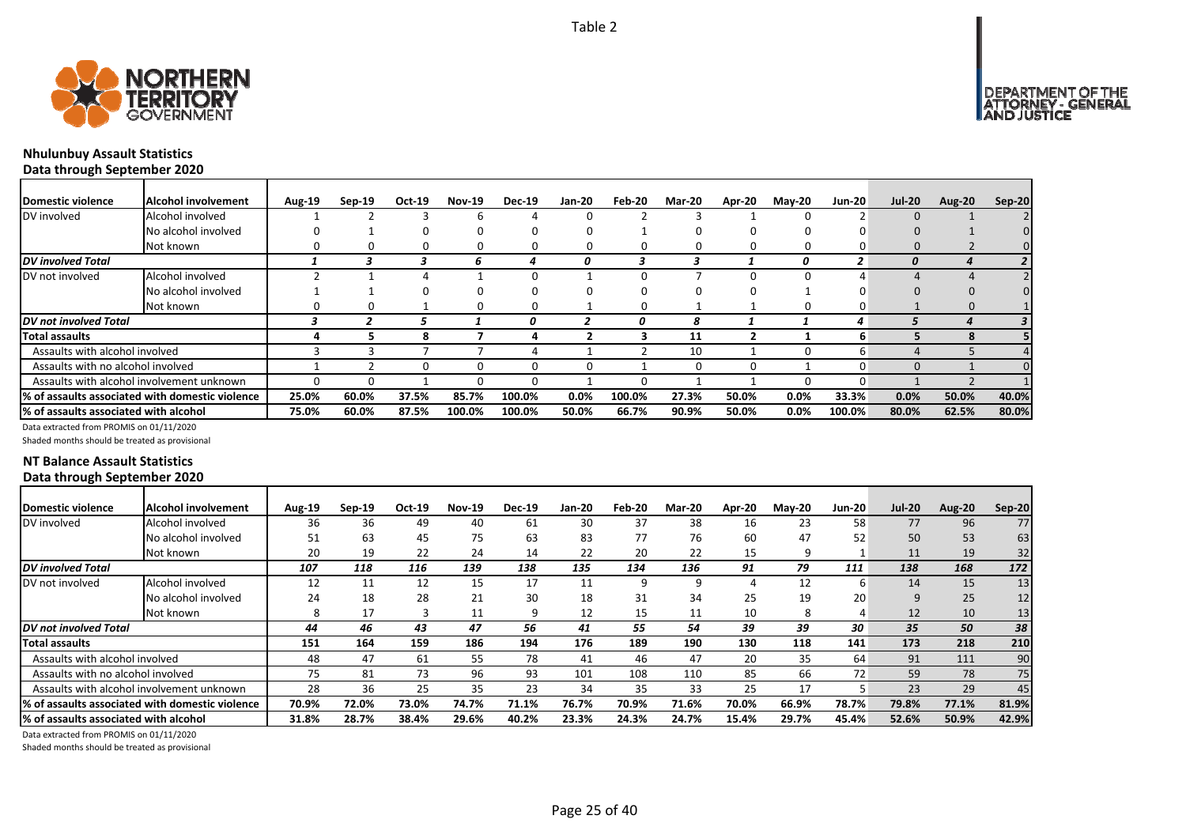Table 2

## Nhulunbuy Assault Statistics

### Data through September 2020

| Domestic violence | Alcohol involvement | Aug-19 | Sep-19 | Oct-19 | Nov-19 | Dec-19 | Jan-20 | Feb-20 | Mar-20 | Apr-20 | May-20 | Jun-20 | Jul-20 | Aug-20 | Sep-20 |
|---|---|---|---|---|---|---|---|---|---|---|---|---|---|---|---|
| DV involved | Alcohol involved | 1 | 2 | 3 | 6 | 4 | 0 | 2 | 3 | 1 | 0 | 2 | 0 | 1 | 2 |
| | No alcohol involved | 0 | 1 | 0 | 0 | 0 | 0 | 1 | 0 | 0 | 0 | 0 | 0 | 1 | 0 |
| | Not known | 0 | 0 | 0 | 0 | 0 | 0 | 0 | 0 | 0 | 0 | 0 | 0 | 2 | 0 |
| *DV involved Total* | | *1* | *3* | *3* | *6* | *4* | *0* | *3* | *3* | *1* | *0* | *2* | *0* | *4* | *2* |
| DV not involved | Alcohol involved | 2 | 1 | 4 | 1 | 0 | 1 | 0 | 7 | 0 | 0 | 4 | 4 | 4 | 2 |
| | No alcohol involved | 1 | 1 | 0 | 0 | 0 | 0 | 0 | 0 | 0 | 1 | 0 | 0 | 0 | 0 |
| | Not known | 0 | 0 | 1 | 0 | 0 | 1 | 0 | 1 | 1 | 0 | 0 | 1 | 0 | 1 |
| *DV not involved Total* | | *3* | *2* | *5* | *1* | *0* | *2* | *0* | *8* | *1* | *1* | *4* | *5* | *4* | *3* |
| **Total assaults** | | **4** | **5** | **8** | **7** | **4** | **2** | **3** | **11** | **2** | **1** | **6** | **5** | **8** | **5** |
| Assaults with alcohol involved | | 3 | 3 | 7 | 7 | 4 | 1 | 2 | 10 | 1 | 0 | 6 | 4 | 5 | 4 |
| Assaults with no alcohol involved | | 1 | 2 | 0 | 0 | 0 | 0 | 1 | 0 | 0 | 1 | 0 | 0 | 1 | 0 |
| Assaults with alcohol involvement unknown | | 0 | 0 | 1 | 0 | 0 | 1 | 0 | 1 | 1 | 0 | 0 | 1 | 2 | 1 |
| **% of assaults associated with domestic violence** | | **25.0%** | **60.0%** | **37.5%** | **85.7%** | **100.0%** | **0.0%** | **100.0%** | **27.3%** | **50.0%** | **0.0%** | **33.3%** | **0.0%** | **50.0%** | **40.0%** |
| **% of assaults associated with alcohol** | | **75.0%** | **60.0%** | **87.5%** | **100.0%** | **100.0%** | **50.0%** | **66.7%** | **90.9%** | **50.0%** | **0.0%** | **100.0%** | **80.0%** | **62.5%** | **80.0%** |

Data extracted from PROMIS on 01/11/2020

Shaded months should be treated as provisional

## NT Balance Assault Statistics

### Data through September 2020

| Domestic violence | Alcohol involvement | Aug-19 | Sep-19 | Oct-19 | Nov-19 | Dec-19 | Jan-20 | Feb-20 | Mar-20 | Apr-20 | May-20 | Jun-20 | Jul-20 | Aug-20 | Sep-20 |
|---|---|---|---|---|---|---|---|---|---|---|---|---|---|---|---|
| DV involved | Alcohol involved | 36 | 36 | 49 | 40 | 61 | 30 | 37 | 38 | 16 | 23 | 58 | 77 | 96 | 77 |
| | No alcohol involved | 51 | 63 | 45 | 75 | 63 | 83 | 77 | 76 | 60 | 47 | 52 | 50 | 53 | 63 |
| | Not known | 20 | 19 | 22 | 24 | 14 | 22 | 20 | 22 | 15 | 9 | 1 | 11 | 19 | 32 |
| *DV involved Total* | | *107* | *118* | *116* | *139* | *138* | *135* | *134* | *136* | *91* | *79* | *111* | *138* | *168* | *172* |
| DV not involved | Alcohol involved | 12 | 11 | 12 | 15 | 17 | 11 | 9 | 9 | 4 | 12 | 6 | 14 | 15 | 13 |
| | No alcohol involved | 24 | 18 | 28 | 21 | 30 | 18 | 31 | 34 | 25 | 19 | 20 | 9 | 25 | 12 |
| | Not known | 8 | 17 | 3 | 11 | 9 | 12 | 15 | 11 | 10 | 8 | 4 | 12 | 10 | 13 |
| *DV not involved Total* | | *44* | *46* | *43* | *47* | *56* | *41* | *55* | *54* | *39* | *39* | *30* | *35* | *50* | *38* |
| **Total assaults** | | **151** | **164** | **159** | **186** | **194** | **176** | **189** | **190** | **130** | **118** | **141** | **173** | **218** | **210** |
| Assaults with alcohol involved | | 48 | 47 | 61 | 55 | 78 | 41 | 46 | 47 | 20 | 35 | 64 | 91 | 111 | 90 |
| Assaults with no alcohol involved | | 75 | 81 | 73 | 96 | 93 | 101 | 108 | 110 | 85 | 66 | 72 | 59 | 78 | 75 |
| Assaults with alcohol involvement unknown | | 28 | 36 | 25 | 35 | 23 | 34 | 35 | 33 | 25 | 17 | 5 | 23 | 29 | 45 |
| **% of assaults associated with domestic violence** | | **70.9%** | **72.0%** | **73.0%** | **74.7%** | **71.1%** | **76.7%** | **70.9%** | **71.6%** | **70.0%** | **66.9%** | **78.7%** | **79.8%** | **77.1%** | **81.9%** |
| **% of assaults associated with alcohol** | | **31.8%** | **28.7%** | **38.4%** | **29.6%** | **40.2%** | **23.3%** | **24.3%** | **24.7%** | **15.4%** | **29.7%** | **45.4%** | **52.6%** | **50.9%** | **42.9%** |

Data extracted from PROMIS on 01/11/2020

Shaded months should be treated as provisional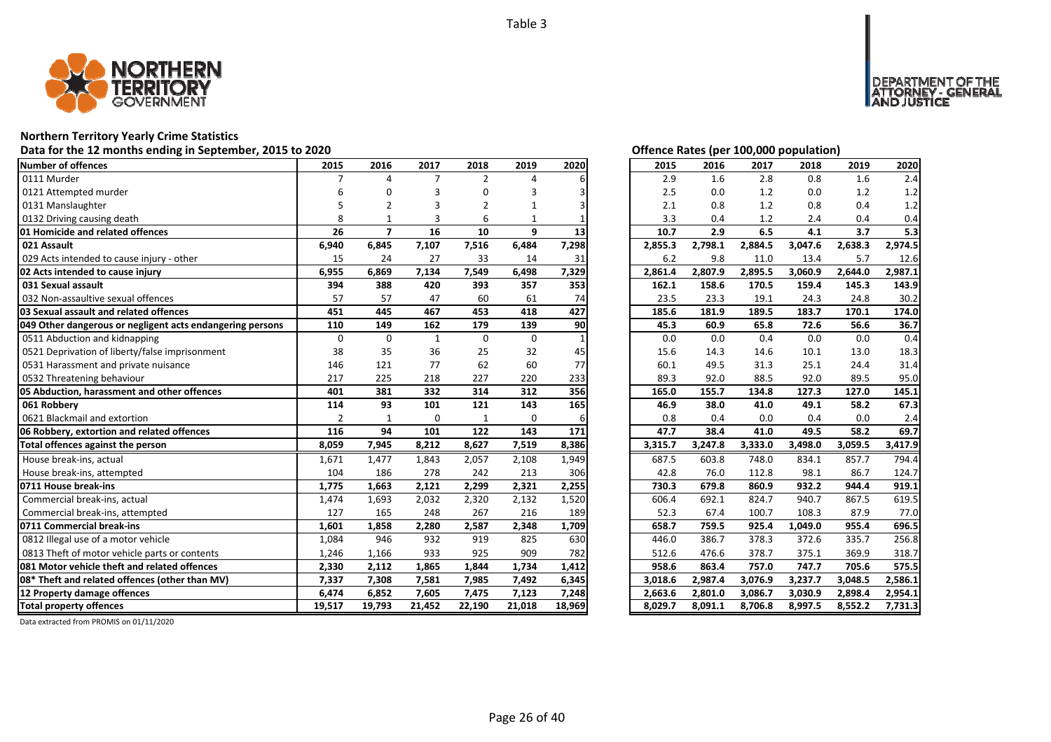Table 3

## Northern Territory Yearly Crime Statistics

Data for the 12 months ending in September, 2015 to 2020

Offence Rates (per 100,000 population)

| Number of offences | 2015 | 2016 | 2017 | 2018 | 2019 | 2020 | 2015 | 2016 | 2017 | 2018 | 2019 | 2020 |
|---|---|---|---|---|---|---|---|---|---|---|---|---|
| 0111 Murder | 7 | 4 | 7 | 2 | 4 | 6 | 2.9 | 1.6 | 2.8 | 0.8 | 1.6 | 2.4 |
| 0121 Attempted murder | 6 | 0 | 3 | 0 | 3 | 3 | 2.5 | 0.0 | 1.2 | 0.0 | 1.2 | 1.2 |
| 0131 Manslaughter | 5 | 2 | 3 | 2 | 1 | 3 | 2.1 | 0.8 | 1.2 | 0.8 | 0.4 | 1.2 |
| 0132 Driving causing death | 8 | 1 | 3 | 6 | 1 | 1 | 3.3 | 0.4 | 1.2 | 2.4 | 0.4 | 0.4 |
| **01 Homicide and related offences** | **26** | **7** | **16** | **10** | **9** | **13** | **10.7** | **2.9** | **6.5** | **4.1** | **3.7** | **5.3** |
| **021 Assault** | **6,940** | **6,845** | **7,107** | **7,516** | **6,484** | **7,298** | **2,855.3** | **2,798.1** | **2,884.5** | **3,047.6** | **2,638.3** | **2,974.5** |
| 029 Acts intended to cause injury - other | 15 | 24 | 27 | 33 | 14 | 31 | 6.2 | 9.8 | 11.0 | 13.4 | 5.7 | 12.6 |
| **02 Acts intended to cause injury** | **6,955** | **6,869** | **7,134** | **7,549** | **6,498** | **7,329** | **2,861.4** | **2,807.9** | **2,895.5** | **3,060.9** | **2,644.0** | **2,987.1** |
| **031 Sexual assault** | **394** | **388** | **420** | **393** | **357** | **353** | **162.1** | **158.6** | **170.5** | **159.4** | **145.3** | **143.9** |
| 032 Non-assaultive sexual offences | 57 | 57 | 47 | 60 | 61 | 74 | 23.5 | 23.3 | 19.1 | 24.3 | 24.8 | 30.2 |
| **03 Sexual assault and related offences** | **451** | **445** | **467** | **453** | **418** | **427** | **185.6** | **181.9** | **189.5** | **183.7** | **170.1** | **174.0** |
| **049 Other dangerous or negligent acts endangering persons** | **110** | **149** | **162** | **179** | **139** | **90** | **45.3** | **60.9** | **65.8** | **72.6** | **56.6** | **36.7** |
| 0511 Abduction and kidnapping | 0 | 0 | 1 | 0 | 0 | 1 | 0.0 | 0.0 | 0.4 | 0.0 | 0.0 | 0.4 |
| 0521 Deprivation of liberty/false imprisonment | 38 | 35 | 36 | 25 | 32 | 45 | 15.6 | 14.3 | 14.6 | 10.1 | 13.0 | 18.3 |
| 0531 Harassment and private nuisance | 146 | 121 | 77 | 62 | 60 | 77 | 60.1 | 49.5 | 31.3 | 25.1 | 24.4 | 31.4 |
| 0532 Threatening behaviour | 217 | 225 | 218 | 227 | 220 | 233 | 89.3 | 92.0 | 88.5 | 92.0 | 89.5 | 95.0 |
| **05 Abduction, harassment and other offences** | **401** | **381** | **332** | **314** | **312** | **356** | **165.0** | **155.7** | **134.8** | **127.3** | **127.0** | **145.1** |
| **061 Robbery** | **114** | **93** | **101** | **121** | **143** | **165** | **46.9** | **38.0** | **41.0** | **49.1** | **58.2** | **67.3** |
| 0621 Blackmail and extortion | 2 | 1 | 0 | 1 | 0 | 6 | 0.8 | 0.4 | 0.0 | 0.4 | 0.0 | 2.4 |
| **06 Robbery, extortion and related offences** | **116** | **94** | **101** | **122** | **143** | **171** | **47.7** | **38.4** | **41.0** | **49.5** | **58.2** | **69.7** |
| **Total offences against the person** | **8,059** | **7,945** | **8,212** | **8,627** | **7,519** | **8,386** | **3,315.7** | **3,247.8** | **3,333.0** | **3,498.0** | **3,059.5** | **3,417.9** |
| House break-ins, actual | 1,671 | 1,477 | 1,843 | 2,057 | 2,108 | 1,949 | 687.5 | 603.8 | 748.0 | 834.1 | 857.7 | 794.4 |
| House break-ins, attempted | 104 | 186 | 278 | 242 | 213 | 306 | 42.8 | 76.0 | 112.8 | 98.1 | 86.7 | 124.7 |
| **0711 House break-ins** | **1,775** | **1,663** | **2,121** | **2,299** | **2,321** | **2,255** | **730.3** | **679.8** | **860.9** | **932.2** | **944.4** | **919.1** |
| Commercial break-ins, actual | 1,474 | 1,693 | 2,032 | 2,320 | 2,132 | 1,520 | 606.4 | 692.1 | 824.7 | 940.7 | 867.5 | 619.5 |
| Commercial break-ins, attempted | 127 | 165 | 248 | 267 | 216 | 189 | 52.3 | 67.4 | 100.7 | 108.3 | 87.9 | 77.0 |
| **0711 Commercial break-ins** | **1,601** | **1,858** | **2,280** | **2,587** | **2,348** | **1,709** | **658.7** | **759.5** | **925.4** | **1,049.0** | **955.4** | **696.5** |
| 0812 Illegal use of a motor vehicle | 1,084 | 946 | 932 | 919 | 825 | 630 | 446.0 | 386.7 | 378.3 | 372.6 | 335.7 | 256.8 |
| 0813 Theft of motor vehicle parts or contents | 1,246 | 1,166 | 933 | 925 | 909 | 782 | 512.6 | 476.6 | 378.7 | 375.1 | 369.9 | 318.7 |
| **081 Motor vehicle theft and related offences** | **2,330** | **2,112** | **1,865** | **1,844** | **1,734** | **1,412** | **958.6** | **863.4** | **757.0** | **747.7** | **705.6** | **575.5** |
| **08* Theft and related offences (other than MV)** | **7,337** | **7,308** | **7,581** | **7,985** | **7,492** | **6,345** | **3,018.6** | **2,987.4** | **3,076.9** | **3,237.7** | **3,048.5** | **2,586.1** |
| **12 Property damage offences** | **6,474** | **6,852** | **7,605** | **7,475** | **7,123** | **7,248** | **2,663.6** | **2,801.0** | **3,086.7** | **3,030.9** | **2,898.4** | **2,954.1** |
| **Total property offences** | **19,517** | **19,793** | **21,452** | **22,190** | **21,018** | **18,969** | **8,029.7** | **8,091.1** | **8,706.8** | **8,997.5** | **8,552.2** | **7,731.3** |

Data extracted from PROMIS on 01/11/2020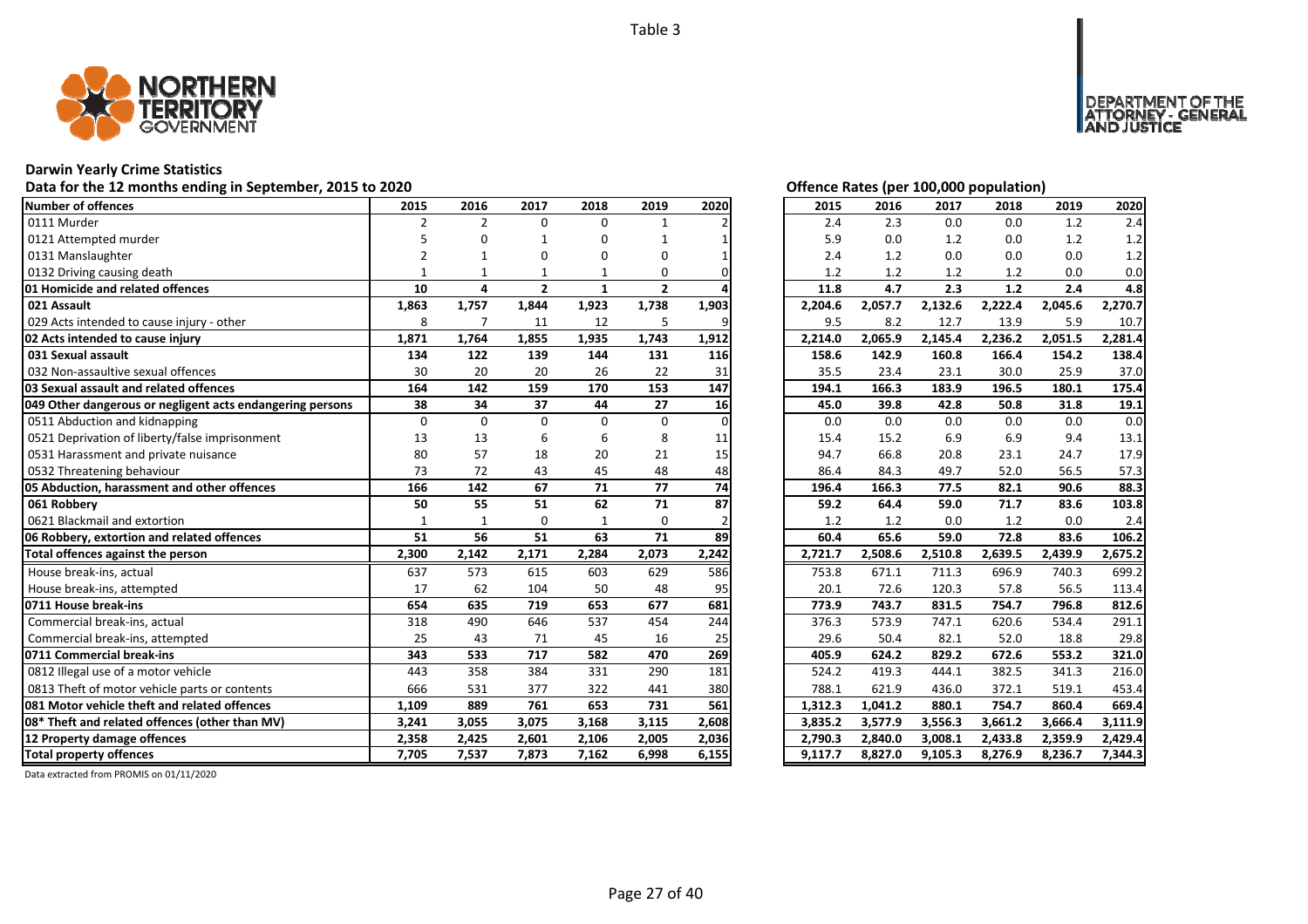Table 3

# Darwin Yearly Crime Statistics

## Data for the 12 months ending in September, 2015 to 2020

| Number of offences | 2015 | 2016 | 2017 | 2018 | 2019 | 2020 |
|---|---|---|---|---|---|---|
| 0111 Murder | 2 | 2 | 0 | 0 | 1 | 2 |
| 0121 Attempted murder | 5 | 0 | 1 | 0 | 1 | 1 |
| 0131 Manslaughter | 2 | 1 | 0 | 0 | 0 | 1 |
| 0132 Driving causing death | 1 | 1 | 1 | 1 | 0 | 0 |
| **01 Homicide and related offences** | **10** | **4** | **2** | **1** | **2** | **4** |
| **021 Assault** | **1,863** | **1,757** | **1,844** | **1,923** | **1,738** | **1,903** |
| 029 Acts intended to cause injury - other | 8 | 7 | 11 | 12 | 5 | 9 |
| **02 Acts intended to cause injury** | **1,871** | **1,764** | **1,855** | **1,935** | **1,743** | **1,912** |
| **031 Sexual assault** | **134** | **122** | **139** | **144** | **131** | **116** |
| 032 Non-assaultive sexual offences | 30 | 20 | 20 | 26 | 22 | 31 |
| **03 Sexual assault and related offences** | **164** | **142** | **159** | **170** | **153** | **147** |
| **049 Other dangerous or negligent acts endangering persons** | **38** | **34** | **37** | **44** | **27** | **16** |
| 0511 Abduction and kidnapping | 0 | 0 | 0 | 0 | 0 | 0 |
| 0521 Deprivation of liberty/false imprisonment | 13 | 13 | 6 | 6 | 8 | 11 |
| 0531 Harassment and private nuisance | 80 | 57 | 18 | 20 | 21 | 15 |
| 0532 Threatening behaviour | 73 | 72 | 43 | 45 | 48 | 48 |
| **05 Abduction, harassment and other offences** | **166** | **142** | **67** | **71** | **77** | **74** |
| **061 Robbery** | **50** | **55** | **51** | **62** | **71** | **87** |
| 0621 Blackmail and extortion | 1 | 1 | 0 | 1 | 0 | 2 |
| **06 Robbery, extortion and related offences** | **51** | **56** | **51** | **63** | **71** | **89** |
| **Total offences against the person** | **2,300** | **2,142** | **2,171** | **2,284** | **2,073** | **2,242** |
| House break-ins, actual | 637 | 573 | 615 | 603 | 629 | 586 |
| House break-ins, attempted | 17 | 62 | 104 | 50 | 48 | 95 |
| **0711 House break-ins** | **654** | **635** | **719** | **653** | **677** | **681** |
| Commercial break-ins, actual | 318 | 490 | 646 | 537 | 454 | 244 |
| Commercial break-ins, attempted | 25 | 43 | 71 | 45 | 16 | 25 |
| **0711 Commercial break-ins** | **343** | **533** | **717** | **582** | **470** | **269** |
| 0812 Illegal use of a motor vehicle | 443 | 358 | 384 | 331 | 290 | 181 |
| 0813 Theft of motor vehicle parts or contents | 666 | 531 | 377 | 322 | 441 | 380 |
| **081 Motor vehicle theft and related offences** | **1,109** | **889** | **761** | **653** | **731** | **561** |
| **08* Theft and related offences (other than MV)** | **3,241** | **3,055** | **3,075** | **3,168** | **3,115** | **2,608** |
| **12 Property damage offences** | **2,358** | **2,425** | **2,601** | **2,106** | **2,005** | **2,036** |
| **Total property offences** | **7,705** | **7,537** | **7,873** | **7,162** | **6,998** | **6,155** |

## Offence Rates (per 100,000 population)

| Number of offences | 2015 | 2016 | 2017 | 2018 | 2019 | 2020 |
|---|---|---|---|---|---|---|
| 0111 Murder | 2.4 | 2.3 | 0.0 | 0.0 | 1.2 | 2.4 |
| 0121 Attempted murder | 5.9 | 0.0 | 1.2 | 0.0 | 1.2 | 1.2 |
| 0131 Manslaughter | 2.4 | 1.2 | 0.0 | 0.0 | 0.0 | 1.2 |
| 0132 Driving causing death | 1.2 | 1.2 | 1.2 | 1.2 | 0.0 | 0.0 |
| **01 Homicide and related offences** | **11.8** | **4.7** | **2.3** | **1.2** | **2.4** | **4.8** |
| **021 Assault** | **2,204.6** | **2,057.7** | **2,132.6** | **2,222.4** | **2,045.6** | **2,270.7** |
| 029 Acts intended to cause injury - other | 9.5 | 8.2 | 12.7 | 13.9 | 5.9 | 10.7 |
| **02 Acts intended to cause injury** | **2,214.0** | **2,065.9** | **2,145.4** | **2,236.2** | **2,051.5** | **2,281.4** |
| **031 Sexual assault** | **158.6** | **142.9** | **160.8** | **166.4** | **154.2** | **138.4** |
| 032 Non-assaultive sexual offences | 35.5 | 23.4 | 23.1 | 30.0 | 25.9 | 37.0 |
| **03 Sexual assault and related offences** | **194.1** | **166.3** | **183.9** | **196.5** | **180.1** | **175.4** |
| **049 Other dangerous or negligent acts endangering persons** | **45.0** | **39.8** | **42.8** | **50.8** | **31.8** | **19.1** |
| 0511 Abduction and kidnapping | 0.0 | 0.0 | 0.0 | 0.0 | 0.0 | 0.0 |
| 0521 Deprivation of liberty/false imprisonment | 15.4 | 15.2 | 6.9 | 6.9 | 9.4 | 13.1 |
| 0531 Harassment and private nuisance | 94.7 | 66.8 | 20.8 | 23.1 | 24.7 | 17.9 |
| 0532 Threatening behaviour | 86.4 | 84.3 | 49.7 | 52.0 | 56.5 | 57.3 |
| **05 Abduction, harassment and other offences** | **196.4** | **166.3** | **77.5** | **82.1** | **90.6** | **88.3** |
| **061 Robbery** | **59.2** | **64.4** | **59.0** | **71.7** | **83.6** | **103.8** |
| 0621 Blackmail and extortion | 1.2 | 1.2 | 0.0 | 1.2 | 0.0 | 2.4 |
| **06 Robbery, extortion and related offences** | **60.4** | **65.6** | **59.0** | **72.8** | **83.6** | **106.2** |
| **Total offences against the person** | **2,721.7** | **2,508.6** | **2,510.8** | **2,639.5** | **2,439.9** | **2,675.2** |
| House break-ins, actual | 753.8 | 671.1 | 711.3 | 696.9 | 740.3 | 699.2 |
| House break-ins, attempted | 20.1 | 72.6 | 120.3 | 57.8 | 56.5 | 113.4 |
| **0711 House break-ins** | **773.9** | **743.7** | **831.5** | **754.7** | **796.8** | **812.6** |
| Commercial break-ins, actual | 376.3 | 573.9 | 747.1 | 620.6 | 534.4 | 291.1 |
| Commercial break-ins, attempted | 29.6 | 50.4 | 82.1 | 52.0 | 18.8 | 29.8 |
| **0711 Commercial break-ins** | **405.9** | **624.2** | **829.2** | **672.6** | **553.2** | **321.0** |
| 0812 Illegal use of a motor vehicle | 524.2 | 419.3 | 444.1 | 382.5 | 341.3 | 216.0 |
| 0813 Theft of motor vehicle parts or contents | 788.1 | 621.9 | 436.0 | 372.1 | 519.1 | 453.4 |
| **081 Motor vehicle theft and related offences** | **1,312.3** | **1,041.2** | **880.1** | **754.7** | **860.4** | **669.4** |
| **08* Theft and related offences (other than MV)** | **3,835.2** | **3,577.9** | **3,556.3** | **3,661.2** | **3,666.4** | **3,111.9** |
| **12 Property damage offences** | **2,790.3** | **2,840.0** | **3,008.1** | **2,433.8** | **2,359.9** | **2,429.4** |
| **Total property offences** | **9,117.7** | **8,827.0** | **9,105.3** | **8,276.9** | **8,236.7** | **7,344.3** |

Data extracted from PROMIS on 01/11/2020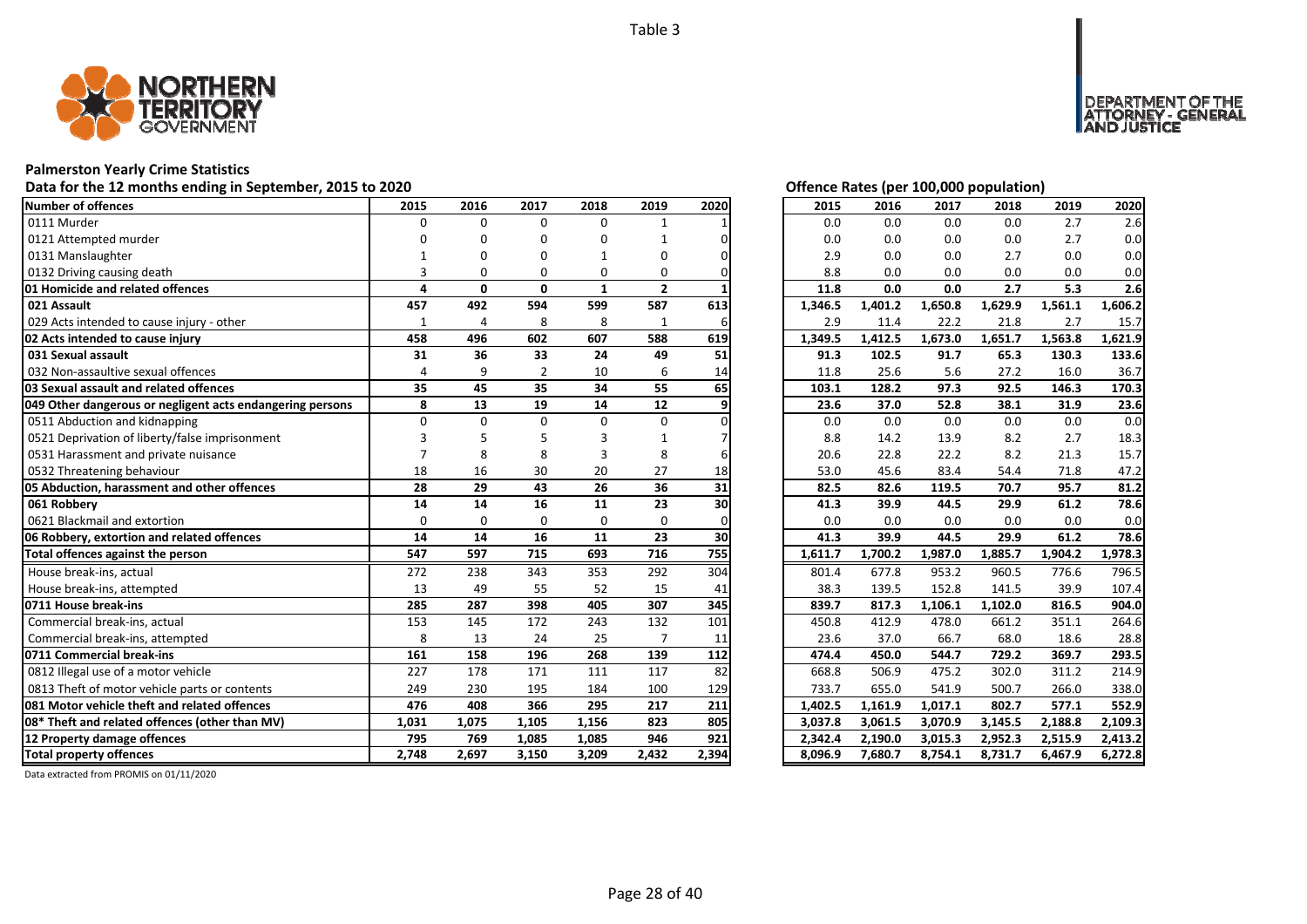Table 3

## Palmerston Yearly Crime Statistics

Data for the 12 months ending in September, 2015 to 2020

Offence Rates (per 100,000 population)

| Number of offences | 2015 | 2016 | 2017 | 2018 | 2019 | 2020 | 2015 | 2016 | 2017 | 2018 | 2019 | 2020 |
|---|---|---|---|---|---|---|---|---|---|---|---|---|
| 0111 Murder | 0 | 0 | 0 | 0 | 1 | 1 | 0.0 | 0.0 | 0.0 | 0.0 | 2.7 | 2.6 |
| 0121 Attempted murder | 0 | 0 | 0 | 0 | 1 | 0 | 0.0 | 0.0 | 0.0 | 0.0 | 2.7 | 0.0 |
| 0131 Manslaughter | 1 | 0 | 0 | 1 | 0 | 0 | 2.9 | 0.0 | 0.0 | 2.7 | 0.0 | 0.0 |
| 0132 Driving causing death | 3 | 0 | 0 | 0 | 0 | 0 | 8.8 | 0.0 | 0.0 | 0.0 | 0.0 | 0.0 |
| **01 Homicide and related offences** | **4** | **0** | **0** | **1** | **2** | **1** | **11.8** | **0.0** | **0.0** | **2.7** | **5.3** | **2.6** |
| **021 Assault** | **457** | **492** | **594** | **599** | **587** | **613** | **1,346.5** | **1,401.2** | **1,650.8** | **1,629.9** | **1,561.1** | **1,606.2** |
| 029 Acts intended to cause injury - other | 1 | 4 | 8 | 8 | 1 | 6 | 2.9 | 11.4 | 22.2 | 21.8 | 2.7 | 15.7 |
| **02 Acts intended to cause injury** | **458** | **496** | **602** | **607** | **588** | **619** | **1,349.5** | **1,412.5** | **1,673.0** | **1,651.7** | **1,563.8** | **1,621.9** |
| **031 Sexual assault** | **31** | **36** | **33** | **24** | **49** | **51** | **91.3** | **102.5** | **91.7** | **65.3** | **130.3** | **133.6** |
| 032 Non-assaultive sexual offences | 4 | 9 | 2 | 10 | 6 | 14 | 11.8 | 25.6 | 5.6 | 27.2 | 16.0 | 36.7 |
| **03 Sexual assault and related offences** | **35** | **45** | **35** | **34** | **55** | **65** | **103.1** | **128.2** | **97.3** | **92.5** | **146.3** | **170.3** |
| **049 Other dangerous or negligent acts endangering persons** | **8** | **13** | **19** | **14** | **12** | **9** | **23.6** | **37.0** | **52.8** | **38.1** | **31.9** | **23.6** |
| 0511 Abduction and kidnapping | 0 | 0 | 0 | 0 | 0 | 0 | 0.0 | 0.0 | 0.0 | 0.0 | 0.0 | 0.0 |
| 0521 Deprivation of liberty/false imprisonment | 3 | 5 | 5 | 3 | 1 | 7 | 8.8 | 14.2 | 13.9 | 8.2 | 2.7 | 18.3 |
| 0531 Harassment and private nuisance | 7 | 8 | 8 | 3 | 8 | 6 | 20.6 | 22.8 | 22.2 | 8.2 | 21.3 | 15.7 |
| 0532 Threatening behaviour | 18 | 16 | 30 | 20 | 27 | 18 | 53.0 | 45.6 | 83.4 | 54.4 | 71.8 | 47.2 |
| **05 Abduction, harassment and other offences** | **28** | **29** | **43** | **26** | **36** | **31** | **82.5** | **82.6** | **119.5** | **70.7** | **95.7** | **81.2** |
| **061 Robbery** | **14** | **14** | **16** | **11** | **23** | **30** | **41.3** | **39.9** | **44.5** | **29.9** | **61.2** | **78.6** |
| 0621 Blackmail and extortion | 0 | 0 | 0 | 0 | 0 | 0 | 0.0 | 0.0 | 0.0 | 0.0 | 0.0 | 0.0 |
| **06 Robbery, extortion and related offences** | **14** | **14** | **16** | **11** | **23** | **30** | **41.3** | **39.9** | **44.5** | **29.9** | **61.2** | **78.6** |
| **Total offences against the person** | **547** | **597** | **715** | **693** | **716** | **755** | **1,611.7** | **1,700.2** | **1,987.0** | **1,885.7** | **1,904.2** | **1,978.3** |
| House break-ins, actual | 272 | 238 | 343 | 353 | 292 | 304 | 801.4 | 677.8 | 953.2 | 960.5 | 776.6 | 796.5 |
| House break-ins, attempted | 13 | 49 | 55 | 52 | 15 | 41 | 38.3 | 139.5 | 152.8 | 141.5 | 39.9 | 107.4 |
| **0711 House break-ins** | **285** | **287** | **398** | **405** | **307** | **345** | **839.7** | **817.3** | **1,106.1** | **1,102.0** | **816.5** | **904.0** |
| Commercial break-ins, actual | 153 | 145 | 172 | 243 | 132 | 101 | 450.8 | 412.9 | 478.0 | 661.2 | 351.1 | 264.6 |
| Commercial break-ins, attempted | 8 | 13 | 24 | 25 | 7 | 11 | 23.6 | 37.0 | 66.7 | 68.0 | 18.6 | 28.8 |
| **0711 Commercial break-ins** | **161** | **158** | **196** | **268** | **139** | **112** | **474.4** | **450.0** | **544.7** | **729.2** | **369.7** | **293.5** |
| 0812 Illegal use of a motor vehicle | 227 | 178 | 171 | 111 | 117 | 82 | 668.8 | 506.9 | 475.2 | 302.0 | 311.2 | 214.9 |
| 0813 Theft of motor vehicle parts or contents | 249 | 230 | 195 | 184 | 100 | 129 | 733.7 | 655.0 | 541.9 | 500.7 | 266.0 | 338.0 |
| **081 Motor vehicle theft and related offences** | **476** | **408** | **366** | **295** | **217** | **211** | **1,402.5** | **1,161.9** | **1,017.1** | **802.7** | **577.1** | **552.9** |
| **08* Theft and related offences (other than MV)** | **1,031** | **1,075** | **1,105** | **1,156** | **823** | **805** | **3,037.8** | **3,061.5** | **3,070.9** | **3,145.5** | **2,188.8** | **2,109.3** |
| **12 Property damage offences** | **795** | **769** | **1,085** | **1,085** | **946** | **921** | **2,342.4** | **2,190.0** | **3,015.3** | **2,952.3** | **2,515.9** | **2,413.2** |
| **Total property offences** | **2,748** | **2,697** | **3,150** | **3,209** | **2,432** | **2,394** | **8,096.9** | **7,680.7** | **8,754.1** | **8,731.7** | **6,467.9** | **6,272.8** |

Data extracted from PROMIS on 01/11/2020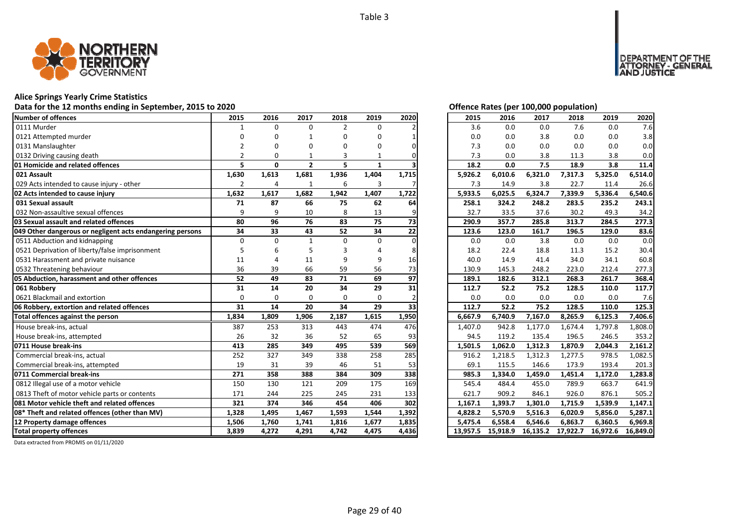Table 3

# Alice Springs Yearly Crime Statistics

## Data for the 12 months ending in September, 2015 to 2020

Offence Rates (per 100,000 population)

| Number of offences | 2015 | 2016 | 2017 | 2018 | 2019 | 2020 | 2015 | 2016 | 2017 | 2018 | 2019 | 2020 |
|---|---|---|---|---|---|---|---|---|---|---|---|---|
| 0111 Murder | 1 | 0 | 0 | 2 | 0 | 2 | 3.6 | 0.0 | 0.0 | 7.6 | 0.0 | 7.6 |
| 0121 Attempted murder | 0 | 0 | 1 | 0 | 0 | 1 | 0.0 | 0.0 | 3.8 | 0.0 | 0.0 | 3.8 |
| 0131 Manslaughter | 2 | 0 | 0 | 0 | 0 | 0 | 7.3 | 0.0 | 0.0 | 0.0 | 0.0 | 0.0 |
| 0132 Driving causing death | 2 | 0 | 1 | 3 | 1 | 0 | 7.3 | 0.0 | 3.8 | 11.3 | 3.8 | 0.0 |
| **01 Homicide and related offences** | **5** | **0** | **2** | **5** | **1** | **3** | **18.2** | **0.0** | **7.5** | **18.9** | **3.8** | **11.4** |
| **021 Assault** | **1,630** | **1,613** | **1,681** | **1,936** | **1,404** | **1,715** | **5,926.2** | **6,010.6** | **6,321.0** | **7,317.3** | **5,325.0** | **6,514.0** |
| 029 Acts intended to cause injury - other | 2 | 4 | 1 | 6 | 3 | 7 | 7.3 | 14.9 | 3.8 | 22.7 | 11.4 | 26.6 |
| **02 Acts intended to cause injury** | **1,632** | **1,617** | **1,682** | **1,942** | **1,407** | **1,722** | **5,933.5** | **6,025.5** | **6,324.7** | **7,339.9** | **5,336.4** | **6,540.6** |
| **031 Sexual assault** | **71** | **87** | **66** | **75** | **62** | **64** | **258.1** | **324.2** | **248.2** | **283.5** | **235.2** | **243.1** |
| 032 Non-assaultive sexual offences | 9 | 9 | 10 | 8 | 13 | 9 | 32.7 | 33.5 | 37.6 | 30.2 | 49.3 | 34.2 |
| **03 Sexual assault and related offences** | **80** | **96** | **76** | **83** | **75** | **73** | **290.9** | **357.7** | **285.8** | **313.7** | **284.5** | **277.3** |
| **049 Other dangerous or negligent acts endangering persons** | **34** | **33** | **43** | **52** | **34** | **22** | **123.6** | **123.0** | **161.7** | **196.5** | **129.0** | **83.6** |
| 0511 Abduction and kidnapping | 0 | 0 | 1 | 0 | 0 | 0 | 0.0 | 0.0 | 3.8 | 0.0 | 0.0 | 0.0 |
| 0521 Deprivation of liberty/false imprisonment | 5 | 6 | 5 | 3 | 4 | 8 | 18.2 | 22.4 | 18.8 | 11.3 | 15.2 | 30.4 |
| 0531 Harassment and private nuisance | 11 | 4 | 11 | 9 | 9 | 16 | 40.0 | 14.9 | 41.4 | 34.0 | 34.1 | 60.8 |
| 0532 Threatening behaviour | 36 | 39 | 66 | 59 | 56 | 73 | 130.9 | 145.3 | 248.2 | 223.0 | 212.4 | 277.3 |
| **05 Abduction, harassment and other offences** | **52** | **49** | **83** | **71** | **69** | **97** | **189.1** | **182.6** | **312.1** | **268.3** | **261.7** | **368.4** |
| **061 Robbery** | **31** | **14** | **20** | **34** | **29** | **31** | **112.7** | **52.2** | **75.2** | **128.5** | **110.0** | **117.7** |
| 0621 Blackmail and extortion | 0 | 0 | 0 | 0 | 0 | 2 | 0.0 | 0.0 | 0.0 | 0.0 | 0.0 | 7.6 |
| **06 Robbery, extortion and related offences** | **31** | **14** | **20** | **34** | **29** | **33** | **112.7** | **52.2** | **75.2** | **128.5** | **110.0** | **125.3** |
| **Total offences against the person** | **1,834** | **1,809** | **1,906** | **2,187** | **1,615** | **1,950** | **6,667.9** | **6,740.9** | **7,167.0** | **8,265.9** | **6,125.3** | **7,406.6** |
| House break-ins, actual | 387 | 253 | 313 | 443 | 474 | 476 | 1,407.0 | 942.8 | 1,177.0 | 1,674.4 | 1,797.8 | 1,808.0 |
| House break-ins, attempted | 26 | 32 | 36 | 52 | 65 | 93 | 94.5 | 119.2 | 135.4 | 196.5 | 246.5 | 353.2 |
| **0711 House break-ins** | **413** | **285** | **349** | **495** | **539** | **569** | **1,501.5** | **1,062.0** | **1,312.3** | **1,870.9** | **2,044.3** | **2,161.2** |
| Commercial break-ins, actual | 252 | 327 | 349 | 338 | 258 | 285 | 916.2 | 1,218.5 | 1,312.3 | 1,277.5 | 978.5 | 1,082.5 |
| Commercial break-ins, attempted | 19 | 31 | 39 | 46 | 51 | 53 | 69.1 | 115.5 | 146.6 | 173.9 | 193.4 | 201.3 |
| **0711 Commercial break-ins** | **271** | **358** | **388** | **384** | **309** | **338** | **985.3** | **1,334.0** | **1,459.0** | **1,451.4** | **1,172.0** | **1,283.8** |
| 0812 Illegal use of a motor vehicle | 150 | 130 | 121 | 209 | 175 | 169 | 545.4 | 484.4 | 455.0 | 789.9 | 663.7 | 641.9 |
| 0813 Theft of motor vehicle parts or contents | 171 | 244 | 225 | 245 | 231 | 133 | 621.7 | 909.2 | 846.1 | 926.0 | 876.1 | 505.2 |
| **081 Motor vehicle theft and related offences** | **321** | **374** | **346** | **454** | **406** | **302** | **1,167.1** | **1,393.7** | **1,301.0** | **1,715.9** | **1,539.9** | **1,147.1** |
| **08* Theft and related offences (other than MV)** | **1,328** | **1,495** | **1,467** | **1,593** | **1,544** | **1,392** | **4,828.2** | **5,570.9** | **5,516.3** | **6,020.9** | **5,856.0** | **5,287.1** |
| **12 Property damage offences** | **1,506** | **1,760** | **1,741** | **1,816** | **1,677** | **1,835** | **5,475.4** | **6,558.4** | **6,546.6** | **6,863.7** | **6,360.5** | **6,969.8** |
| **Total property offences** | **3,839** | **4,272** | **4,291** | **4,742** | **4,475** | **4,436** | **13,957.5** | **15,918.9** | **16,135.2** | **17,922.7** | **16,972.6** | **16,849.0** |

Data extracted from PROMIS on 01/11/2020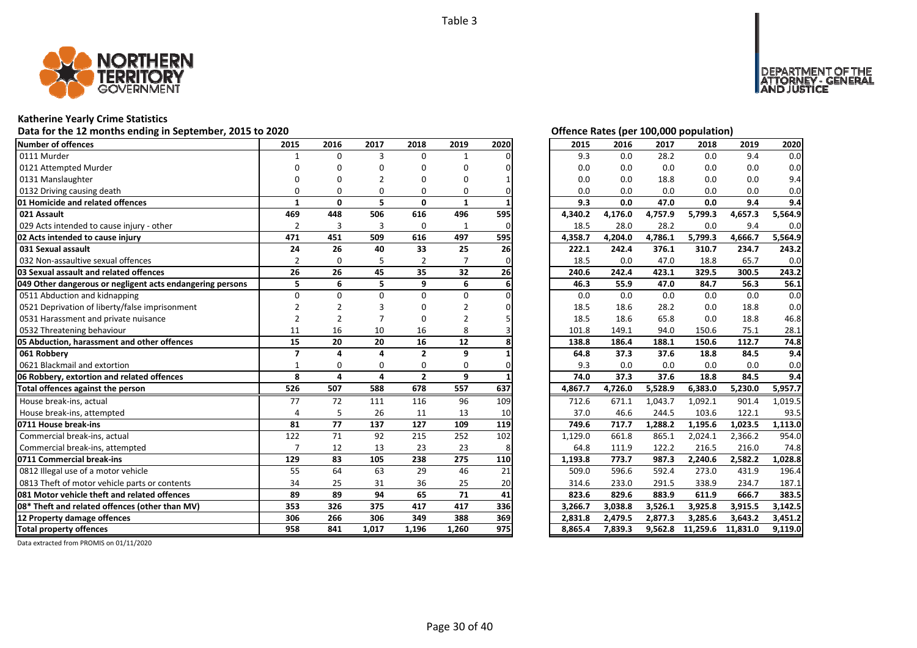Table 3

**Katherine Yearly Crime Statistics**

**Data for the 12 months ending in September, 2015 to 2020**

**Offence Rates (per 100,000 population)**

| Number of offences | 2015 | 2016 | 2017 | 2018 | 2019 | 2020 | 2015 | 2016 | 2017 | 2018 | 2019 | 2020 |
|---|---|---|---|---|---|---|---|---|---|---|---|---|
| 0111 Murder | 1 | 0 | 3 | 0 | 1 | 0 | 9.3 | 0.0 | 28.2 | 0.0 | 9.4 | 0.0 |
| 0121 Attempted Murder | 0 | 0 | 0 | 0 | 0 | 0 | 0.0 | 0.0 | 0.0 | 0.0 | 0.0 | 0.0 |
| 0131 Manslaughter | 0 | 0 | 2 | 0 | 0 | 1 | 0.0 | 0.0 | 18.8 | 0.0 | 0.0 | 9.4 |
| 0132 Driving causing death | 0 | 0 | 0 | 0 | 0 | 0 | 0.0 | 0.0 | 0.0 | 0.0 | 0.0 | 0.0 |
| **01 Homicide and related offences** | **1** | **0** | **5** | **0** | **1** | **1** | **9.3** | **0.0** | **47.0** | **0.0** | **9.4** | **9.4** |
| **021 Assault** | **469** | **448** | **506** | **616** | **496** | **595** | **4,340.2** | **4,176.0** | **4,757.9** | **5,799.3** | **4,657.3** | **5,564.9** |
| 029 Acts intended to cause injury - other | 2 | 3 | 3 | 0 | 1 | 0 | 18.5 | 28.0 | 28.2 | 0.0 | 9.4 | 0.0 |
| **02 Acts intended to cause injury** | **471** | **451** | **509** | **616** | **497** | **595** | **4,358.7** | **4,204.0** | **4,786.1** | **5,799.3** | **4,666.7** | **5,564.9** |
| **031 Sexual assault** | **24** | **26** | **40** | **33** | **25** | **26** | **222.1** | **242.4** | **376.1** | **310.7** | **234.7** | **243.2** |
| 032 Non-assaultive sexual offences | 2 | 0 | 5 | 2 | 7 | 0 | 18.5 | 0.0 | 47.0 | 18.8 | 65.7 | 0.0 |
| **03 Sexual assault and related offences** | **26** | **26** | **45** | **35** | **32** | **26** | **240.6** | **242.4** | **423.1** | **329.5** | **300.5** | **243.2** |
| **049 Other dangerous or negligent acts endangering persons** | **5** | **6** | **5** | **9** | **6** | **6** | **46.3** | **55.9** | **47.0** | **84.7** | **56.3** | **56.1** |
| 0511 Abduction and kidnapping | 0 | 0 | 0 | 0 | 0 | 0 | 0.0 | 0.0 | 0.0 | 0.0 | 0.0 | 0.0 |
| 0521 Deprivation of liberty/false imprisonment | 2 | 2 | 3 | 0 | 2 | 0 | 18.5 | 18.6 | 28.2 | 0.0 | 18.8 | 0.0 |
| 0531 Harassment and private nuisance | 2 | 2 | 7 | 0 | 2 | 5 | 18.5 | 18.6 | 65.8 | 0.0 | 18.8 | 46.8 |
| 0532 Threatening behaviour | 11 | 16 | 10 | 16 | 8 | 3 | 101.8 | 149.1 | 94.0 | 150.6 | 75.1 | 28.1 |
| **05 Abduction, harassment and other offences** | **15** | **20** | **20** | **16** | **12** | **8** | **138.8** | **186.4** | **188.1** | **150.6** | **112.7** | **74.8** |
| **061 Robbery** | **7** | **4** | **4** | **2** | **9** | **1** | **64.8** | **37.3** | **37.6** | **18.8** | **84.5** | **9.4** |
| 0621 Blackmail and extortion | 1 | 0 | 0 | 0 | 0 | 0 | 9.3 | 0.0 | 0.0 | 0.0 | 0.0 | 0.0 |
| **06 Robbery, extortion and related offences** | **8** | **4** | **4** | **2** | **9** | **1** | **74.0** | **37.3** | **37.6** | **18.8** | **84.5** | **9.4** |
| **Total offences against the person** | **526** | **507** | **588** | **678** | **557** | **637** | **4,867.7** | **4,726.0** | **5,528.9** | **6,383.0** | **5,230.0** | **5,957.7** |
| House break-ins, actual | 77 | 72 | 111 | 116 | 96 | 109 | 712.6 | 671.1 | 1,043.7 | 1,092.1 | 901.4 | 1,019.5 |
| House break-ins, attempted | 4 | 5 | 26 | 11 | 13 | 10 | 37.0 | 46.6 | 244.5 | 103.6 | 122.1 | 93.5 |
| **0711 House break-ins** | **81** | **77** | **137** | **127** | **109** | **119** | **749.6** | **717.7** | **1,288.2** | **1,195.6** | **1,023.5** | **1,113.0** |
| Commercial break-ins, actual | 122 | 71 | 92 | 215 | 252 | 102 | 1,129.0 | 661.8 | 865.1 | 2,024.1 | 2,366.2 | 954.0 |
| Commercial break-ins, attempted | 7 | 12 | 13 | 23 | 23 | 8 | 64.8 | 111.9 | 122.2 | 216.5 | 216.0 | 74.8 |
| **0711 Commercial break-ins** | **129** | **83** | **105** | **238** | **275** | **110** | **1,193.8** | **773.7** | **987.3** | **2,240.6** | **2,582.2** | **1,028.8** |
| 0812 Illegal use of a motor vehicle | 55 | 64 | 63 | 29 | 46 | 21 | 509.0 | 596.6 | 592.4 | 273.0 | 431.9 | 196.4 |
| 0813 Theft of motor vehicle parts or contents | 34 | 25 | 31 | 36 | 25 | 20 | 314.6 | 233.0 | 291.5 | 338.9 | 234.7 | 187.1 |
| **081 Motor vehicle theft and related offences** | **89** | **89** | **94** | **65** | **71** | **41** | **823.6** | **829.6** | **883.9** | **611.9** | **666.7** | **383.5** |
| **08* Theft and related offences (other than MV)** | **353** | **326** | **375** | **417** | **417** | **336** | **3,266.7** | **3,038.8** | **3,526.1** | **3,925.8** | **3,915.5** | **3,142.5** |
| **12 Property damage offences** | **306** | **266** | **306** | **349** | **388** | **369** | **2,831.8** | **2,479.5** | **2,877.3** | **3,285.6** | **3,643.2** | **3,451.2** |
| **Total property offences** | **958** | **841** | **1,017** | **1,196** | **1,260** | **975** | **8,865.4** | **7,839.3** | **9,562.8** | **11,259.6** | **11,831.0** | **9,119.0** |

Data extracted from PROMIS on 01/11/2020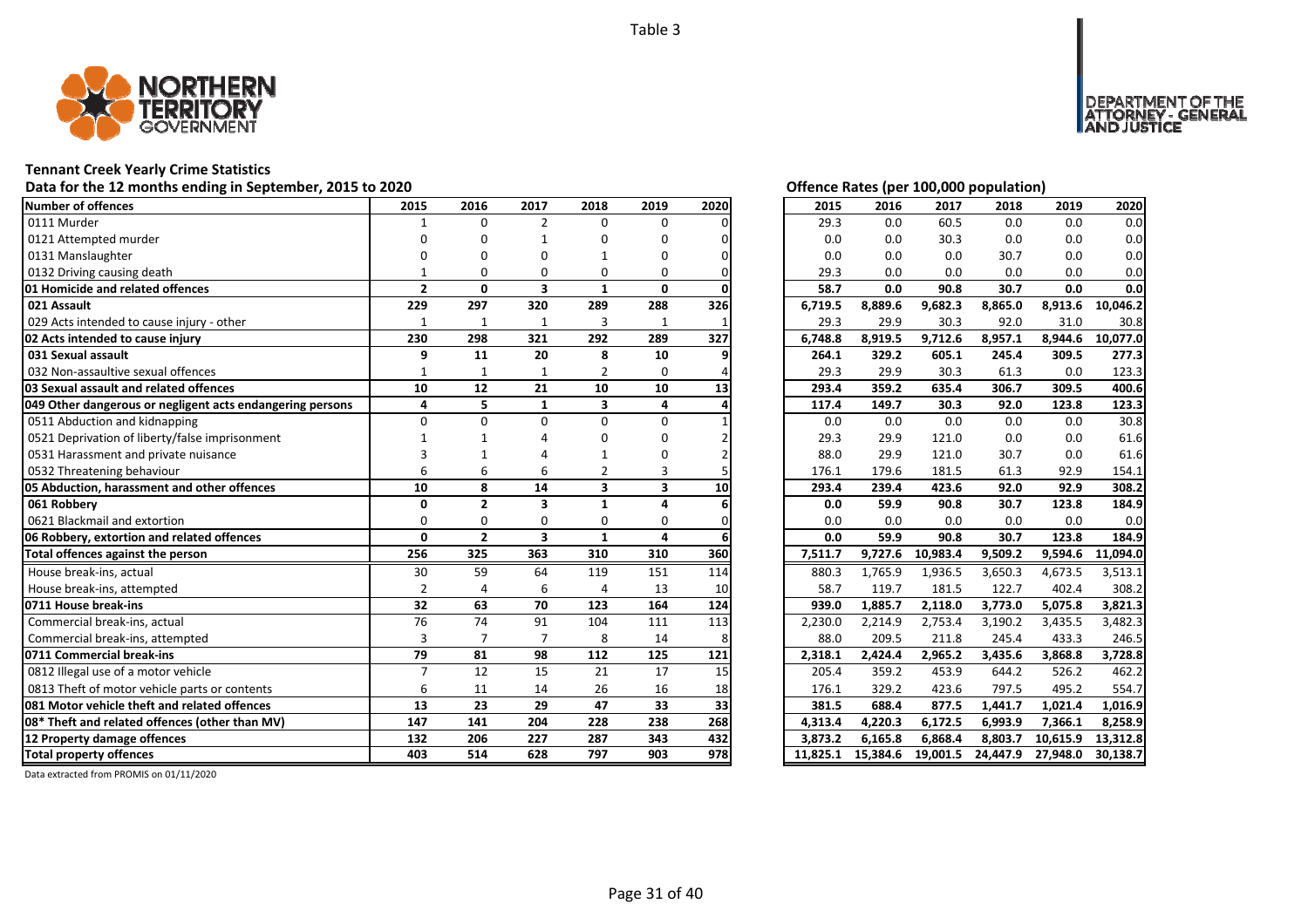Table 3

# Tennant Creek Yearly Crime Statistics

## Data for the 12 months ending in September, 2015 to 2020

| Number of offences | 2015 | 2016 | 2017 | 2018 | 2019 | 2020 |
|---|---|---|---|---|---|---|
| 0111 Murder | 1 | 0 | 2 | 0 | 0 | 0 |
| 0121 Attempted murder | 0 | 0 | 1 | 0 | 0 | 0 |
| 0131 Manslaughter | 0 | 0 | 0 | 1 | 0 | 0 |
| 0132 Driving causing death | 1 | 0 | 0 | 0 | 0 | 0 |
| **01 Homicide and related offences** | **2** | **0** | **3** | **1** | **0** | **0** |
| **021 Assault** | **229** | **297** | **320** | **289** | **288** | **326** |
| 029 Acts intended to cause injury - other | 1 | 1 | 1 | 3 | 1 | 1 |
| **02 Acts intended to cause injury** | **230** | **298** | **321** | **292** | **289** | **327** |
| **031 Sexual assault** | **9** | **11** | **20** | **8** | **10** | **9** |
| 032 Non-assaultive sexual offences | 1 | 1 | 1 | 2 | 0 | 4 |
| **03 Sexual assault and related offences** | **10** | **12** | **21** | **10** | **10** | **13** |
| **049 Other dangerous or negligent acts endangering persons** | **4** | **5** | **1** | **3** | **4** | **4** |
| 0511 Abduction and kidnapping | 0 | 0 | 0 | 0 | 0 | 1 |
| 0521 Deprivation of liberty/false imprisonment | 1 | 1 | 4 | 0 | 0 | 2 |
| 0531 Harassment and private nuisance | 3 | 1 | 4 | 1 | 0 | 2 |
| 0532 Threatening behaviour | 6 | 6 | 6 | 2 | 3 | 5 |
| **05 Abduction, harassment and other offences** | **10** | **8** | **14** | **3** | **3** | **10** |
| **061 Robbery** | **0** | **2** | **3** | **1** | **4** | **6** |
| 0621 Blackmail and extortion | 0 | 0 | 0 | 0 | 0 | 0 |
| **06 Robbery, extortion and related offences** | **0** | **2** | **3** | **1** | **4** | **6** |
| **Total offences against the person** | **256** | **325** | **363** | **310** | **310** | **360** |
| House break-ins, actual | 30 | 59 | 64 | 119 | 151 | 114 |
| House break-ins, attempted | 2 | 4 | 6 | 4 | 13 | 10 |
| **0711 House break-ins** | **32** | **63** | **70** | **123** | **164** | **124** |
| Commercial break-ins, actual | 76 | 74 | 91 | 104 | 111 | 113 |
| Commercial break-ins, attempted | 3 | 7 | 7 | 8 | 14 | 8 |
| **0711 Commercial break-ins** | **79** | **81** | **98** | **112** | **125** | **121** |
| 0812 Illegal use of a motor vehicle | 7 | 12 | 15 | 21 | 17 | 15 |
| 0813 Theft of motor vehicle parts or contents | 6 | 11 | 14 | 26 | 16 | 18 |
| **081 Motor vehicle theft and related offences** | **13** | **23** | **29** | **47** | **33** | **33** |
| **08* Theft and related offences (other than MV)** | **147** | **141** | **204** | **228** | **238** | **268** |
| **12 Property damage offences** | **132** | **206** | **227** | **287** | **343** | **432** |
| **Total property offences** | **403** | **514** | **628** | **797** | **903** | **978** |

## Offence Rates (per 100,000 population)

| Number of offences | 2015 | 2016 | 2017 | 2018 | 2019 | 2020 |
|---|---|---|---|---|---|---|
| 0111 Murder | 29.3 | 0.0 | 60.5 | 0.0 | 0.0 | 0.0 |
| 0121 Attempted murder | 0.0 | 0.0 | 30.3 | 0.0 | 0.0 | 0.0 |
| 0131 Manslaughter | 0.0 | 0.0 | 0.0 | 30.7 | 0.0 | 0.0 |
| 0132 Driving causing death | 29.3 | 0.0 | 0.0 | 0.0 | 0.0 | 0.0 |
| **01 Homicide and related offences** | **58.7** | **0.0** | **90.8** | **30.7** | **0.0** | **0.0** |
| **021 Assault** | **6,719.5** | **8,889.6** | **9,682.3** | **8,865.0** | **8,913.6** | **10,046.2** |
| 029 Acts intended to cause injury - other | 29.3 | 29.9 | 30.3 | 92.0 | 31.0 | 30.8 |
| **02 Acts intended to cause injury** | **6,748.8** | **8,919.5** | **9,712.6** | **8,957.1** | **8,944.6** | **10,077.0** |
| **031 Sexual assault** | **264.1** | **329.2** | **605.1** | **245.4** | **309.5** | **277.3** |
| 032 Non-assaultive sexual offences | 29.3 | 29.9 | 30.3 | 61.3 | 0.0 | 123.3 |
| **03 Sexual assault and related offences** | **293.4** | **359.2** | **635.4** | **306.7** | **309.5** | **400.6** |
| **049 Other dangerous or negligent acts endangering persons** | **117.4** | **149.7** | **30.3** | **92.0** | **123.8** | **123.3** |
| 0511 Abduction and kidnapping | 0.0 | 0.0 | 0.0 | 0.0 | 0.0 | 30.8 |
| 0521 Deprivation of liberty/false imprisonment | 29.3 | 29.9 | 121.0 | 0.0 | 0.0 | 61.6 |
| 0531 Harassment and private nuisance | 88.0 | 29.9 | 121.0 | 30.7 | 0.0 | 61.6 |
| 0532 Threatening behaviour | 176.1 | 179.6 | 181.5 | 61.3 | 92.9 | 154.1 |
| **05 Abduction, harassment and other offences** | **293.4** | **239.4** | **423.6** | **92.0** | **92.9** | **308.2** |
| **061 Robbery** | **0.0** | **59.9** | **90.8** | **30.7** | **123.8** | **184.9** |
| 0621 Blackmail and extortion | 0.0 | 0.0 | 0.0 | 0.0 | 0.0 | 0.0 |
| **06 Robbery, extortion and related offences** | **0.0** | **59.9** | **90.8** | **30.7** | **123.8** | **184.9** |
| **Total offences against the person** | **7,511.7** | **9,727.6** | **10,983.4** | **9,509.2** | **9,594.6** | **11,094.0** |
| House break-ins, actual | 880.3 | 1,765.9 | 1,936.5 | 3,650.3 | 4,673.5 | 3,513.1 |
| House break-ins, attempted | 58.7 | 119.7 | 181.5 | 122.7 | 402.4 | 308.2 |
| **0711 House break-ins** | **939.0** | **1,885.7** | **2,118.0** | **3,773.0** | **5,075.8** | **3,821.3** |
| Commercial break-ins, actual | 2,230.0 | 2,214.9 | 2,753.4 | 3,190.2 | 3,435.5 | 3,482.3 |
| Commercial break-ins, attempted | 88.0 | 209.5 | 211.8 | 245.4 | 433.3 | 246.5 |
| **0711 Commercial break-ins** | **2,318.1** | **2,424.4** | **2,965.2** | **3,435.6** | **3,868.8** | **3,728.8** |
| 0812 Illegal use of a motor vehicle | 205.4 | 359.2 | 453.9 | 644.2 | 526.2 | 462.2 |
| 0813 Theft of motor vehicle parts or contents | 176.1 | 329.2 | 423.6 | 797.5 | 495.2 | 554.7 |
| **081 Motor vehicle theft and related offences** | **381.5** | **688.4** | **877.5** | **1,441.7** | **1,021.4** | **1,016.9** |
| **08* Theft and related offences (other than MV)** | **4,313.4** | **4,220.3** | **6,172.5** | **6,993.9** | **7,366.1** | **8,258.9** |
| **12 Property damage offences** | **3,873.2** | **6,165.8** | **6,868.4** | **8,803.7** | **10,615.9** | **13,312.8** |
| **Total property offences** | **11,825.1** | **15,384.6** | **19,001.5** | **24,447.9** | **27,948.0** | **30,138.7** |

Data extracted from PROMIS on 01/11/2020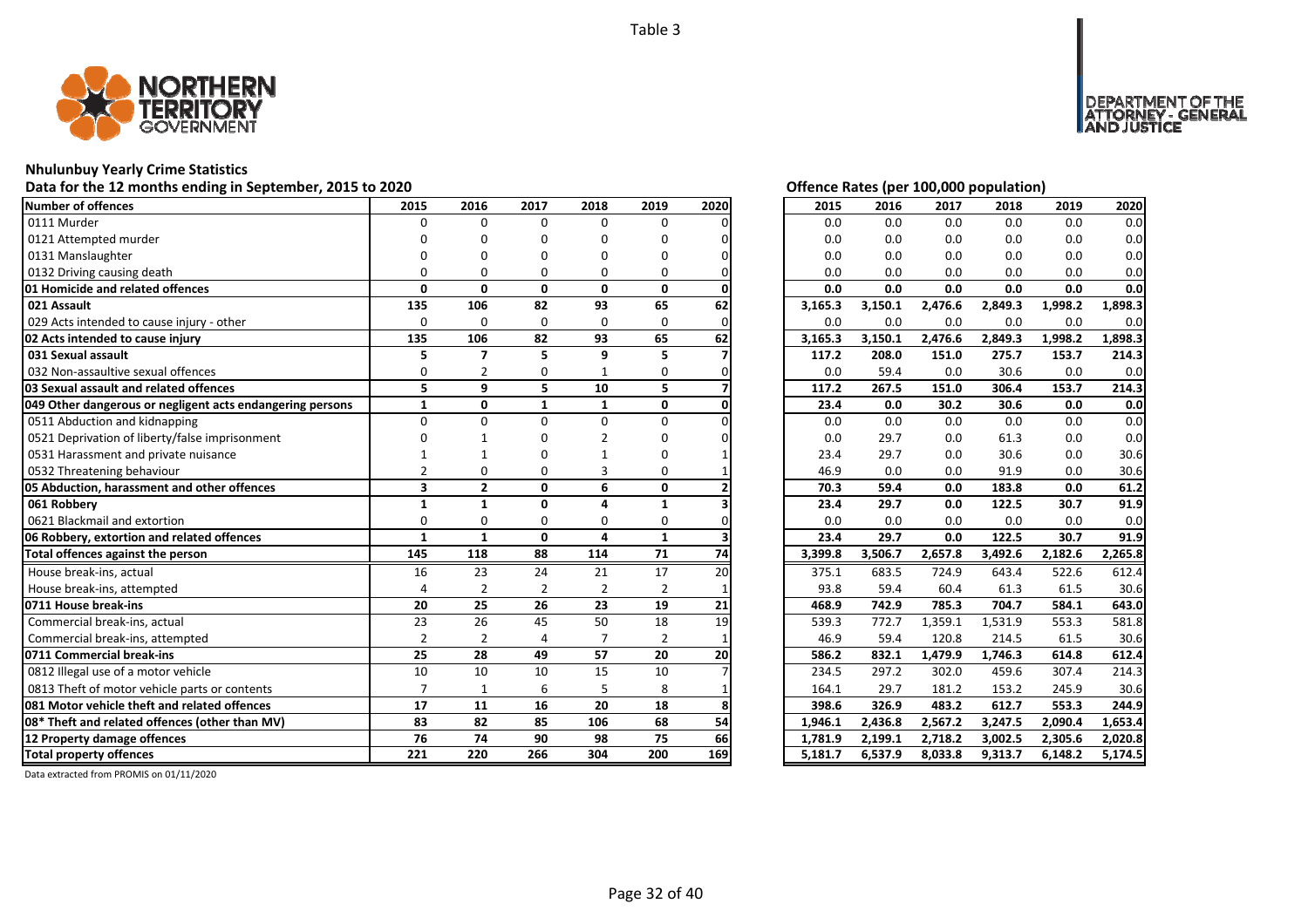Table 3

## Nhulunbuy Yearly Crime Statistics

Data for the 12 months ending in September, 2015 to 2020

| Number of offences | 2015 | 2016 | 2017 | 2018 | 2019 | 2020 |
|---|---|---|---|---|---|---|
| 0111 Murder | 0 | 0 | 0 | 0 | 0 | 0 |
| 0121 Attempted murder | 0 | 0 | 0 | 0 | 0 | 0 |
| 0131 Manslaughter | 0 | 0 | 0 | 0 | 0 | 0 |
| 0132 Driving causing death | 0 | 0 | 0 | 0 | 0 | 0 |
| **01 Homicide and related offences** | **0** | **0** | **0** | **0** | **0** | **0** |
| **021 Assault** | **135** | **106** | **82** | **93** | **65** | **62** |
| 029 Acts intended to cause injury - other | 0 | 0 | 0 | 0 | 0 | 0 |
| **02 Acts intended to cause injury** | **135** | **106** | **82** | **93** | **65** | **62** |
| **031 Sexual assault** | **5** | **7** | **5** | **9** | **5** | **7** |
| 032 Non-assaultive sexual offences | 0 | 2 | 0 | 1 | 0 | 0 |
| **03 Sexual assault and related offences** | **5** | **9** | **5** | **10** | **5** | **7** |
| **049 Other dangerous or negligent acts endangering persons** | **1** | **0** | **1** | **1** | **0** | **0** |
| 0511 Abduction and kidnapping | 0 | 0 | 0 | 0 | 0 | 0 |
| 0521 Deprivation of liberty/false imprisonment | 0 | 1 | 0 | 2 | 0 | 0 |
| 0531 Harassment and private nuisance | 1 | 1 | 0 | 1 | 0 | 1 |
| 0532 Threatening behaviour | 2 | 0 | 0 | 3 | 0 | 1 |
| **05 Abduction, harassment and other offences** | **3** | **2** | **0** | **6** | **0** | **2** |
| **061 Robbery** | **1** | **1** | **0** | **4** | **1** | **3** |
| 0621 Blackmail and extortion | 0 | 0 | 0 | 0 | 0 | 0 |
| **06 Robbery, extortion and related offences** | **1** | **1** | **0** | **4** | **1** | **3** |
| **Total offences against the person** | **145** | **118** | **88** | **114** | **71** | **74** |
| House break-ins, actual | 16 | 23 | 24 | 21 | 17 | 20 |
| House break-ins, attempted | 4 | 2 | 2 | 2 | 2 | 1 |
| **0711 House break-ins** | **20** | **25** | **26** | **23** | **19** | **21** |
| Commercial break-ins, actual | 23 | 26 | 45 | 50 | 18 | 19 |
| Commercial break-ins, attempted | 2 | 2 | 4 | 7 | 2 | 1 |
| **0711 Commercial break-ins** | **25** | **28** | **49** | **57** | **20** | **20** |
| 0812 Illegal use of a motor vehicle | 10 | 10 | 10 | 15 | 10 | 7 |
| 0813 Theft of motor vehicle parts or contents | 7 | 1 | 6 | 5 | 8 | 1 |
| **081 Motor vehicle theft and related offences** | **17** | **11** | **16** | **20** | **18** | **8** |
| **08* Theft and related offences (other than MV)** | **83** | **82** | **85** | **106** | **68** | **54** |
| **12 Property damage offences** | **76** | **74** | **90** | **98** | **75** | **66** |
| **Total property offences** | **221** | **220** | **266** | **304** | **200** | **169** |

Offence Rates (per 100,000 population)

| Number of offences | 2015 | 2016 | 2017 | 2018 | 2019 | 2020 |
|---|---|---|---|---|---|---|
| 0111 Murder | 0.0 | 0.0 | 0.0 | 0.0 | 0.0 | 0.0 |
| 0121 Attempted murder | 0.0 | 0.0 | 0.0 | 0.0 | 0.0 | 0.0 |
| 0131 Manslaughter | 0.0 | 0.0 | 0.0 | 0.0 | 0.0 | 0.0 |
| 0132 Driving causing death | 0.0 | 0.0 | 0.0 | 0.0 | 0.0 | 0.0 |
| **01 Homicide and related offences** | **0.0** | **0.0** | **0.0** | **0.0** | **0.0** | **0.0** |
| **021 Assault** | **3,165.3** | **3,150.1** | **2,476.6** | **2,849.3** | **1,998.2** | **1,898.3** |
| 029 Acts intended to cause injury - other | 0.0 | 0.0 | 0.0 | 0.0 | 0.0 | 0.0 |
| **02 Acts intended to cause injury** | **3,165.3** | **3,150.1** | **2,476.6** | **2,849.3** | **1,998.2** | **1,898.3** |
| **031 Sexual assault** | **117.2** | **208.0** | **151.0** | **275.7** | **153.7** | **214.3** |
| 032 Non-assaultive sexual offences | 0.0 | 59.4 | 0.0 | 30.6 | 0.0 | 0.0 |
| **03 Sexual assault and related offences** | **117.2** | **267.5** | **151.0** | **306.4** | **153.7** | **214.3** |
| **049 Other dangerous or negligent acts endangering persons** | **23.4** | **0.0** | **30.2** | **30.6** | **0.0** | **0.0** |
| 0511 Abduction and kidnapping | 0.0 | 0.0 | 0.0 | 0.0 | 0.0 | 0.0 |
| 0521 Deprivation of liberty/false imprisonment | 0.0 | 29.7 | 0.0 | 61.3 | 0.0 | 0.0 |
| 0531 Harassment and private nuisance | 23.4 | 29.7 | 0.0 | 30.6 | 0.0 | 30.6 |
| 0532 Threatening behaviour | 46.9 | 0.0 | 0.0 | 91.9 | 0.0 | 30.6 |
| **05 Abduction, harassment and other offences** | **70.3** | **59.4** | **0.0** | **183.8** | **0.0** | **61.2** |
| **061 Robbery** | **23.4** | **29.7** | **0.0** | **122.5** | **30.7** | **91.9** |
| 0621 Blackmail and extortion | 0.0 | 0.0 | 0.0 | 0.0 | 0.0 | 0.0 |
| **06 Robbery, extortion and related offences** | **23.4** | **29.7** | **0.0** | **122.5** | **30.7** | **91.9** |
| **Total offences against the person** | **3,399.8** | **3,506.7** | **2,657.8** | **3,492.6** | **2,182.6** | **2,265.8** |
| House break-ins, actual | 375.1 | 683.5 | 724.9 | 643.4 | 522.6 | 612.4 |
| House break-ins, attempted | 93.8 | 59.4 | 60.4 | 61.3 | 61.5 | 30.6 |
| **0711 House break-ins** | **468.9** | **742.9** | **785.3** | **704.7** | **584.1** | **643.0** |
| Commercial break-ins, actual | 539.3 | 772.7 | 1,359.1 | 1,531.9 | 553.3 | 581.8 |
| Commercial break-ins, attempted | 46.9 | 59.4 | 120.8 | 214.5 | 61.5 | 30.6 |
| **0711 Commercial break-ins** | **586.2** | **832.1** | **1,479.9** | **1,746.3** | **614.8** | **612.4** |
| 0812 Illegal use of a motor vehicle | 234.5 | 297.2 | 302.0 | 459.6 | 307.4 | 214.3 |
| 0813 Theft of motor vehicle parts or contents | 164.1 | 29.7 | 181.2 | 153.2 | 245.9 | 30.6 |
| **081 Motor vehicle theft and related offences** | **398.6** | **326.9** | **483.2** | **612.7** | **553.3** | **244.9** |
| **08* Theft and related offences (other than MV)** | **1,946.1** | **2,436.8** | **2,567.2** | **3,247.5** | **2,090.4** | **1,653.4** |
| **12 Property damage offences** | **1,781.9** | **2,199.1** | **2,718.2** | **3,002.5** | **2,305.6** | **2,020.8** |
| **Total property offences** | **5,181.7** | **6,537.9** | **8,033.8** | **9,313.7** | **6,148.2** | **5,174.5** |

Data extracted from PROMIS on 01/11/2020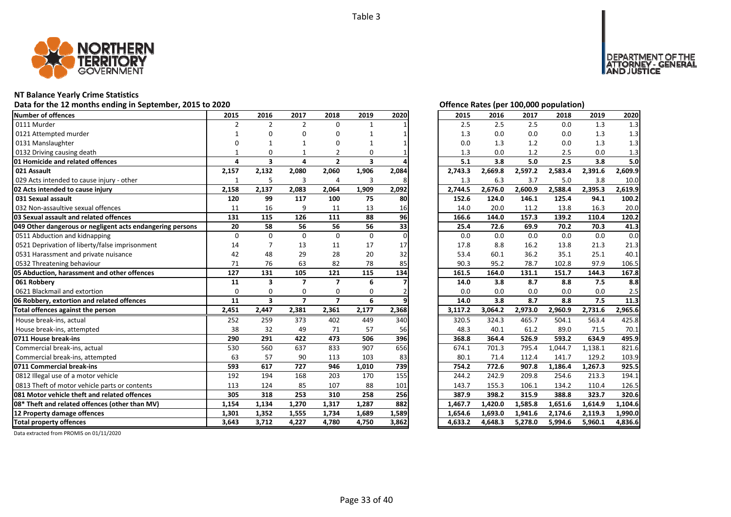Table 3

## NT Balance Yearly Crime Statistics

**Data for the 12 months ending in September, 2015 to 2020**

**Offence Rates (per 100,000 population)**

| Number of offences | 2015 | 2016 | 2017 | 2018 | 2019 | 2020 | 2015 | 2016 | 2017 | 2018 | 2019 | 2020 |
|---|---|---|---|---|---|---|---|---|---|---|---|---|
| 0111 Murder | 2 | 2 | 2 | 0 | 1 | 1 | 2.5 | 2.5 | 2.5 | 0.0 | 1.3 | 1.3 |
| 0121 Attempted murder | 1 | 0 | 0 | 0 | 1 | 1 | 1.3 | 0.0 | 0.0 | 0.0 | 1.3 | 1.3 |
| 0131 Manslaughter | 0 | 1 | 1 | 0 | 1 | 1 | 0.0 | 1.3 | 1.2 | 0.0 | 1.3 | 1.3 |
| 0132 Driving causing death | 1 | 0 | 1 | 2 | 0 | 1 | 1.3 | 0.0 | 1.2 | 2.5 | 0.0 | 1.3 |
| **01 Homicide and related offences** | **4** | **3** | **4** | **2** | **3** | **4** | **5.1** | **3.8** | **5.0** | **2.5** | **3.8** | **5.0** |
| **021 Assault** | **2,157** | **2,132** | **2,080** | **2,060** | **1,906** | **2,084** | **2,743.3** | **2,669.8** | **2,597.2** | **2,583.4** | **2,391.6** | **2,609.9** |
| 029 Acts intended to cause injury - other | 1 | 5 | 3 | 4 | 3 | 8 | 1.3 | 6.3 | 3.7 | 5.0 | 3.8 | 10.0 |
| **02 Acts intended to cause injury** | **2,158** | **2,137** | **2,083** | **2,064** | **1,909** | **2,092** | **2,744.5** | **2,676.0** | **2,600.9** | **2,588.4** | **2,395.3** | **2,619.9** |
| **031 Sexual assault** | **120** | **99** | **117** | **100** | **75** | **80** | **152.6** | **124.0** | **146.1** | **125.4** | **94.1** | **100.2** |
| 032 Non-assaultive sexual offences | 11 | 16 | 9 | 11 | 13 | 16 | 14.0 | 20.0 | 11.2 | 13.8 | 16.3 | 20.0 |
| **03 Sexual assault and related offences** | **131** | **115** | **126** | **111** | **88** | **96** | **166.6** | **144.0** | **157.3** | **139.2** | **110.4** | **120.2** |
| **049 Other dangerous or negligent acts endangering persons** | **20** | **58** | **56** | **56** | **56** | **33** | **25.4** | **72.6** | **69.9** | **70.2** | **70.3** | **41.3** |
| 0511 Abduction and kidnapping | 0 | 0 | 0 | 0 | 0 | 0 | 0.0 | 0.0 | 0.0 | 0.0 | 0.0 | 0.0 |
| 0521 Deprivation of liberty/false imprisonment | 14 | 7 | 13 | 11 | 17 | 17 | 17.8 | 8.8 | 16.2 | 13.8 | 21.3 | 21.3 |
| 0531 Harassment and private nuisance | 42 | 48 | 29 | 28 | 20 | 32 | 53.4 | 60.1 | 36.2 | 35.1 | 25.1 | 40.1 |
| 0532 Threatening behaviour | 71 | 76 | 63 | 82 | 78 | 85 | 90.3 | 95.2 | 78.7 | 102.8 | 97.9 | 106.5 |
| **05 Abduction, harassment and other offences** | **127** | **131** | **105** | **121** | **115** | **134** | **161.5** | **164.0** | **131.1** | **151.7** | **144.3** | **167.8** |
| **061 Robbery** | **11** | **3** | **7** | **7** | **6** | **7** | **14.0** | **3.8** | **8.7** | **8.8** | **7.5** | **8.8** |
| 0621 Blackmail and extortion | 0 | 0 | 0 | 0 | 0 | 2 | 0.0 | 0.0 | 0.0 | 0.0 | 0.0 | 2.5 |
| **06 Robbery, extortion and related offences** | **11** | **3** | **7** | **7** | **6** | **9** | **14.0** | **3.8** | **8.7** | **8.8** | **7.5** | **11.3** |
| **Total offences against the person** | **2,451** | **2,447** | **2,381** | **2,361** | **2,177** | **2,368** | **3,117.2** | **3,064.2** | **2,973.0** | **2,960.9** | **2,731.6** | **2,965.6** |
| House break-ins, actual | 252 | 259 | 373 | 402 | 449 | 340 | 320.5 | 324.3 | 465.7 | 504.1 | 563.4 | 425.8 |
| House break-ins, attempted | 38 | 32 | 49 | 71 | 57 | 56 | 48.3 | 40.1 | 61.2 | 89.0 | 71.5 | 70.1 |
| **0711 House break-ins** | **290** | **291** | **422** | **473** | **506** | **396** | **368.8** | **364.4** | **526.9** | **593.2** | **634.9** | **495.9** |
| Commercial break-ins, actual | 530 | 560 | 637 | 833 | 907 | 656 | 674.1 | 701.3 | 795.4 | 1,044.7 | 1,138.1 | 821.6 |
| Commercial break-ins, attempted | 63 | 57 | 90 | 113 | 103 | 83 | 80.1 | 71.4 | 112.4 | 141.7 | 129.2 | 103.9 |
| **0711 Commercial break-ins** | **593** | **617** | **727** | **946** | **1,010** | **739** | **754.2** | **772.6** | **907.8** | **1,186.4** | **1,267.3** | **925.5** |
| 0812 Illegal use of a motor vehicle | 192 | 194 | 168 | 203 | 170 | 155 | 244.2 | 242.9 | 209.8 | 254.6 | 213.3 | 194.1 |
| 0813 Theft of motor vehicle parts or contents | 113 | 124 | 85 | 107 | 88 | 101 | 143.7 | 155.3 | 106.1 | 134.2 | 110.4 | 126.5 |
| **081 Motor vehicle theft and related offences** | **305** | **318** | **253** | **310** | **258** | **256** | **387.9** | **398.2** | **315.9** | **388.8** | **323.7** | **320.6** |
| **08* Theft and related offences (other than MV)** | **1,154** | **1,134** | **1,270** | **1,317** | **1,287** | **882** | **1,467.7** | **1,420.0** | **1,585.8** | **1,651.6** | **1,614.9** | **1,104.6** |
| **12 Property damage offences** | **1,301** | **1,352** | **1,555** | **1,734** | **1,689** | **1,589** | **1,654.6** | **1,693.0** | **1,941.6** | **2,174.6** | **2,119.3** | **1,990.0** |
| **Total property offences** | **3,643** | **3,712** | **4,227** | **4,780** | **4,750** | **3,862** | **4,633.2** | **4,648.3** | **5,278.0** | **5,994.6** | **5,960.1** | **4,836.6** |

Data extracted from PROMIS on 01/11/2020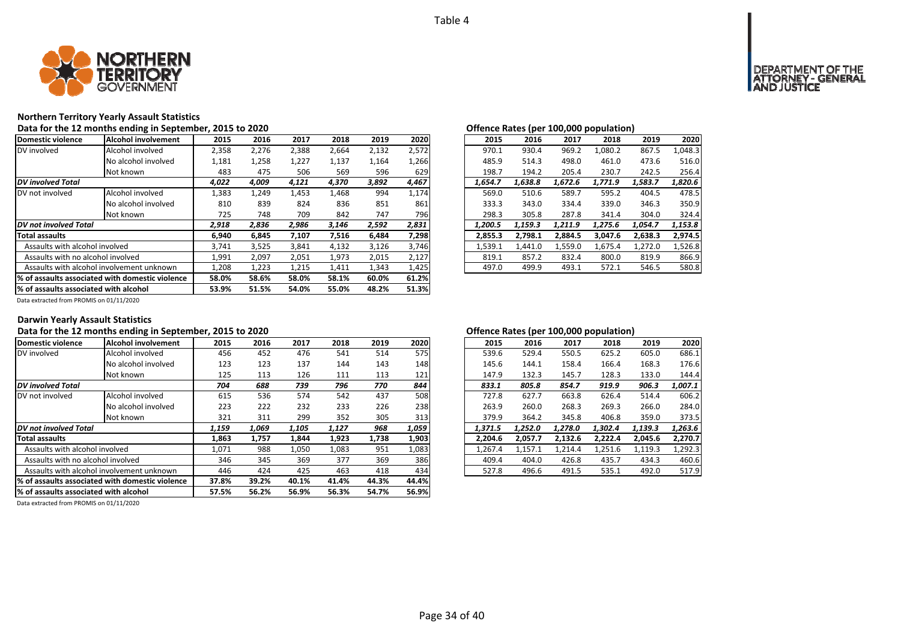Table 4

## Northern Territory Yearly Assault Statistics

### Data for the 12 months ending in September, 2015 to 2020

| Domestic violence | Alcohol involvement | 2015 | 2016 | 2017 | 2018 | 2019 | 2020 |
|---|---|---|---|---|---|---|---|
| DV involved | Alcohol involved | 2,358 | 2,276 | 2,388 | 2,664 | 2,132 | 2,572 |
| | No alcohol involved | 1,181 | 1,258 | 1,227 | 1,137 | 1,164 | 1,266 |
| | Not known | 483 | 475 | 506 | 569 | 596 | 629 |
| ***DV involved Total*** | | ***4,022*** | ***4,009*** | ***4,121*** | ***4,370*** | ***3,892*** | ***4,467*** |
| DV not involved | Alcohol involved | 1,383 | 1,249 | 1,453 | 1,468 | 994 | 1,174 |
| | No alcohol involved | 810 | 839 | 824 | 836 | 851 | 861 |
| | Not known | 725 | 748 | 709 | 842 | 747 | 796 |
| ***DV not involved Total*** | | ***2,918*** | ***2,836*** | ***2,986*** | ***3,146*** | ***2,592*** | ***2,831*** |
| **Total assaults** | | **6,940** | **6,845** | **7,107** | **7,516** | **6,484** | **7,298** |
| Assaults with alcohol involved | | 3,741 | 3,525 | 3,841 | 4,132 | 3,126 | 3,746 |
| Assaults with no alcohol involved | | 1,991 | 2,097 | 2,051 | 1,973 | 2,015 | 2,127 |
| Assaults with alcohol involvement unknown | | 1,208 | 1,223 | 1,215 | 1,411 | 1,343 | 1,425 |
| **% of assaults associated with domestic violence** | | **58.0%** | **58.6%** | **58.0%** | **58.1%** | **60.0%** | **61.2%** |
| **% of assaults associated with alcohol** | | **53.9%** | **51.5%** | **54.0%** | **55.0%** | **48.2%** | **51.3%** |

Data extracted from PROMIS on 01/11/2020

### Offence Rates (per 100,000 population)

| Domestic violence | Alcohol involvement | 2015 | 2016 | 2017 | 2018 | 2019 | 2020 |
|---|---|---|---|---|---|---|---|
| DV involved | Alcohol involved | 970.1 | 930.4 | 969.2 | 1,080.2 | 867.5 | 1,048.3 |
| | No alcohol involved | 485.9 | 514.3 | 498.0 | 461.0 | 473.6 | 516.0 |
| | Not known | 198.7 | 194.2 | 205.4 | 230.7 | 242.5 | 256.4 |
| ***DV involved Total*** | | ***1,654.7*** | ***1,638.8*** | ***1,672.6*** | ***1,771.9*** | ***1,583.7*** | ***1,820.6*** |
| DV not involved | Alcohol involved | 569.0 | 510.6 | 589.7 | 595.2 | 404.5 | 478.5 |
| | No alcohol involved | 333.3 | 343.0 | 334.4 | 339.0 | 346.3 | 350.9 |
| | Not known | 298.3 | 305.8 | 287.8 | 341.4 | 304.0 | 324.4 |
| ***DV not involved Total*** | | ***1,200.5*** | ***1,159.3*** | ***1,211.9*** | ***1,275.6*** | ***1,054.7*** | ***1,153.8*** |
| **Total assaults** | | **2,855.3** | **2,798.1** | **2,884.5** | **3,047.6** | **2,638.3** | **2,974.5** |
| Assaults with alcohol involved | | 1,539.1 | 1,441.0 | 1,559.0 | 1,675.4 | 1,272.0 | 1,526.8 |
| Assaults with no alcohol involved | | 819.1 | 857.2 | 832.4 | 800.0 | 819.9 | 866.9 |
| Assaults with alcohol involvement unknown | | 497.0 | 499.9 | 493.1 | 572.1 | 546.5 | 580.8 |

## Darwin Yearly Assault Statistics

### Data for the 12 months ending in September, 2015 to 2020

| Domestic violence | Alcohol involvement | 2015 | 2016 | 2017 | 2018 | 2019 | 2020 |
|---|---|---|---|---|---|---|---|
| DV involved | Alcohol involved | 456 | 452 | 476 | 541 | 514 | 575 |
| | No alcohol involved | 123 | 123 | 137 | 144 | 143 | 148 |
| | Not known | 125 | 113 | 126 | 111 | 113 | 121 |
| ***DV involved Total*** | | ***704*** | ***688*** | ***739*** | ***796*** | ***770*** | ***844*** |
| DV not involved | Alcohol involved | 615 | 536 | 574 | 542 | 437 | 508 |
| | No alcohol involved | 223 | 222 | 232 | 233 | 226 | 238 |
| | Not known | 321 | 311 | 299 | 352 | 305 | 313 |
| ***DV not involved Total*** | | ***1,159*** | ***1,069*** | ***1,105*** | ***1,127*** | ***968*** | ***1,059*** |
| **Total assaults** | | **1,863** | **1,757** | **1,844** | **1,923** | **1,738** | **1,903** |
| Assaults with alcohol involved | | 1,071 | 988 | 1,050 | 1,083 | 951 | 1,083 |
| Assaults with no alcohol involved | | 346 | 345 | 369 | 377 | 369 | 386 |
| Assaults with alcohol involvement unknown | | 446 | 424 | 425 | 463 | 418 | 434 |
| **% of assaults associated with domestic violence** | | **37.8%** | **39.2%** | **40.1%** | **41.4%** | **44.3%** | **44.4%** |
| **% of assaults associated with alcohol** | | **57.5%** | **56.2%** | **56.9%** | **56.3%** | **54.7%** | **56.9%** |

Data extracted from PROMIS on 01/11/2020

### Offence Rates (per 100,000 population)

| Domestic violence | Alcohol involvement | 2015 | 2016 | 2017 | 2018 | 2019 | 2020 |
|---|---|---|---|---|---|---|---|
| DV involved | Alcohol involved | 539.6 | 529.4 | 550.5 | 625.2 | 605.0 | 686.1 |
| | No alcohol involved | 145.6 | 144.1 | 158.4 | 166.4 | 168.3 | 176.6 |
| | Not known | 147.9 | 132.3 | 145.7 | 128.3 | 133.0 | 144.4 |
| ***DV involved Total*** | | ***833.1*** | ***805.8*** | ***854.7*** | ***919.9*** | ***906.3*** | ***1,007.1*** |
| DV not involved | Alcohol involved | 727.8 | 627.7 | 663.8 | 626.4 | 514.4 | 606.2 |
| | No alcohol involved | 263.9 | 260.0 | 268.3 | 269.3 | 266.0 | 284.0 |
| | Not known | 379.9 | 364.2 | 345.8 | 406.8 | 359.0 | 373.5 |
| ***DV not involved Total*** | | ***1,371.5*** | ***1,252.0*** | ***1,278.0*** | ***1,302.4*** | ***1,139.3*** | ***1,263.6*** |
| **Total assaults** | | **2,204.6** | **2,057.7** | **2,132.6** | **2,222.4** | **2,045.6** | **2,270.7** |
| Assaults with alcohol involved | | 1,267.4 | 1,157.1 | 1,214.4 | 1,251.6 | 1,119.3 | 1,292.3 |
| Assaults with no alcohol involved | | 409.4 | 404.0 | 426.8 | 435.7 | 434.3 | 460.6 |
| Assaults with alcohol involvement unknown | | 527.8 | 496.6 | 491.5 | 535.1 | 492.0 | 517.9 |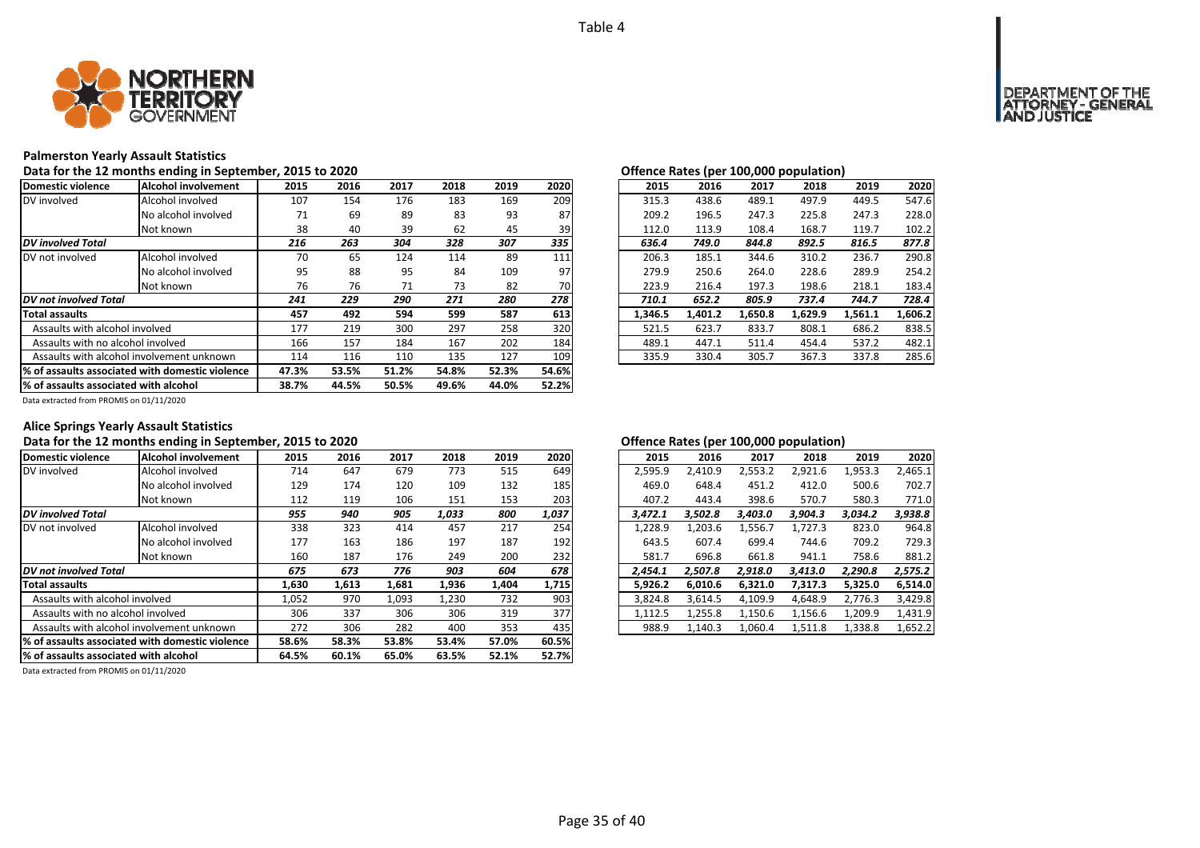Table 4

## Palmerston Yearly Assault Statistics

### Data for the 12 months ending in September, 2015 to 2020

| Domestic violence | Alcohol involvement | 2015 | 2016 | 2017 | 2018 | 2019 | 2020 |
|---|---|---|---|---|---|---|---|
| DV involved | Alcohol involved | 107 | 154 | 176 | 183 | 169 | 209 |
| | No alcohol involved | 71 | 69 | 89 | 83 | 93 | 87 |
| | Not known | 38 | 40 | 39 | 62 | 45 | 39 |
| ***DV involved Total*** | | *216* | *263* | *304* | *328* | *307* | *335* |
| DV not involved | Alcohol involved | 70 | 65 | 124 | 114 | 89 | 111 |
| | No alcohol involved | 95 | 88 | 95 | 84 | 109 | 97 |
| | Not known | 76 | 76 | 71 | 73 | 82 | 70 |
| ***DV not involved Total*** | | *241* | *229* | *290* | *271* | *280* | *278* |
| **Total assaults** | | **457** | **492** | **594** | **599** | **587** | **613** |
| Assaults with alcohol involved | | 177 | 219 | 300 | 297 | 258 | 320 |
| Assaults with no alcohol involved | | 166 | 157 | 184 | 167 | 202 | 184 |
| Assaults with alcohol involvement unknown | | 114 | 116 | 110 | 135 | 127 | 109 |
| **% of assaults associated with domestic violence** | | **47.3%** | **53.5%** | **51.2%** | **54.8%** | **52.3%** | **54.6%** |
| **% of assaults associated with alcohol** | | **38.7%** | **44.5%** | **50.5%** | **49.6%** | **44.0%** | **52.2%** |

Data extracted from PROMIS on 01/11/2020

### Offence Rates (per 100,000 population)

| Domestic violence | Alcohol involvement | 2015 | 2016 | 2017 | 2018 | 2019 | 2020 |
|---|---|---|---|---|---|---|---|
| DV involved | Alcohol involved | 315.3 | 438.6 | 489.1 | 497.9 | 449.5 | 547.6 |
| | No alcohol involved | 209.2 | 196.5 | 247.3 | 225.8 | 247.3 | 228.0 |
| | Not known | 112.0 | 113.9 | 108.4 | 168.7 | 119.7 | 102.2 |
| ***DV involved Total*** | | *636.4* | *749.0* | *844.8* | *892.5* | *816.5* | *877.8* |
| DV not involved | Alcohol involved | 206.3 | 185.1 | 344.6 | 310.2 | 236.7 | 290.8 |
| | No alcohol involved | 279.9 | 250.6 | 264.0 | 228.6 | 289.9 | 254.2 |
| | Not known | 223.9 | 216.4 | 197.3 | 198.6 | 218.1 | 183.4 |
| ***DV not involved Total*** | | *710.1* | *652.2* | *805.9* | *737.4* | *744.7* | *728.4* |
| **Total assaults** | | **1,346.5** | **1,401.2** | **1,650.8** | **1,629.9** | **1,561.1** | **1,606.2** |
| Assaults with alcohol involved | | 521.5 | 623.7 | 833.7 | 808.1 | 686.2 | 838.5 |
| Assaults with no alcohol involved | | 489.1 | 447.1 | 511.4 | 454.4 | 537.2 | 482.1 |
| Assaults with alcohol involvement unknown | | 335.9 | 330.4 | 305.7 | 367.3 | 337.8 | 285.6 |

## Alice Springs Yearly Assault Statistics

### Data for the 12 months ending in September, 2015 to 2020

| Domestic violence | Alcohol involvement | 2015 | 2016 | 2017 | 2018 | 2019 | 2020 |
|---|---|---|---|---|---|---|---|
| DV involved | Alcohol involved | 714 | 647 | 679 | 773 | 515 | 649 |
| | No alcohol involved | 129 | 174 | 120 | 109 | 132 | 185 |
| | Not known | 112 | 119 | 106 | 151 | 153 | 203 |
| ***DV involved Total*** | | *955* | *940* | *905* | *1,033* | *800* | *1,037* |
| DV not involved | Alcohol involved | 338 | 323 | 414 | 457 | 217 | 254 |
| | No alcohol involved | 177 | 163 | 186 | 197 | 187 | 192 |
| | Not known | 160 | 187 | 176 | 249 | 200 | 232 |
| ***DV not involved Total*** | | *675* | *673* | *776* | *903* | *604* | *678* |
| **Total assaults** | | **1,630** | **1,613** | **1,681** | **1,936** | **1,404** | **1,715** |
| Assaults with alcohol involved | | 1,052 | 970 | 1,093 | 1,230 | 732 | 903 |
| Assaults with no alcohol involved | | 306 | 337 | 306 | 306 | 319 | 377 |
| Assaults with alcohol involvement unknown | | 272 | 306 | 282 | 400 | 353 | 435 |
| **% of assaults associated with domestic violence** | | **58.6%** | **58.3%** | **53.8%** | **53.4%** | **57.0%** | **60.5%** |
| **% of assaults associated with alcohol** | | **64.5%** | **60.1%** | **65.0%** | **63.5%** | **52.1%** | **52.7%** |

Data extracted from PROMIS on 01/11/2020

### Offence Rates (per 100,000 population)

| Domestic violence | Alcohol involvement | 2015 | 2016 | 2017 | 2018 | 2019 | 2020 |
|---|---|---|---|---|---|---|---|
| DV involved | Alcohol involved | 2,595.9 | 2,410.9 | 2,553.2 | 2,921.6 | 1,953.3 | 2,465.1 |
| | No alcohol involved | 469.0 | 648.4 | 451.2 | 412.0 | 500.6 | 702.7 |
| | Not known | 407.2 | 443.4 | 398.6 | 570.7 | 580.3 | 771.0 |
| ***DV involved Total*** | | *3,472.1* | *3,502.8* | *3,403.0* | *3,904.3* | *3,034.2* | *3,938.8* |
| DV not involved | Alcohol involved | 1,228.9 | 1,203.6 | 1,556.7 | 1,727.3 | 823.0 | 964.8 |
| | No alcohol involved | 643.5 | 607.4 | 699.4 | 744.6 | 709.2 | 729.3 |
| | Not known | 581.7 | 696.8 | 661.8 | 941.1 | 758.6 | 881.2 |
| ***DV not involved Total*** | | *2,454.1* | *2,507.8* | *2,918.0* | *3,413.0* | *2,290.8* | *2,575.2* |
| **Total assaults** | | **5,926.2** | **6,010.6** | **6,321.0** | **7,317.3** | **5,325.0** | **6,514.0** |
| Assaults with alcohol involved | | 3,824.8 | 3,614.5 | 4,109.9 | 4,648.9 | 2,776.3 | 3,429.8 |
| Assaults with no alcohol involved | | 1,112.5 | 1,255.8 | 1,150.6 | 1,156.6 | 1,209.9 | 1,431.9 |
| Assaults with alcohol involvement unknown | | 988.9 | 1,140.3 | 1,060.4 | 1,511.8 | 1,338.8 | 1,652.2 |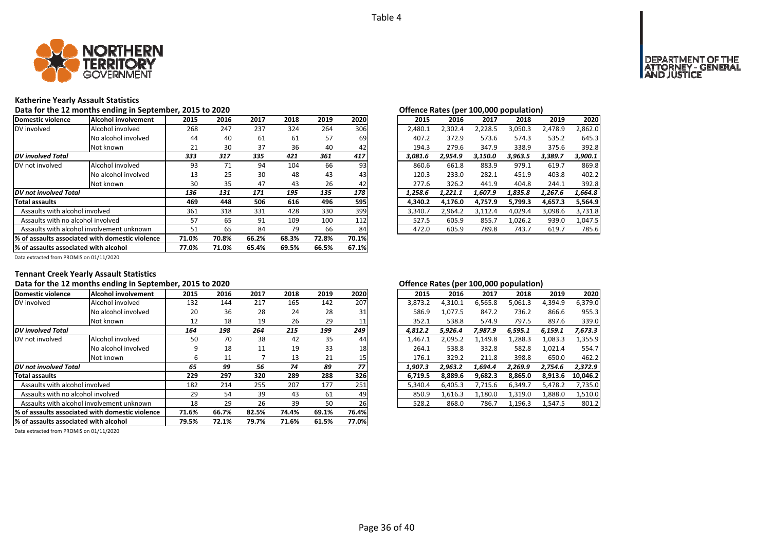Table 4

### Katherine Yearly Assault Statistics

**Data for the 12 months ending in September, 2015 to 2020**

| Domestic violence | Alcohol involvement | 2015 | 2016 | 2017 | 2018 | 2019 | 2020 |
|---|---|---|---|---|---|---|---|
| DV involved | Alcohol involved | 268 | 247 | 237 | 324 | 264 | 306 |
| | No alcohol involved | 44 | 40 | 61 | 61 | 57 | 69 |
| | Not known | 21 | 30 | 37 | 36 | 40 | 42 |
| ***DV involved Total*** | | ***333*** | ***317*** | ***335*** | ***421*** | ***361*** | ***417*** |
| DV not involved | Alcohol involved | 93 | 71 | 94 | 104 | 66 | 93 |
| | No alcohol involved | 13 | 25 | 30 | 48 | 43 | 43 |
| | Not known | 30 | 35 | 47 | 43 | 26 | 42 |
| ***DV not involved Total*** | | ***136*** | ***131*** | ***171*** | ***195*** | ***135*** | ***178*** |
| **Total assaults** | | **469** | **448** | **506** | **616** | **496** | **595** |
| Assaults with alcohol involved | | 361 | 318 | 331 | 428 | 330 | 399 |
| Assaults with no alcohol involved | | 57 | 65 | 91 | 109 | 100 | 112 |
| Assaults with alcohol involvement unknown | | 51 | 65 | 84 | 79 | 66 | 84 |
| **% of assaults associated with domestic violence** | | **71.0%** | **70.8%** | **66.2%** | **68.3%** | **72.8%** | **70.1%** |
| **% of assaults associated with alcohol** | | **77.0%** | **71.0%** | **65.4%** | **69.5%** | **66.5%** | **67.1%** |

Data extracted from PROMIS on 01/11/2020

**Offence Rates (per 100,000 population)**

| 2015 | 2016 | 2017 | 2018 | 2019 | 2020 |
|---|---|---|---|---|---|
| 2,480.1 | 2,302.4 | 2,228.5 | 3,050.3 | 2,478.9 | 2,862.0 |
| 407.2 | 372.9 | 573.6 | 574.3 | 535.2 | 645.3 |
| 194.3 | 279.6 | 347.9 | 338.9 | 375.6 | 392.8 |
| ***3,081.6*** | ***2,954.9*** | ***3,150.0*** | ***3,963.5*** | ***3,389.7*** | ***3,900.1*** |
| 860.6 | 661.8 | 883.9 | 979.1 | 619.7 | 869.8 |
| 120.3 | 233.0 | 282.1 | 451.9 | 403.8 | 402.2 |
| 277.6 | 326.2 | 441.9 | 404.8 | 244.1 | 392.8 |
| ***1,258.6*** | ***1,221.1*** | ***1,607.9*** | ***1,835.8*** | ***1,267.6*** | ***1,664.8*** |
| **4,340.2** | **4,176.0** | **4,757.9** | **5,799.3** | **4,657.3** | **5,564.9** |
| 3,340.7 | 2,964.2 | 3,112.4 | 4,029.4 | 3,098.6 | 3,731.8 |
| 527.5 | 605.9 | 855.7 | 1,026.2 | 939.0 | 1,047.5 |
| 472.0 | 605.9 | 789.8 | 743.7 | 619.7 | 785.6 |

### Tennant Creek Yearly Assault Statistics

**Data for the 12 months ending in September, 2015 to 2020**

| Domestic violence | Alcohol involvement | 2015 | 2016 | 2017 | 2018 | 2019 | 2020 |
|---|---|---|---|---|---|---|---|
| DV involved | Alcohol involved | 132 | 144 | 217 | 165 | 142 | 207 |
| | No alcohol involved | 20 | 36 | 28 | 24 | 28 | 31 |
| | Not known | 12 | 18 | 19 | 26 | 29 | 11 |
| ***DV involved Total*** | | ***164*** | ***198*** | ***264*** | ***215*** | ***199*** | ***249*** |
| DV not involved | Alcohol involved | 50 | 70 | 38 | 42 | 35 | 44 |
| | No alcohol involved | 9 | 18 | 11 | 19 | 33 | 18 |
| | Not known | 6 | 11 | 7 | 13 | 21 | 15 |
| ***DV not involved Total*** | | ***65*** | ***99*** | ***56*** | ***74*** | ***89*** | ***77*** |
| **Total assaults** | | **229** | **297** | **320** | **289** | **288** | **326** |
| Assaults with alcohol involved | | 182 | 214 | 255 | 207 | 177 | 251 |
| Assaults with no alcohol involved | | 29 | 54 | 39 | 43 | 61 | 49 |
| Assaults with alcohol involvement unknown | | 18 | 29 | 26 | 39 | 50 | 26 |
| **% of assaults associated with domestic violence** | | **71.6%** | **66.7%** | **82.5%** | **74.4%** | **69.1%** | **76.4%** |
| **% of assaults associated with alcohol** | | **79.5%** | **72.1%** | **79.7%** | **71.6%** | **61.5%** | **77.0%** |

Data extracted from PROMIS on 01/11/2020

**Offence Rates (per 100,000 population)**

| 2015 | 2016 | 2017 | 2018 | 2019 | 2020 |
|---|---|---|---|---|---|
| 3,873.2 | 4,310.1 | 6,565.8 | 5,061.3 | 4,394.9 | 6,379.0 |
| 586.9 | 1,077.5 | 847.2 | 736.2 | 866.6 | 955.3 |
| 352.1 | 538.8 | 574.9 | 797.5 | 897.6 | 339.0 |
| ***4,812.2*** | ***5,926.4*** | ***7,987.9*** | ***6,595.1*** | ***6,159.1*** | ***7,673.3*** |
| 1,467.1 | 2,095.2 | 1,149.8 | 1,288.3 | 1,083.3 | 1,355.9 |
| 264.1 | 538.8 | 332.8 | 582.8 | 1,021.4 | 554.7 |
| 176.1 | 329.2 | 211.8 | 398.8 | 650.0 | 462.2 |
| ***1,907.3*** | ***2,963.2*** | ***1,694.4*** | ***2,269.9*** | ***2,754.6*** | ***2,372.9*** |
| **6,719.5** | **8,889.6** | **9,682.3** | **8,865.0** | **8,913.6** | **10,046.2** |
| 5,340.4 | 6,405.3 | 7,715.6 | 6,349.7 | 5,478.2 | 7,735.0 |
| 850.9 | 1,616.3 | 1,180.0 | 1,319.0 | 1,888.0 | 1,510.0 |
| 528.2 | 868.0 | 786.7 | 1,196.3 | 1,547.5 | 801.2 |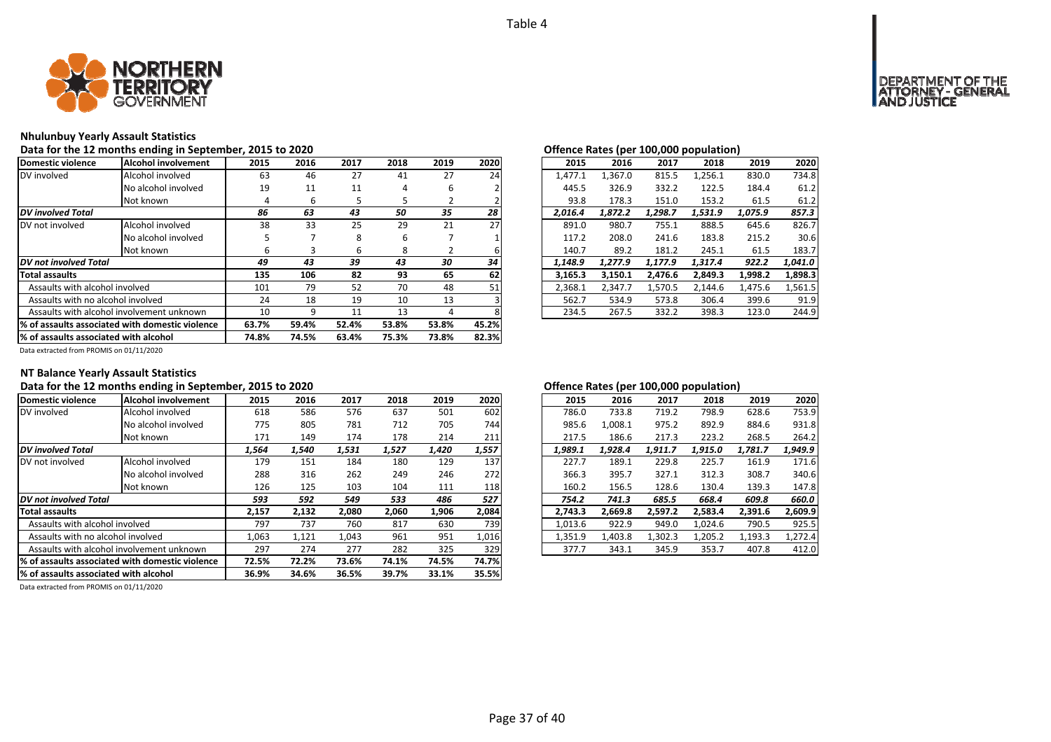Table 4

## Nhulunbuy Yearly Assault Statistics

### Data for the 12 months ending in September, 2015 to 2020

| Domestic violence | Alcohol involvement | 2015 | 2016 | 2017 | 2018 | 2019 | 2020 |
|---|---|---|---|---|---|---|---|
| DV involved | Alcohol involved | 63 | 46 | 27 | 41 | 27 | 24 |
| | No alcohol involved | 19 | 11 | 11 | 4 | 6 | 2 |
| | Not known | 4 | 6 | 5 | 5 | 2 | 2 |
| ***DV involved Total*** | | ***86*** | ***63*** | ***43*** | ***50*** | ***35*** | ***28*** |
| DV not involved | Alcohol involved | 38 | 33 | 25 | 29 | 21 | 27 |
| | No alcohol involved | 5 | 7 | 8 | 6 | 7 | 1 |
| | Not known | 6 | 3 | 6 | 8 | 2 | 6 |
| ***DV not involved Total*** | | ***49*** | ***43*** | ***39*** | ***43*** | ***30*** | ***34*** |
| **Total assaults** | | **135** | **106** | **82** | **93** | **65** | **62** |
| Assaults with alcohol involved | | 101 | 79 | 52 | 70 | 48 | 51 |
| Assaults with no alcohol involved | | 24 | 18 | 19 | 10 | 13 | 3 |
| Assaults with alcohol involvement unknown | | 10 | 9 | 11 | 13 | 4 | 8 |
| **% of assaults associated with domestic violence** | | **63.7%** | **59.4%** | **52.4%** | **53.8%** | **53.8%** | **45.2%** |
| **% of assaults associated with alcohol** | | **74.8%** | **74.5%** | **63.4%** | **75.3%** | **73.8%** | **82.3%** |

Data extracted from PROMIS on 01/11/2020

### Offence Rates (per 100,000 population)

| Domestic violence | Alcohol involvement | 2015 | 2016 | 2017 | 2018 | 2019 | 2020 |
|---|---|---|---|---|---|---|---|
| DV involved | Alcohol involved | 1,477.1 | 1,367.0 | 815.5 | 1,256.1 | 830.0 | 734.8 |
| | No alcohol involved | 445.5 | 326.9 | 332.2 | 122.5 | 184.4 | 61.2 |
| | Not known | 93.8 | 178.3 | 151.0 | 153.2 | 61.5 | 61.2 |
| ***DV involved Total*** | | ***2,016.4*** | ***1,872.2*** | ***1,298.7*** | ***1,531.9*** | ***1,075.9*** | ***857.3*** |
| DV not involved | Alcohol involved | 891.0 | 980.7 | 755.1 | 888.5 | 645.6 | 826.7 |
| | No alcohol involved | 117.2 | 208.0 | 241.6 | 183.8 | 215.2 | 30.6 |
| | Not known | 140.7 | 89.2 | 181.2 | 245.1 | 61.5 | 183.7 |
| ***DV not involved Total*** | | ***1,148.9*** | ***1,277.9*** | ***1,177.9*** | ***1,317.4*** | ***922.2*** | ***1,041.0*** |
| **Total assaults** | | **3,165.3** | **3,150.1** | **2,476.6** | **2,849.3** | **1,998.2** | **1,898.3** |
| Assaults with alcohol involved | | 2,368.1 | 2,347.7 | 1,570.5 | 2,144.6 | 1,475.6 | 1,561.5 |
| Assaults with no alcohol involved | | 562.7 | 534.9 | 573.8 | 306.4 | 399.6 | 91.9 |
| Assaults with alcohol involvement unknown | | 234.5 | 267.5 | 332.2 | 398.3 | 123.0 | 244.9 |

## NT Balance Yearly Assault Statistics

### Data for the 12 months ending in September, 2015 to 2020

| Domestic violence | Alcohol involvement | 2015 | 2016 | 2017 | 2018 | 2019 | 2020 |
|---|---|---|---|---|---|---|---|
| DV involved | Alcohol involved | 618 | 586 | 576 | 637 | 501 | 602 |
| | No alcohol involved | 775 | 805 | 781 | 712 | 705 | 744 |
| | Not known | 171 | 149 | 174 | 178 | 214 | 211 |
| ***DV involved Total*** | | ***1,564*** | ***1,540*** | ***1,531*** | ***1,527*** | ***1,420*** | ***1,557*** |
| DV not involved | Alcohol involved | 179 | 151 | 184 | 180 | 129 | 137 |
| | No alcohol involved | 288 | 316 | 262 | 249 | 246 | 272 |
| | Not known | 126 | 125 | 103 | 104 | 111 | 118 |
| ***DV not involved Total*** | | ***593*** | ***592*** | ***549*** | ***533*** | ***486*** | ***527*** |
| **Total assaults** | | **2,157** | **2,132** | **2,080** | **2,060** | **1,906** | **2,084** |
| Assaults with alcohol involved | | 797 | 737 | 760 | 817 | 630 | 739 |
| Assaults with no alcohol involved | | 1,063 | 1,121 | 1,043 | 961 | 951 | 1,016 |
| Assaults with alcohol involvement unknown | | 297 | 274 | 277 | 282 | 325 | 329 |
| **% of assaults associated with domestic violence** | | **72.5%** | **72.2%** | **73.6%** | **74.1%** | **74.5%** | **74.7%** |
| **% of assaults associated with alcohol** | | **36.9%** | **34.6%** | **36.5%** | **39.7%** | **33.1%** | **35.5%** |

Data extracted from PROMIS on 01/11/2020

### Offence Rates (per 100,000 population)

| Domestic violence | Alcohol involvement | 2015 | 2016 | 2017 | 2018 | 2019 | 2020 |
|---|---|---|---|---|---|---|---|
| DV involved | Alcohol involved | 786.0 | 733.8 | 719.2 | 798.9 | 628.6 | 753.9 |
| | No alcohol involved | 985.6 | 1,008.1 | 975.2 | 892.9 | 884.6 | 931.8 |
| | Not known | 217.5 | 186.6 | 217.3 | 223.2 | 268.5 | 264.2 |
| ***DV involved Total*** | | ***1,989.1*** | ***1,928.4*** | ***1,911.7*** | ***1,915.0*** | ***1,781.7*** | ***1,949.9*** |
| DV not involved | Alcohol involved | 227.7 | 189.1 | 229.8 | 225.7 | 161.9 | 171.6 |
| | No alcohol involved | 366.3 | 395.7 | 327.1 | 312.3 | 308.7 | 340.6 |
| | Not known | 160.2 | 156.5 | 128.6 | 130.4 | 139.3 | 147.8 |
| ***DV not involved Total*** | | ***754.2*** | ***741.3*** | ***685.5*** | ***668.4*** | ***609.8*** | ***660.0*** |
| **Total assaults** | | **2,743.3** | **2,669.8** | **2,597.2** | **2,583.4** | **2,391.6** | **2,609.9** |
| Assaults with alcohol involved | | 1,013.6 | 922.9 | 949.0 | 1,024.6 | 790.5 | 925.5 |
| Assaults with no alcohol involved | | 1,351.9 | 1,403.8 | 1,302.3 | 1,205.2 | 1,193.3 | 1,272.4 |
| Assaults with alcohol involvement unknown | | 377.7 | 343.1 | 345.9 | 353.7 | 407.8 | 412.0 |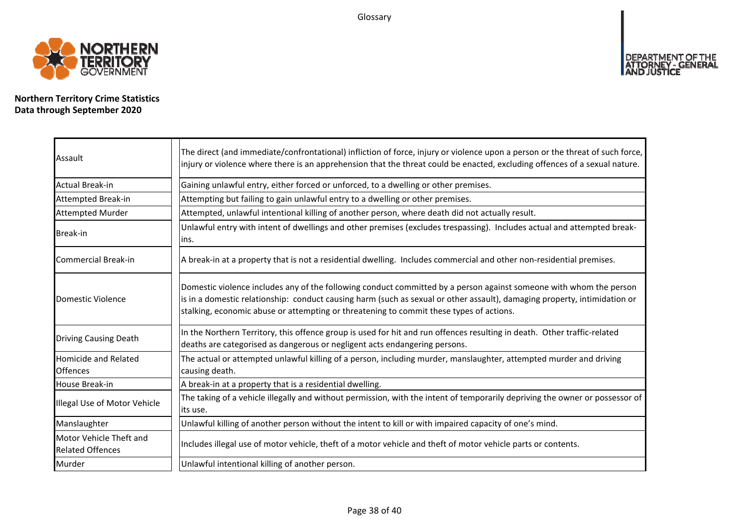Glossary

**Northern Territory Crime Statistics**
**Data through September 2020**

| Term | Definition |
|---|---|
| Assault | The direct (and immediate/confrontational) infliction of force, injury or violence upon a person or the threat of such force, injury or violence where there is an apprehension that the threat could be enacted, excluding offences of a sexual nature. |
| Actual Break-in | Gaining unlawful entry, either forced or unforced, to a dwelling or other premises. |
| Attempted Break-in | Attempting but failing to gain unlawful entry to a dwelling or other premises. |
| Attempted Murder | Attempted, unlawful intentional killing of another person, where death did not actually result. |
| Break-in | Unlawful entry with intent of dwellings and other premises (excludes trespassing). Includes actual and attempted break-ins. |
| Commercial Break-in | A break-in at a property that is not a residential dwelling. Includes commercial and other non-residential premises. |
| Domestic Violence | Domestic violence includes any of the following conduct committed by a person against someone with whom the person is in a domestic relationship: conduct causing harm (such as sexual or other assault), damaging property, intimidation or stalking, economic abuse or attempting or threatening to commit these types of actions. |
| Driving Causing Death | In the Northern Territory, this offence group is used for hit and run offences resulting in death. Other traffic-related deaths are categorised as dangerous or negligent acts endangering persons. |
| Homicide and Related Offences | The actual or attempted unlawful killing of a person, including murder, manslaughter, attempted murder and driving causing death. |
| House Break-in | A break-in at a property that is a residential dwelling. |
| Illegal Use of Motor Vehicle | The taking of a vehicle illegally and without permission, with the intent of temporarily depriving the owner or possessor of its use. |
| Manslaughter | Unlawful killing of another person without the intent to kill or with impaired capacity of one's mind. |
| Motor Vehicle Theft and Related Offences | Includes illegal use of motor vehicle, theft of a motor vehicle and theft of motor vehicle parts or contents. |
| Murder | Unlawful intentional killing of another person. |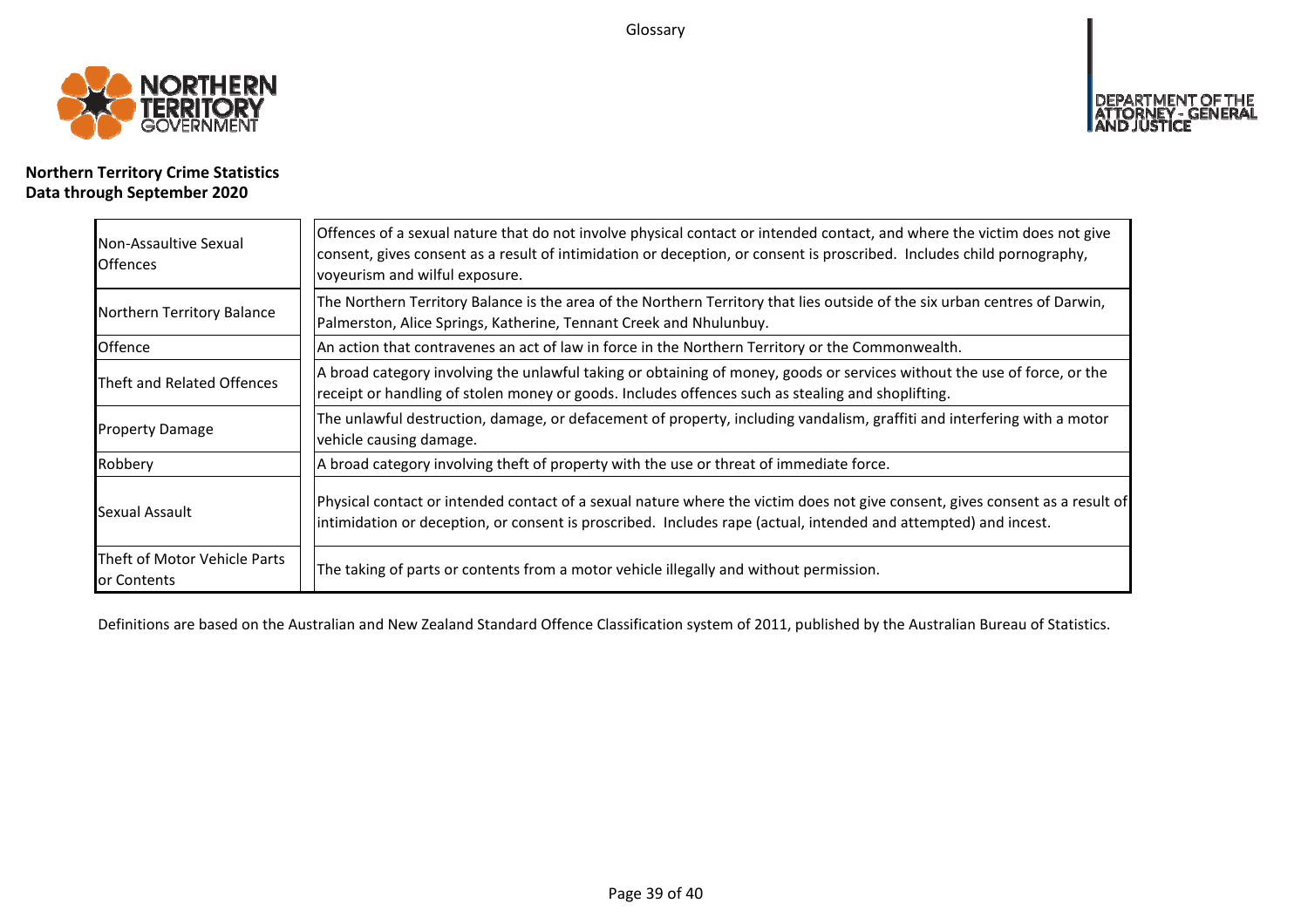**Northern Territory Crime Statistics**
**Data through September 2020**

| Term | Definition |
| --- | --- |
| Non-Assaultive Sexual Offences | Offences of a sexual nature that do not involve physical contact or intended contact, and where the victim does not give consent, gives consent as a result of intimidation or deception, or consent is proscribed. Includes child pornography, voyeurism and wilful exposure. |
| Northern Territory Balance | The Northern Territory Balance is the area of the Northern Territory that lies outside of the six urban centres of Darwin, Palmerston, Alice Springs, Katherine, Tennant Creek and Nhulunbuy. |
| Offence | An action that contravenes an act of law in force in the Northern Territory or the Commonwealth. |
| Theft and Related Offences | A broad category involving the unlawful taking or obtaining of money, goods or services without the use of force, or the receipt or handling of stolen money or goods. Includes offences such as stealing and shoplifting. |
| Property Damage | The unlawful destruction, damage, or defacement of property, including vandalism, graffiti and interfering with a motor vehicle causing damage. |
| Robbery | A broad category involving theft of property with the use or threat of immediate force. |
| Sexual Assault | Physical contact or intended contact of a sexual nature where the victim does not give consent, gives consent as a result of intimidation or deception, or consent is proscribed. Includes rape (actual, intended and attempted) and incest. |
| Theft of Motor Vehicle Parts or Contents | The taking of parts or contents from a motor vehicle illegally and without permission. |

Definitions are based on the Australian and New Zealand Standard Offence Classification system of 2011, published by the Australian Bureau of Statistics.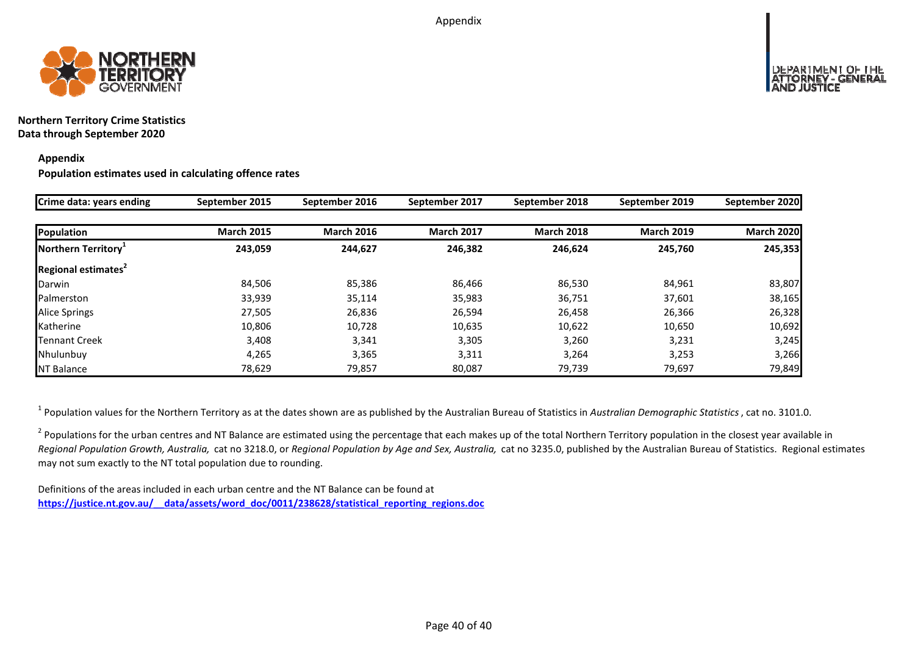**Northern Territory Crime Statistics**
**Data through September 2020**

### Appendix

**Population estimates used in calculating offence rates**

| Crime data: years ending | September 2015 | September 2016 | September 2017 | September 2018 | September 2019 | September 2020 |
|---|---|---|---|---|---|---|
| **Population** | **March 2015** | **March 2016** | **March 2017** | **March 2018** | **March 2019** | **March 2020** |
| **Northern Territory[1]** | **243,059** | **244,627** | **246,382** | **246,624** | **245,760** | **245,353** |
| **Regional estimates[2]** | | | | | | |
| Darwin | 84,506 | 85,386 | 86,466 | 86,530 | 84,961 | 83,807 |
| Palmerston | 33,939 | 35,114 | 35,983 | 36,751 | 37,601 | 38,165 |
| Alice Springs | 27,505 | 26,836 | 26,594 | 26,458 | 26,366 | 26,328 |
| Katherine | 10,806 | 10,728 | 10,635 | 10,622 | 10,650 | 10,692 |
| Tennant Creek | 3,408 | 3,341 | 3,305 | 3,260 | 3,231 | 3,245 |
| Nhulunbuy | 4,265 | 3,365 | 3,311 | 3,264 | 3,253 | 3,266 |
| NT Balance | 78,629 | 79,857 | 80,087 | 79,739 | 79,697 | 79,849 |

[1] Population values for the Northern Territory as at the dates shown are as published by the Australian Bureau of Statistics in *Australian Demographic Statistics*, cat no. 3101.0.

[2] Populations for the urban centres and NT Balance are estimated using the percentage that each makes up of the total Northern Territory population in the closest year available in *Regional Population Growth, Australia,* cat no 3218.0, or *Regional Population by Age and Sex, Australia,* cat no 3235.0, published by the Australian Bureau of Statistics. Regional estimates may not sum exactly to the NT total population due to rounding.

Definitions of the areas included in each urban centre and the NT Balance can be found at
**https://justice.nt.gov.au/__data/assets/word_doc/0011/238628/statistical_reporting_regions.doc**